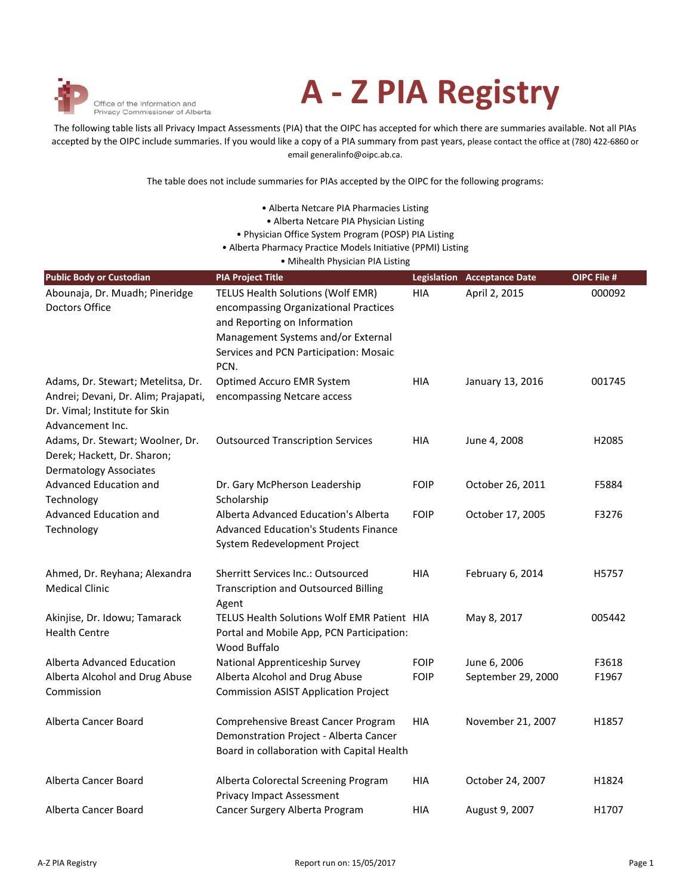Office of the Information and Privacy Commissioner of Alberta

# A - Z PIA Registry

The following table lists all Privacy Impact Assessments (PIA) that the OIPC has accepted for which there are summaries available. Not all PIAs accepted by the OIPC include summaries. If you would like a copy of a PIA summary from past years, please contact the office at (780) 422-6860 or email generalinfo@oipc.ab.ca.

The table does not include summaries for PIAs accepted by the OIPC for the following programs:

- Alberta Netcare PIA Pharmacies Listing
- Alberta Netcare PIA Physician Listing
- Physician Office System Program (POSP) PIA Listing
- Alberta Pharmacy Practice Models Initiative (PPMI) Listing
- Mihealth Physician PIA Listing

| Public Body or Custodian | PIA Project Title | Legislation | Acceptance Date | OIPC File # |
|---|---|---|---|---|
| Abounaja, Dr. Muadh; Pineridge Doctors Office | TELUS Health Solutions (Wolf EMR) encompassing Organizational Practices and Reporting on Information Management Systems and/or External Services and PCN Participation: Mosaic PCN. | HIA | April 2, 2015 | 000092 |
| Adams, Dr. Stewart; Metelitsa, Dr. Andrei; Devani, Dr. Alim; Prajapati, Dr. Vimal; Institute for Skin Advancement Inc. | Optimed Accuro EMR System encompassing Netcare access | HIA | January 13, 2016 | 001745 |
| Adams, Dr. Stewart; Woolner, Dr. Derek; Hackett, Dr. Sharon; Dermatology Associates | Outsourced Transcription Services | HIA | June 4, 2008 | H2085 |
| Advanced Education and Technology | Dr. Gary McPherson Leadership Scholarship | FOIP | October 26, 2011 | F5884 |
| Advanced Education and Technology | Alberta Advanced Education's Alberta Advanced Education's Students Finance System Redevelopment Project | FOIP | October 17, 2005 | F3276 |
| Ahmed, Dr. Reyhana; Alexandra Medical Clinic | Sherritt Services Inc.: Outsourced Transcription and Outsourced Billing Agent | HIA | February 6, 2014 | H5757 |
| Akinjise, Dr. Idowu; Tamarack Health Centre | TELUS Health Solutions Wolf EMR Patient Portal and Mobile App, PCN Participation: Wood Buffalo | HIA | May 8, 2017 | 005442 |
| Alberta Advanced Education | National Apprenticeship Survey | FOIP | June 6, 2006 | F3618 |
| Alberta Alcohol and Drug Abuse Commission | Alberta Alcohol and Drug Abuse Commission ASIST Application Project | FOIP | September 29, 2000 | F1967 |
| Alberta Cancer Board | Comprehensive Breast Cancer Program Demonstration Project - Alberta Cancer Board in collaboration with Capital Health | HIA | November 21, 2007 | H1857 |
| Alberta Cancer Board | Alberta Colorectal Screening Program Privacy Impact Assessment | HIA | October 24, 2007 | H1824 |
| Alberta Cancer Board | Cancer Surgery Alberta Program | HIA | August 9, 2007 | H1707 |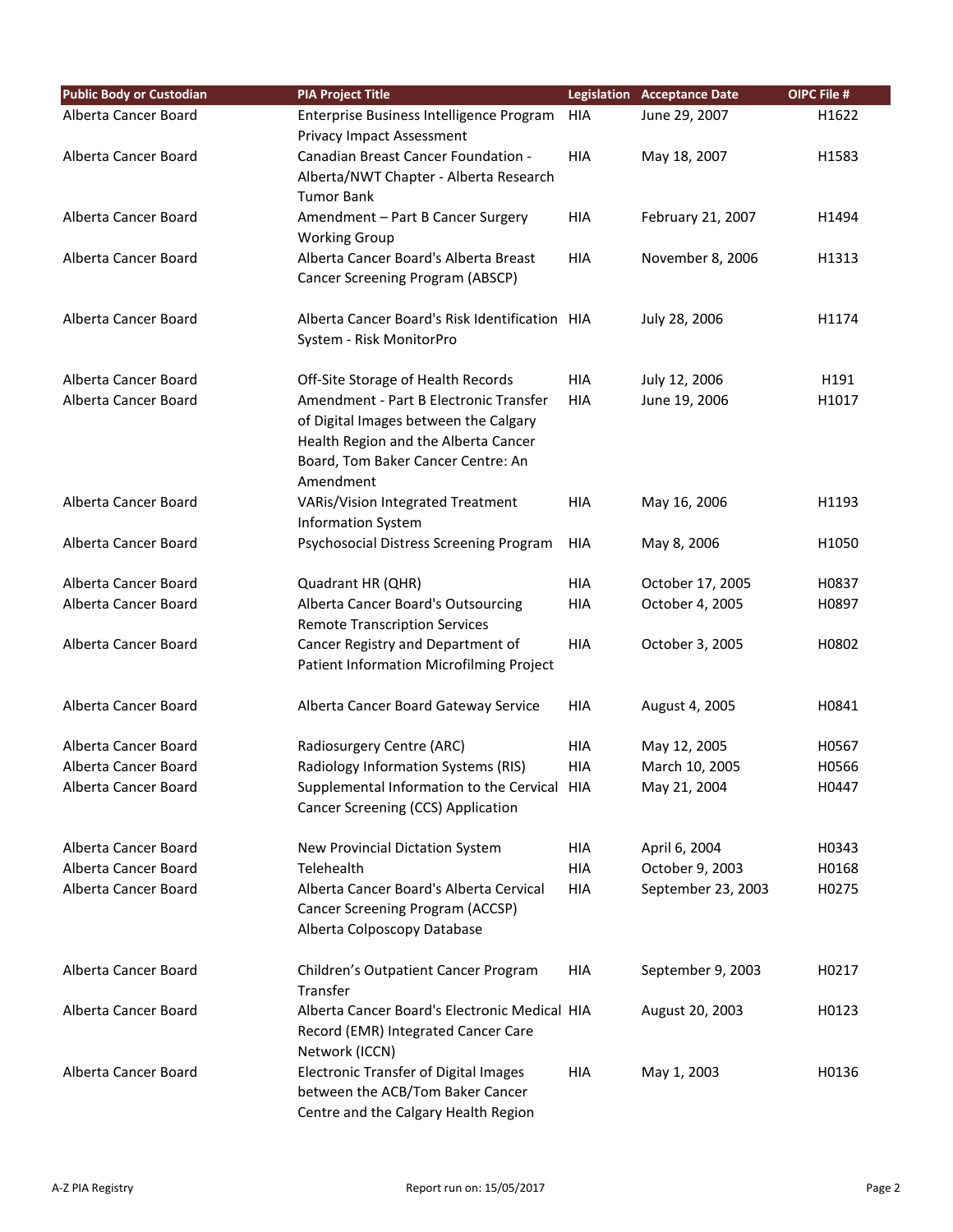| Public Body or Custodian | PIA Project Title | Legislation | Acceptance Date | OIPC File # |
|---|---|---|---|---|
| Alberta Cancer Board | Enterprise Business Intelligence Program Privacy Impact Assessment | HIA | June 29, 2007 | H1622 |
| Alberta Cancer Board | Canadian Breast Cancer Foundation - Alberta/NWT Chapter - Alberta Research Tumor Bank | HIA | May 18, 2007 | H1583 |
| Alberta Cancer Board | Amendment – Part B Cancer Surgery Working Group | HIA | February 21, 2007 | H1494 |
| Alberta Cancer Board | Alberta Cancer Board's Alberta Breast Cancer Screening Program (ABSCP) | HIA | November 8, 2006 | H1313 |
| Alberta Cancer Board | Alberta Cancer Board's Risk Identification System - Risk MonitorPro | HIA | July 28, 2006 | H1174 |
| Alberta Cancer Board | Off-Site Storage of Health Records | HIA | July 12, 2006 | H191 |
| Alberta Cancer Board | Amendment - Part B Electronic Transfer of Digital Images between the Calgary Health Region and the Alberta Cancer Board, Tom Baker Cancer Centre: An Amendment | HIA | June 19, 2006 | H1017 |
| Alberta Cancer Board | VARis/Vision Integrated Treatment Information System | HIA | May 16, 2006 | H1193 |
| Alberta Cancer Board | Psychosocial Distress Screening Program | HIA | May 8, 2006 | H1050 |
| Alberta Cancer Board | Quadrant HR (QHR) | HIA | October 17, 2005 | H0837 |
| Alberta Cancer Board | Alberta Cancer Board's Outsourcing Remote Transcription Services | HIA | October 4, 2005 | H0897 |
| Alberta Cancer Board | Cancer Registry and Department of Patient Information Microfilming Project | HIA | October 3, 2005 | H0802 |
| Alberta Cancer Board | Alberta Cancer Board Gateway Service | HIA | August 4, 2005 | H0841 |
| Alberta Cancer Board | Radiosurgery Centre (ARC) | HIA | May 12, 2005 | H0567 |
| Alberta Cancer Board | Radiology Information Systems (RIS) | HIA | March 10, 2005 | H0566 |
| Alberta Cancer Board | Supplemental Information to the Cervical Cancer Screening (CCS) Application | HIA | May 21, 2004 | H0447 |
| Alberta Cancer Board | New Provincial Dictation System | HIA | April 6, 2004 | H0343 |
| Alberta Cancer Board | Telehealth | HIA | October 9, 2003 | H0168 |
| Alberta Cancer Board | Alberta Cancer Board's Alberta Cervical Cancer Screening Program (ACCSP) Alberta Colposcopy Database | HIA | September 23, 2003 | H0275 |
| Alberta Cancer Board | Children's Outpatient Cancer Program Transfer | HIA | September 9, 2003 | H0217 |
| Alberta Cancer Board | Alberta Cancer Board's Electronic Medical Record (EMR) Integrated Cancer Care Network (ICCN) | HIA | August 20, 2003 | H0123 |
| Alberta Cancer Board | Electronic Transfer of Digital Images between the ACB/Tom Baker Cancer Centre and the Calgary Health Region | HIA | May 1, 2003 | H0136 |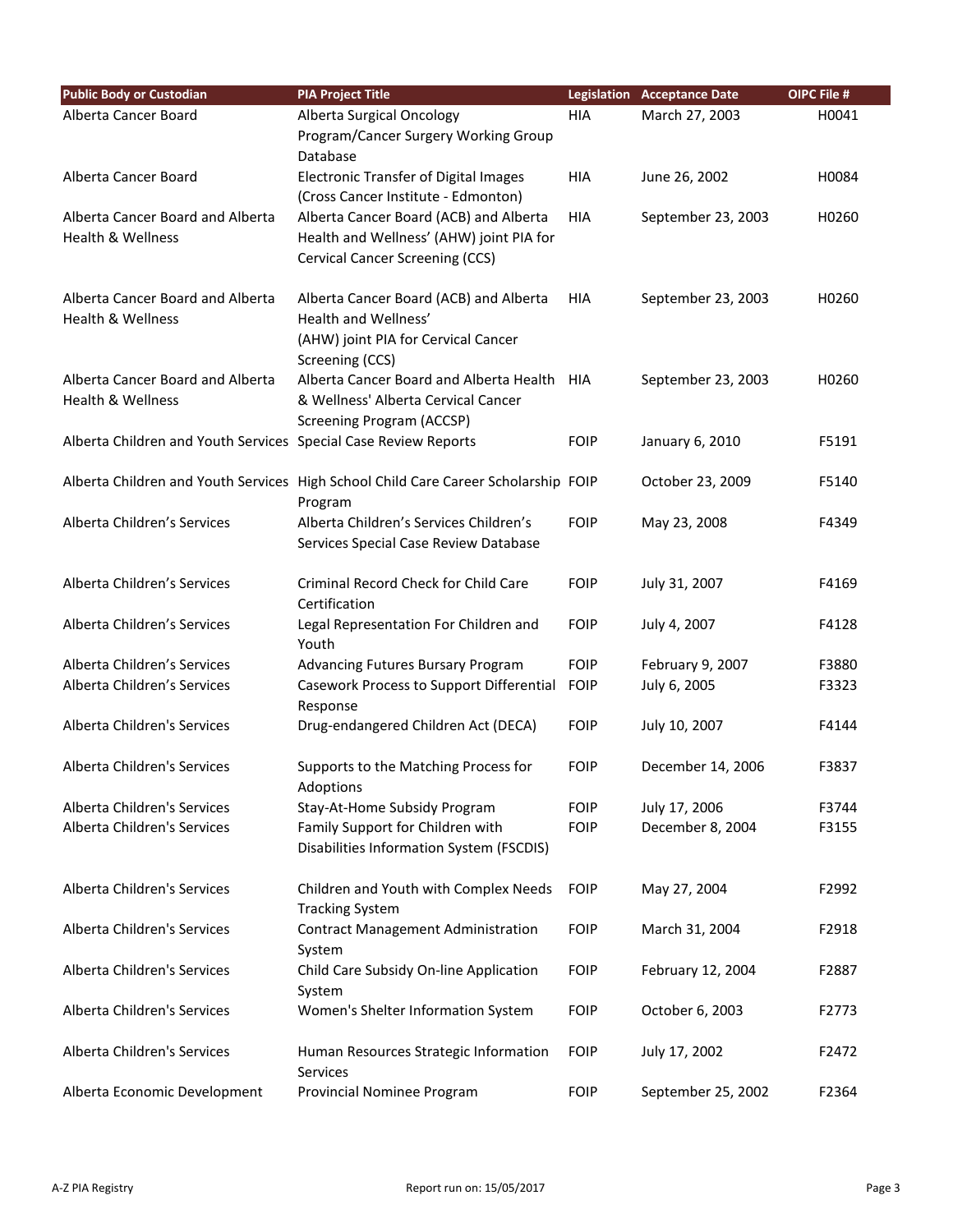| Public Body or Custodian | PIA Project Title | Legislation | Acceptance Date | OIPC File # |
|---|---|---|---|---|
| Alberta Cancer Board | Alberta Surgical Oncology Program/Cancer Surgery Working Group Database | HIA | March 27, 2003 | H0041 |
| Alberta Cancer Board | Electronic Transfer of Digital Images (Cross Cancer Institute - Edmonton) | HIA | June 26, 2002 | H0084 |
| Alberta Cancer Board and Alberta Health & Wellness | Alberta Cancer Board (ACB) and Alberta Health and Wellness' (AHW) joint PIA for Cervical Cancer Screening (CCS) | HIA | September 23, 2003 | H0260 |
| Alberta Cancer Board and Alberta Health & Wellness | Alberta Cancer Board (ACB) and Alberta Health and Wellness' (AHW) joint PIA for Cervical Cancer Screening (CCS) | HIA | September 23, 2003 | H0260 |
| Alberta Cancer Board and Alberta Health & Wellness | Alberta Cancer Board and Alberta Health & Wellness' Alberta Cervical Cancer Screening Program (ACCSP) | HIA | September 23, 2003 | H0260 |
| Alberta Children and Youth Services | Special Case Review Reports | FOIP | January 6, 2010 | F5191 |
| Alberta Children and Youth Services | High School Child Care Career Scholarship Program | FOIP | October 23, 2009 | F5140 |
| Alberta Children's Services | Alberta Children's Services Children's Services Special Case Review Database | FOIP | May 23, 2008 | F4349 |
| Alberta Children's Services | Criminal Record Check for Child Care Certification | FOIP | July 31, 2007 | F4169 |
| Alberta Children's Services | Legal Representation For Children and Youth | FOIP | July 4, 2007 | F4128 |
| Alberta Children's Services | Advancing Futures Bursary Program | FOIP | February 9, 2007 | F3880 |
| Alberta Children's Services | Casework Process to Support Differential Response | FOIP | July 6, 2005 | F3323 |
| Alberta Children's Services | Drug-endangered Children Act (DECA) | FOIP | July 10, 2007 | F4144 |
| Alberta Children's Services | Supports to the Matching Process for Adoptions | FOIP | December 14, 2006 | F3837 |
| Alberta Children's Services | Stay-At-Home Subsidy Program | FOIP | July 17, 2006 | F3744 |
| Alberta Children's Services | Family Support for Children with Disabilities Information System (FSCDIS) | FOIP | December 8, 2004 | F3155 |
| Alberta Children's Services | Children and Youth with Complex Needs Tracking System | FOIP | May 27, 2004 | F2992 |
| Alberta Children's Services | Contract Management Administration System | FOIP | March 31, 2004 | F2918 |
| Alberta Children's Services | Child Care Subsidy On-line Application System | FOIP | February 12, 2004 | F2887 |
| Alberta Children's Services | Women's Shelter Information System | FOIP | October 6, 2003 | F2773 |
| Alberta Children's Services | Human Resources Strategic Information Services | FOIP | July 17, 2002 | F2472 |
| Alberta Economic Development | Provincial Nominee Program | FOIP | September 25, 2002 | F2364 |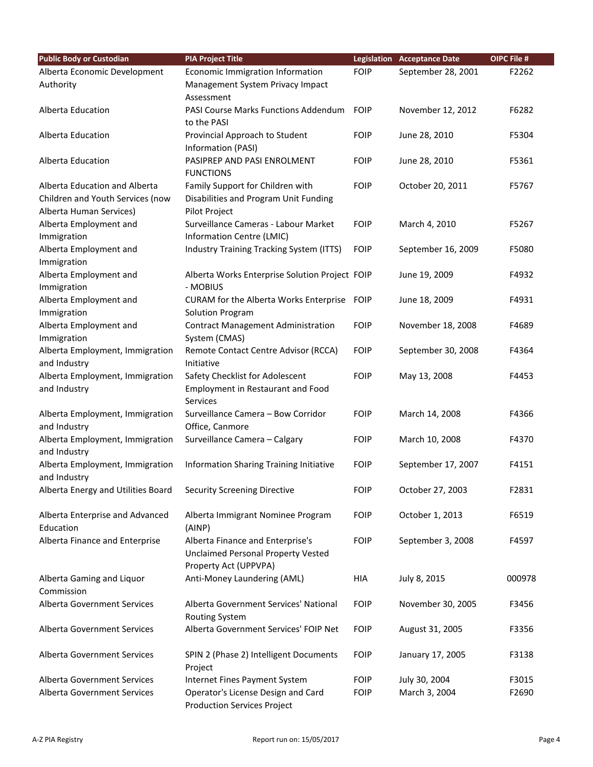| Public Body or Custodian | PIA Project Title | Legislation | Acceptance Date | OIPC File # |
|---|---|---|---|---|
| Alberta Economic Development Authority | Economic Immigration Information Management System Privacy Impact Assessment | FOIP | September 28, 2001 | F2262 |
| Alberta Education | PASI Course Marks Functions Addendum to the PASI | FOIP | November 12, 2012 | F6282 |
| Alberta Education | Provincial Approach to Student Information (PASI) | FOIP | June 28, 2010 | F5304 |
| Alberta Education | PASIPREP AND PASI ENROLMENT FUNCTIONS | FOIP | June 28, 2010 | F5361 |
| Alberta Education and Alberta Children and Youth Services (now Alberta Human Services) | Family Support for Children with Disabilities and Program Unit Funding Pilot Project | FOIP | October 20, 2011 | F5767 |
| Alberta Employment and Immigration | Surveillance Cameras - Labour Market Information Centre (LMIC) | FOIP | March 4, 2010 | F5267 |
| Alberta Employment and Immigration | Industry Training Tracking System (ITTS) | FOIP | September 16, 2009 | F5080 |
| Alberta Employment and Immigration | Alberta Works Enterprise Solution Project - MOBIUS | FOIP | June 19, 2009 | F4932 |
| Alberta Employment and Immigration | CURAM for the Alberta Works Enterprise Solution Program | FOIP | June 18, 2009 | F4931 |
| Alberta Employment and Immigration | Contract Management Administration System (CMAS) | FOIP | November 18, 2008 | F4689 |
| Alberta Employment, Immigration and Industry | Remote Contact Centre Advisor (RCCA) Initiative | FOIP | September 30, 2008 | F4364 |
| Alberta Employment, Immigration and Industry | Safety Checklist for Adolescent Employment in Restaurant and Food Services | FOIP | May 13, 2008 | F4453 |
| Alberta Employment, Immigration and Industry | Surveillance Camera – Bow Corridor Office, Canmore | FOIP | March 14, 2008 | F4366 |
| Alberta Employment, Immigration and Industry | Surveillance Camera – Calgary | FOIP | March 10, 2008 | F4370 |
| Alberta Employment, Immigration and Industry | Information Sharing Training Initiative | FOIP | September 17, 2007 | F4151 |
| Alberta Energy and Utilities Board | Security Screening Directive | FOIP | October 27, 2003 | F2831 |
| Alberta Enterprise and Advanced Education | Alberta Immigrant Nominee Program (AINP) | FOIP | October 1, 2013 | F6519 |
| Alberta Finance and Enterprise | Alberta Finance and Enterprise's Unclaimed Personal Property Vested Property Act (UPPVPA) | FOIP | September 3, 2008 | F4597 |
| Alberta Gaming and Liquor Commission | Anti-Money Laundering (AML) | HIA | July 8, 2015 | 000978 |
| Alberta Government Services | Alberta Government Services' National Routing System | FOIP | November 30, 2005 | F3456 |
| Alberta Government Services | Alberta Government Services' FOIP Net | FOIP | August 31, 2005 | F3356 |
| Alberta Government Services | SPIN 2 (Phase 2) Intelligent Documents Project | FOIP | January 17, 2005 | F3138 |
| Alberta Government Services | Internet Fines Payment System | FOIP | July 30, 2004 | F3015 |
| Alberta Government Services | Operator's License Design and Card Production Services Project | FOIP | March 3, 2004 | F2690 |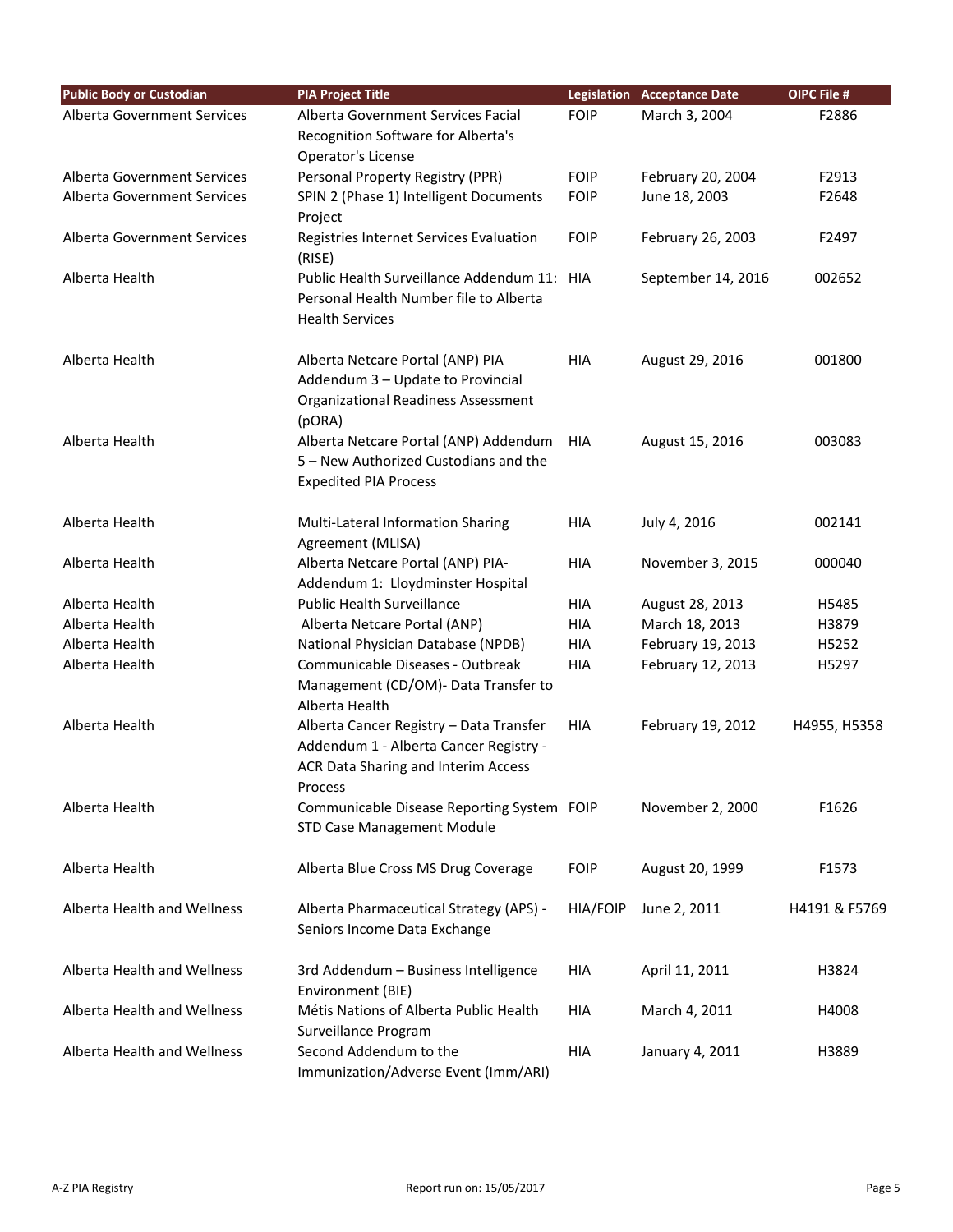| Public Body or Custodian | PIA Project Title | Legislation | Acceptance Date | OIPC File # |
|---|---|---|---|---|
| Alberta Government Services | Alberta Government Services Facial Recognition Software for Alberta's Operator's License | FOIP | March 3, 2004 | F2886 |
| Alberta Government Services | Personal Property Registry (PPR) | FOIP | February 20, 2004 | F2913 |
| Alberta Government Services | SPIN 2 (Phase 1) Intelligent Documents Project | FOIP | June 18, 2003 | F2648 |
| Alberta Government Services | Registries Internet Services Evaluation (RISE) | FOIP | February 26, 2003 | F2497 |
| Alberta Health | Public Health Surveillance Addendum 11: Personal Health Number file to Alberta Health Services | HIA | September 14, 2016 | 002652 |
| Alberta Health | Alberta Netcare Portal (ANP) PIA Addendum 3 – Update to Provincial Organizational Readiness Assessment (pORA) | HIA | August 29, 2016 | 001800 |
| Alberta Health | Alberta Netcare Portal (ANP) Addendum 5 – New Authorized Custodians and the Expedited PIA Process | HIA | August 15, 2016 | 003083 |
| Alberta Health | Multi-Lateral Information Sharing Agreement (MLISA) | HIA | July 4, 2016 | 002141 |
| Alberta Health | Alberta Netcare Portal (ANP) PIA-Addendum 1: Lloydminster Hospital | HIA | November 3, 2015 | 000040 |
| Alberta Health | Public Health Surveillance | HIA | August 28, 2013 | H5485 |
| Alberta Health | Alberta Netcare Portal (ANP) | HIA | March 18, 2013 | H3879 |
| Alberta Health | National Physician Database (NPDB) | HIA | February 19, 2013 | H5252 |
| Alberta Health | Communicable Diseases - Outbreak Management (CD/OM)- Data Transfer to Alberta Health | HIA | February 12, 2013 | H5297 |
| Alberta Health | Alberta Cancer Registry – Data Transfer Addendum 1 - Alberta Cancer Registry - ACR Data Sharing and Interim Access Process | HIA | February 19, 2012 | H4955, H5358 |
| Alberta Health | Communicable Disease Reporting System STD Case Management Module | FOIP | November 2, 2000 | F1626 |
| Alberta Health | Alberta Blue Cross MS Drug Coverage | FOIP | August 20, 1999 | F1573 |
| Alberta Health and Wellness | Alberta Pharmaceutical Strategy (APS) - Seniors Income Data Exchange | HIA/FOIP | June 2, 2011 | H4191 & F5769 |
| Alberta Health and Wellness | 3rd Addendum – Business Intelligence Environment (BIE) | HIA | April 11, 2011 | H3824 |
| Alberta Health and Wellness | Métis Nations of Alberta Public Health Surveillance Program | HIA | March 4, 2011 | H4008 |
| Alberta Health and Wellness | Second Addendum to the Immunization/Adverse Event (Imm/ARI) | HIA | January 4, 2011 | H3889 |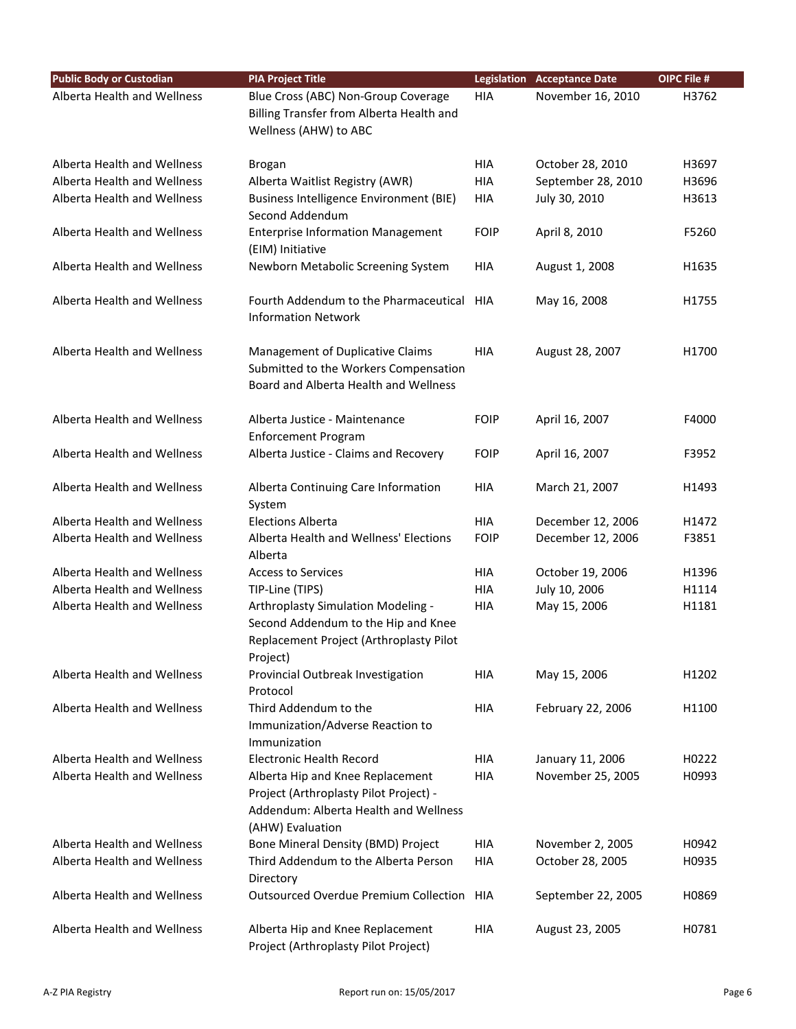| Public Body or Custodian | PIA Project Title | Legislation | Acceptance Date | OIPC File # |
|---|---|---|---|---|
| Alberta Health and Wellness | Blue Cross (ABC) Non-Group Coverage Billing Transfer from Alberta Health and Wellness (AHW) to ABC | HIA | November 16, 2010 | H3762 |
| Alberta Health and Wellness | Brogan | HIA | October 28, 2010 | H3697 |
| Alberta Health and Wellness | Alberta Waitlist Registry (AWR) | HIA | September 28, 2010 | H3696 |
| Alberta Health and Wellness | Business Intelligence Environment (BIE) Second Addendum | HIA | July 30, 2010 | H3613 |
| Alberta Health and Wellness | Enterprise Information Management (EIM) Initiative | FOIP | April 8, 2010 | F5260 |
| Alberta Health and Wellness | Newborn Metabolic Screening System | HIA | August 1, 2008 | H1635 |
| Alberta Health and Wellness | Fourth Addendum to the Pharmaceutical Information Network | HIA | May 16, 2008 | H1755 |
| Alberta Health and Wellness | Management of Duplicative Claims Submitted to the Workers Compensation Board and Alberta Health and Wellness | HIA | August 28, 2007 | H1700 |
| Alberta Health and Wellness | Alberta Justice - Maintenance Enforcement Program | FOIP | April 16, 2007 | F4000 |
| Alberta Health and Wellness | Alberta Justice - Claims and Recovery | FOIP | April 16, 2007 | F3952 |
| Alberta Health and Wellness | Alberta Continuing Care Information System | HIA | March 21, 2007 | H1493 |
| Alberta Health and Wellness | Elections Alberta | HIA | December 12, 2006 | H1472 |
| Alberta Health and Wellness | Alberta Health and Wellness' Elections Alberta | FOIP | December 12, 2006 | F3851 |
| Alberta Health and Wellness | Access to Services | HIA | October 19, 2006 | H1396 |
| Alberta Health and Wellness | TIP-Line (TIPS) | HIA | July 10, 2006 | H1114 |
| Alberta Health and Wellness | Arthroplasty Simulation Modeling - Second Addendum to the Hip and Knee Replacement Project (Arthroplasty Pilot Project) | HIA | May 15, 2006 | H1181 |
| Alberta Health and Wellness | Provincial Outbreak Investigation Protocol | HIA | May 15, 2006 | H1202 |
| Alberta Health and Wellness | Third Addendum to the Immunization/Adverse Reaction to Immunization | HIA | February 22, 2006 | H1100 |
| Alberta Health and Wellness | Electronic Health Record | HIA | January 11, 2006 | H0222 |
| Alberta Health and Wellness | Alberta Hip and Knee Replacement Project (Arthroplasty Pilot Project) - Addendum: Alberta Health and Wellness (AHW) Evaluation | HIA | November 25, 2005 | H0993 |
| Alberta Health and Wellness | Bone Mineral Density (BMD) Project | HIA | November 2, 2005 | H0942 |
| Alberta Health and Wellness | Third Addendum to the Alberta Person Directory | HIA | October 28, 2005 | H0935 |
| Alberta Health and Wellness | Outsourced Overdue Premium Collection | HIA | September 22, 2005 | H0869 |
| Alberta Health and Wellness | Alberta Hip and Knee Replacement Project (Arthroplasty Pilot Project) | HIA | August 23, 2005 | H0781 |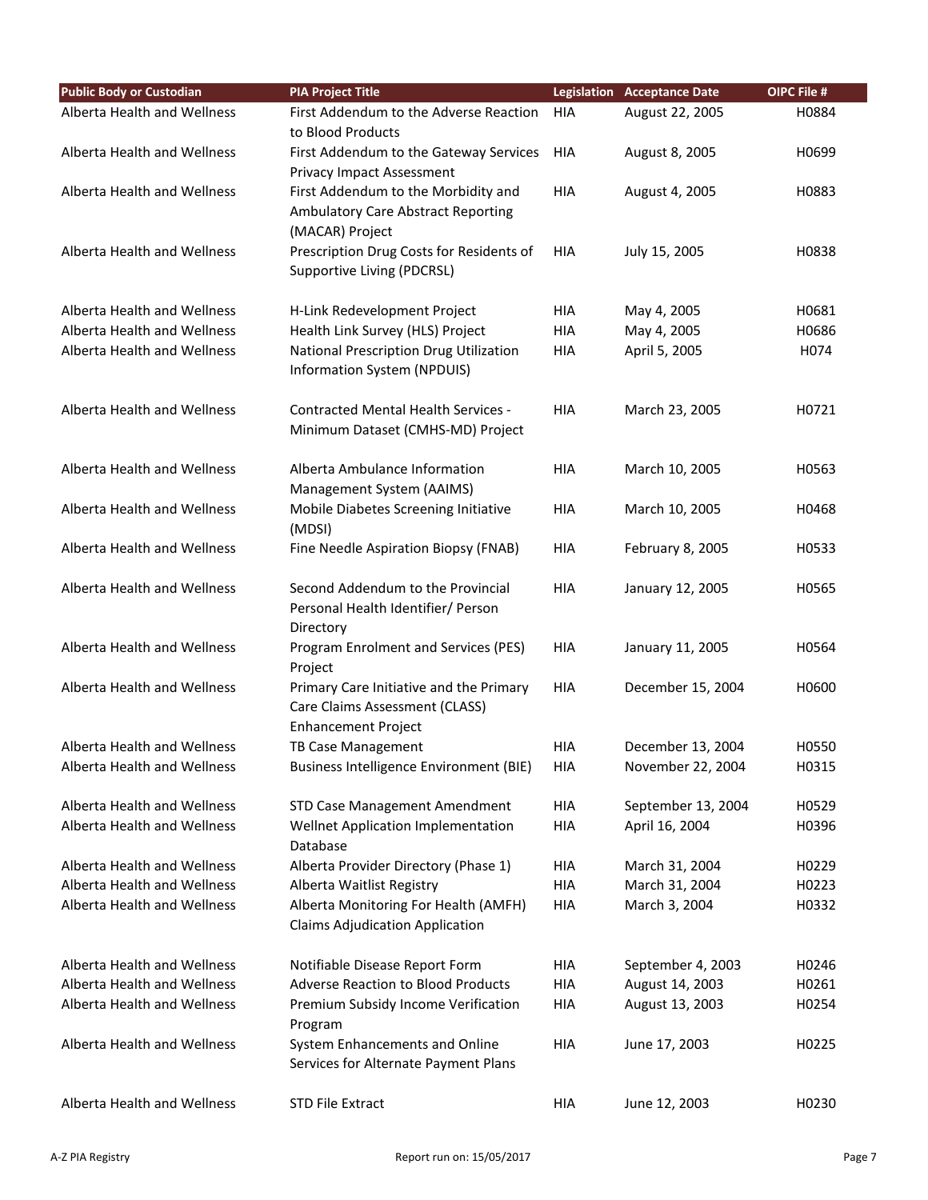| Public Body or Custodian | PIA Project Title | Legislation | Acceptance Date | OIPC File # |
| --- | --- | --- | --- | --- |
| Alberta Health and Wellness | First Addendum to the Adverse Reaction to Blood Products | HIA | August 22, 2005 | H0884 |
| Alberta Health and Wellness | First Addendum to the Gateway Services Privacy Impact Assessment | HIA | August 8, 2005 | H0699 |
| Alberta Health and Wellness | First Addendum to the Morbidity and Ambulatory Care Abstract Reporting (MACAR) Project | HIA | August 4, 2005 | H0883 |
| Alberta Health and Wellness | Prescription Drug Costs for Residents of Supportive Living (PDCRSL) | HIA | July 15, 2005 | H0838 |
| Alberta Health and Wellness | H-Link Redevelopment Project | HIA | May 4, 2005 | H0681 |
| Alberta Health and Wellness | Health Link Survey (HLS) Project | HIA | May 4, 2005 | H0686 |
| Alberta Health and Wellness | National Prescription Drug Utilization Information System (NPDUIS) | HIA | April 5, 2005 | H074 |
| Alberta Health and Wellness | Contracted Mental Health Services - Minimum Dataset (CMHS-MD) Project | HIA | March 23, 2005 | H0721 |
| Alberta Health and Wellness | Alberta Ambulance Information Management System (AAIMS) | HIA | March 10, 2005 | H0563 |
| Alberta Health and Wellness | Mobile Diabetes Screening Initiative (MDSI) | HIA | March 10, 2005 | H0468 |
| Alberta Health and Wellness | Fine Needle Aspiration Biopsy (FNAB) | HIA | February 8, 2005 | H0533 |
| Alberta Health and Wellness | Second Addendum to the Provincial Personal Health Identifier/ Person Directory | HIA | January 12, 2005 | H0565 |
| Alberta Health and Wellness | Program Enrolment and Services (PES) Project | HIA | January 11, 2005 | H0564 |
| Alberta Health and Wellness | Primary Care Initiative and the Primary Care Claims Assessment (CLASS) Enhancement Project | HIA | December 15, 2004 | H0600 |
| Alberta Health and Wellness | TB Case Management | HIA | December 13, 2004 | H0550 |
| Alberta Health and Wellness | Business Intelligence Environment (BIE) | HIA | November 22, 2004 | H0315 |
| Alberta Health and Wellness | STD Case Management Amendment | HIA | September 13, 2004 | H0529 |
| Alberta Health and Wellness | Wellnet Application Implementation Database | HIA | April 16, 2004 | H0396 |
| Alberta Health and Wellness | Alberta Provider Directory (Phase 1) | HIA | March 31, 2004 | H0229 |
| Alberta Health and Wellness | Alberta Waitlist Registry | HIA | March 31, 2004 | H0223 |
| Alberta Health and Wellness | Alberta Monitoring For Health (AMFH) Claims Adjudication Application | HIA | March 3, 2004 | H0332 |
| Alberta Health and Wellness | Notifiable Disease Report Form | HIA | September 4, 2003 | H0246 |
| Alberta Health and Wellness | Adverse Reaction to Blood Products | HIA | August 14, 2003 | H0261 |
| Alberta Health and Wellness | Premium Subsidy Income Verification Program | HIA | August 13, 2003 | H0254 |
| Alberta Health and Wellness | System Enhancements and Online Services for Alternate Payment Plans | HIA | June 17, 2003 | H0225 |
| Alberta Health and Wellness | STD File Extract | HIA | June 12, 2003 | H0230 |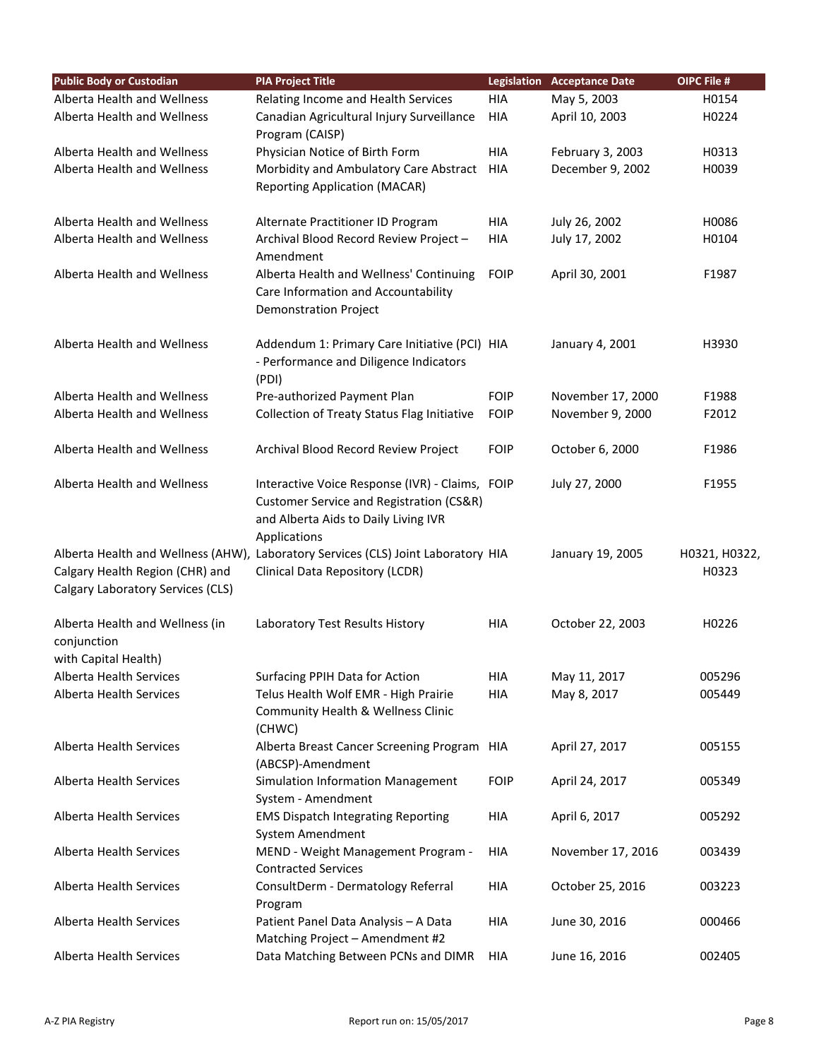| Public Body or Custodian | PIA Project Title | Legislation | Acceptance Date | OIPC File # |
|---|---|---|---|---|
| Alberta Health and Wellness | Relating Income and Health Services | HIA | May 5, 2003 | H0154 |
| Alberta Health and Wellness | Canadian Agricultural Injury Surveillance Program (CAISP) | HIA | April 10, 2003 | H0224 |
| Alberta Health and Wellness | Physician Notice of Birth Form | HIA | February 3, 2003 | H0313 |
| Alberta Health and Wellness | Morbidity and Ambulatory Care Abstract Reporting Application (MACAR) | HIA | December 9, 2002 | H0039 |
| Alberta Health and Wellness | Alternate Practitioner ID Program | HIA | July 26, 2002 | H0086 |
| Alberta Health and Wellness | Archival Blood Record Review Project – Amendment | HIA | July 17, 2002 | H0104 |
| Alberta Health and Wellness | Alberta Health and Wellness' Continuing Care Information and Accountability Demonstration Project | FOIP | April 30, 2001 | F1987 |
| Alberta Health and Wellness | Addendum 1: Primary Care Initiative (PCI) - Performance and Diligence Indicators (PDI) | HIA | January 4, 2001 | H3930 |
| Alberta Health and Wellness | Pre-authorized Payment Plan | FOIP | November 17, 2000 | F1988 |
| Alberta Health and Wellness | Collection of Treaty Status Flag Initiative | FOIP | November 9, 2000 | F2012 |
| Alberta Health and Wellness | Archival Blood Record Review Project | FOIP | October 6, 2000 | F1986 |
| Alberta Health and Wellness | Interactive Voice Response (IVR) - Claims, Customer Service and Registration (CS&R) and Alberta Aids to Daily Living IVR Applications | FOIP | July 27, 2000 | F1955 |
| Alberta Health and Wellness (AHW), Calgary Health Region (CHR) and Calgary Laboratory Services (CLS) | Laboratory Services (CLS) Joint Laboratory Clinical Data Repository (LCDR) | HIA | January 19, 2005 | H0321, H0322, H0323 |
| Alberta Health and Wellness (in conjunction with Capital Health) | Laboratory Test Results History | HIA | October 22, 2003 | H0226 |
| Alberta Health Services | Surfacing PPIH Data for Action | HIA | May 11, 2017 | 005296 |
| Alberta Health Services | Telus Health Wolf EMR - High Prairie Community Health & Wellness Clinic (CHWC) | HIA | May 8, 2017 | 005449 |
| Alberta Health Services | Alberta Breast Cancer Screening Program (ABCSP)-Amendment | HIA | April 27, 2017 | 005155 |
| Alberta Health Services | Simulation Information Management System - Amendment | FOIP | April 24, 2017 | 005349 |
| Alberta Health Services | EMS Dispatch Integrating Reporting System Amendment | HIA | April 6, 2017 | 005292 |
| Alberta Health Services | MEND - Weight Management Program - Contracted Services | HIA | November 17, 2016 | 003439 |
| Alberta Health Services | ConsultDerm - Dermatology Referral Program | HIA | October 25, 2016 | 003223 |
| Alberta Health Services | Patient Panel Data Analysis – A Data Matching Project – Amendment #2 | HIA | June 30, 2016 | 000466 |
| Alberta Health Services | Data Matching Between PCNs and DIMR | HIA | June 16, 2016 | 002405 |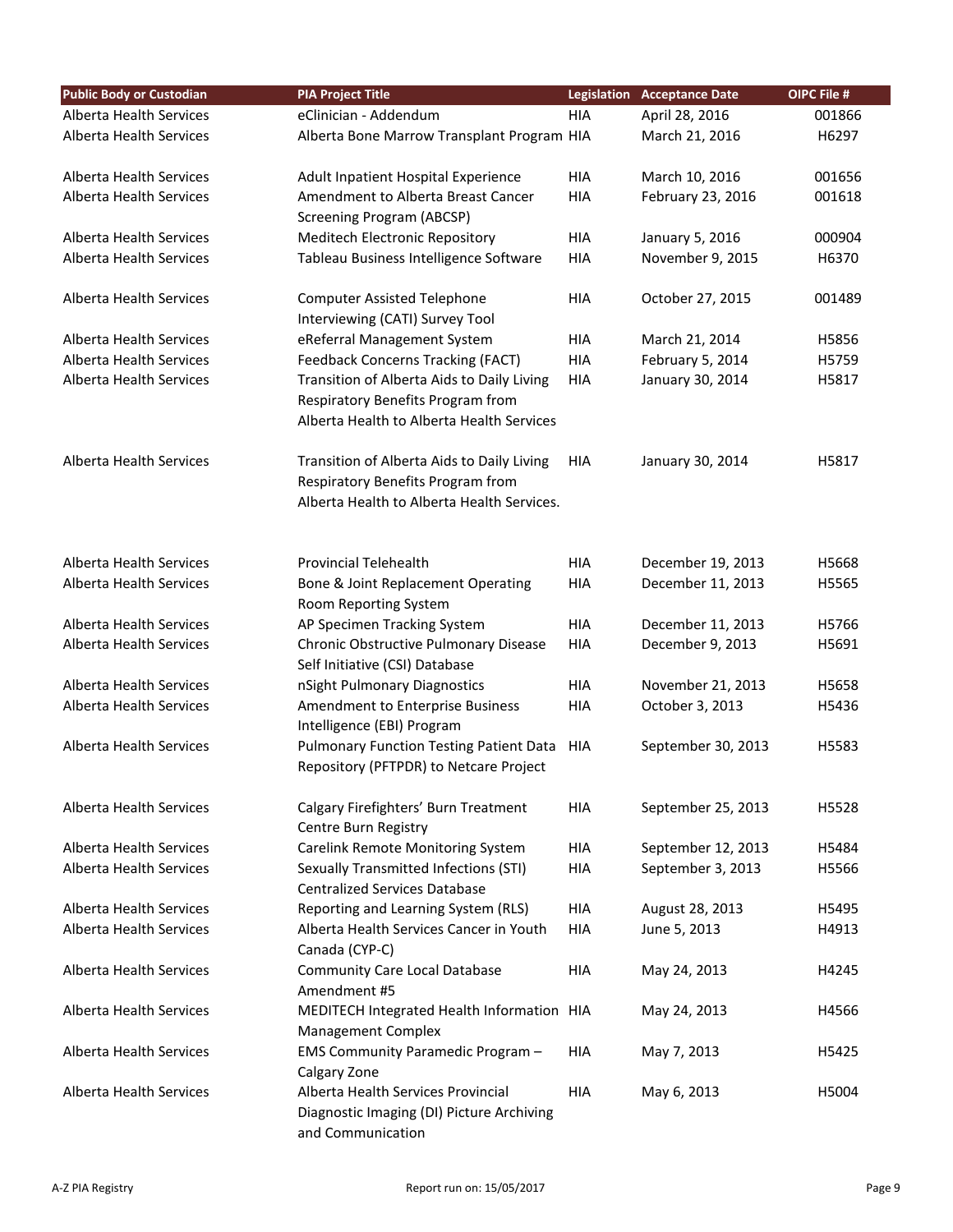| Public Body or Custodian | PIA Project Title | Legislation | Acceptance Date | OIPC File # |
|---|---|---|---|---|
| Alberta Health Services | eClinician - Addendum | HIA | April 28, 2016 | 001866 |
| Alberta Health Services | Alberta Bone Marrow Transplant Program | HIA | March 21, 2016 | H6297 |
| Alberta Health Services | Adult Inpatient Hospital Experience | HIA | March 10, 2016 | 001656 |
| Alberta Health Services | Amendment to Alberta Breast Cancer Screening Program (ABCSP) | HIA | February 23, 2016 | 001618 |
| Alberta Health Services | Meditech Electronic Repository | HIA | January 5, 2016 | 000904 |
| Alberta Health Services | Tableau Business Intelligence Software | HIA | November 9, 2015 | H6370 |
| Alberta Health Services | Computer Assisted Telephone Interviewing (CATI) Survey Tool | HIA | October 27, 2015 | 001489 |
| Alberta Health Services | eReferral Management System | HIA | March 21, 2014 | H5856 |
| Alberta Health Services | Feedback Concerns Tracking (FACT) | HIA | February 5, 2014 | H5759 |
| Alberta Health Services | Transition of Alberta Aids to Daily Living Respiratory Benefits Program from Alberta Health to Alberta Health Services | HIA | January 30, 2014 | H5817 |
| Alberta Health Services | Transition of Alberta Aids to Daily Living Respiratory Benefits Program from Alberta Health to Alberta Health Services. | HIA | January 30, 2014 | H5817 |
| Alberta Health Services | Provincial Telehealth | HIA | December 19, 2013 | H5668 |
| Alberta Health Services | Bone & Joint Replacement Operating Room Reporting System | HIA | December 11, 2013 | H5565 |
| Alberta Health Services | AP Specimen Tracking System | HIA | December 11, 2013 | H5766 |
| Alberta Health Services | Chronic Obstructive Pulmonary Disease Self Initiative (CSI) Database | HIA | December 9, 2013 | H5691 |
| Alberta Health Services | nSight Pulmonary Diagnostics | HIA | November 21, 2013 | H5658 |
| Alberta Health Services | Amendment to Enterprise Business Intelligence (EBI) Program | HIA | October 3, 2013 | H5436 |
| Alberta Health Services | Pulmonary Function Testing Patient Data Repository (PFTPDR) to Netcare Project | HIA | September 30, 2013 | H5583 |
| Alberta Health Services | Calgary Firefighters' Burn Treatment Centre Burn Registry | HIA | September 25, 2013 | H5528 |
| Alberta Health Services | Carelink Remote Monitoring System | HIA | September 12, 2013 | H5484 |
| Alberta Health Services | Sexually Transmitted Infections (STI) Centralized Services Database | HIA | September 3, 2013 | H5566 |
| Alberta Health Services | Reporting and Learning System (RLS) | HIA | August 28, 2013 | H5495 |
| Alberta Health Services | Alberta Health Services Cancer in Youth Canada (CYP-C) | HIA | June 5, 2013 | H4913 |
| Alberta Health Services | Community Care Local Database Amendment #5 | HIA | May 24, 2013 | H4245 |
| Alberta Health Services | MEDITECH Integrated Health Information Management Complex | HIA | May 24, 2013 | H4566 |
| Alberta Health Services | EMS Community Paramedic Program – Calgary Zone | HIA | May 7, 2013 | H5425 |
| Alberta Health Services | Alberta Health Services Provincial Diagnostic Imaging (DI) Picture Archiving and Communication | HIA | May 6, 2013 | H5004 |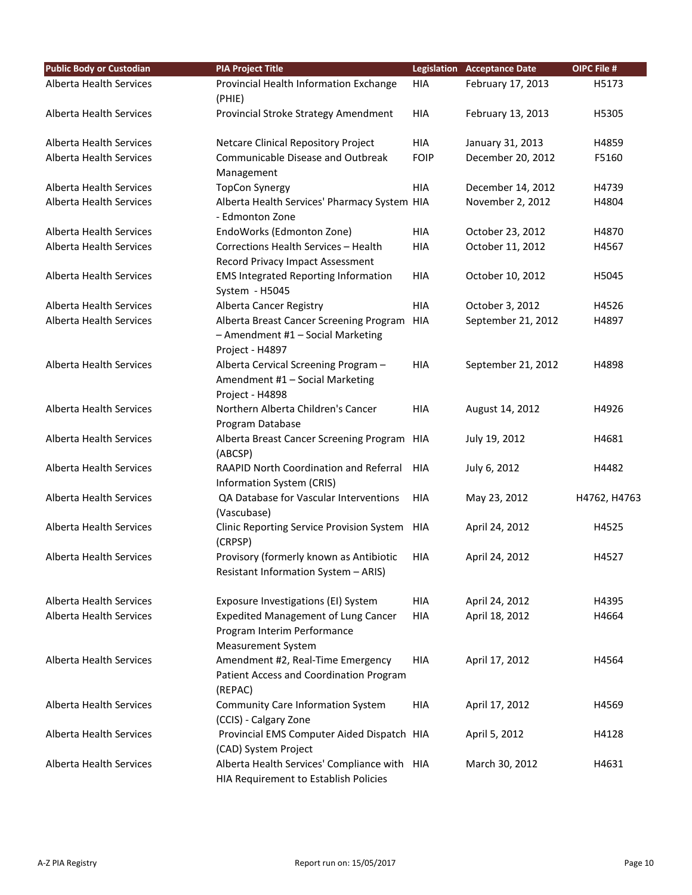| Public Body or Custodian | PIA Project Title | Legislation | Acceptance Date | OIPC File # |
|---|---|---|---|---|
| Alberta Health Services | Provincial Health Information Exchange (PHIE) | HIA | February 17, 2013 | H5173 |
| Alberta Health Services | Provincial Stroke Strategy Amendment | HIA | February 13, 2013 | H5305 |
| Alberta Health Services | Netcare Clinical Repository Project | HIA | January 31, 2013 | H4859 |
| Alberta Health Services | Communicable Disease and Outbreak Management | FOIP | December 20, 2012 | F5160 |
| Alberta Health Services | TopCon Synergy | HIA | December 14, 2012 | H4739 |
| Alberta Health Services | Alberta Health Services' Pharmacy System - Edmonton Zone | HIA | November 2, 2012 | H4804 |
| Alberta Health Services | EndoWorks (Edmonton Zone) | HIA | October 23, 2012 | H4870 |
| Alberta Health Services | Corrections Health Services – Health Record Privacy Impact Assessment | HIA | October 11, 2012 | H4567 |
| Alberta Health Services | EMS Integrated Reporting Information System - H5045 | HIA | October 10, 2012 | H5045 |
| Alberta Health Services | Alberta Cancer Registry | HIA | October 3, 2012 | H4526 |
| Alberta Health Services | Alberta Breast Cancer Screening Program – Amendment #1 – Social Marketing Project - H4897 | HIA | September 21, 2012 | H4897 |
| Alberta Health Services | Alberta Cervical Screening Program – Amendment #1 – Social Marketing Project - H4898 | HIA | September 21, 2012 | H4898 |
| Alberta Health Services | Northern Alberta Children's Cancer Program Database | HIA | August 14, 2012 | H4926 |
| Alberta Health Services | Alberta Breast Cancer Screening Program (ABCSP) | HIA | July 19, 2012 | H4681 |
| Alberta Health Services | RAAPID North Coordination and Referral Information System (CRIS) | HIA | July 6, 2012 | H4482 |
| Alberta Health Services | QA Database for Vascular Interventions (Vascubase) | HIA | May 23, 2012 | H4762, H4763 |
| Alberta Health Services | Clinic Reporting Service Provision System (CRPSP) | HIA | April 24, 2012 | H4525 |
| Alberta Health Services | Provisory (formerly known as Antibiotic Resistant Information System – ARIS) | HIA | April 24, 2012 | H4527 |
| Alberta Health Services | Exposure Investigations (EI) System | HIA | April 24, 2012 | H4395 |
| Alberta Health Services | Expedited Management of Lung Cancer Program Interim Performance Measurement System | HIA | April 18, 2012 | H4664 |
| Alberta Health Services | Amendment #2, Real-Time Emergency Patient Access and Coordination Program (REPAC) | HIA | April 17, 2012 | H4564 |
| Alberta Health Services | Community Care Information System (CCIS) - Calgary Zone | HIA | April 17, 2012 | H4569 |
| Alberta Health Services | Provincial EMS Computer Aided Dispatch (CAD) System Project | HIA | April 5, 2012 | H4128 |
| Alberta Health Services | Alberta Health Services' Compliance with HIA Requirement to Establish Policies | HIA | March 30, 2012 | H4631 |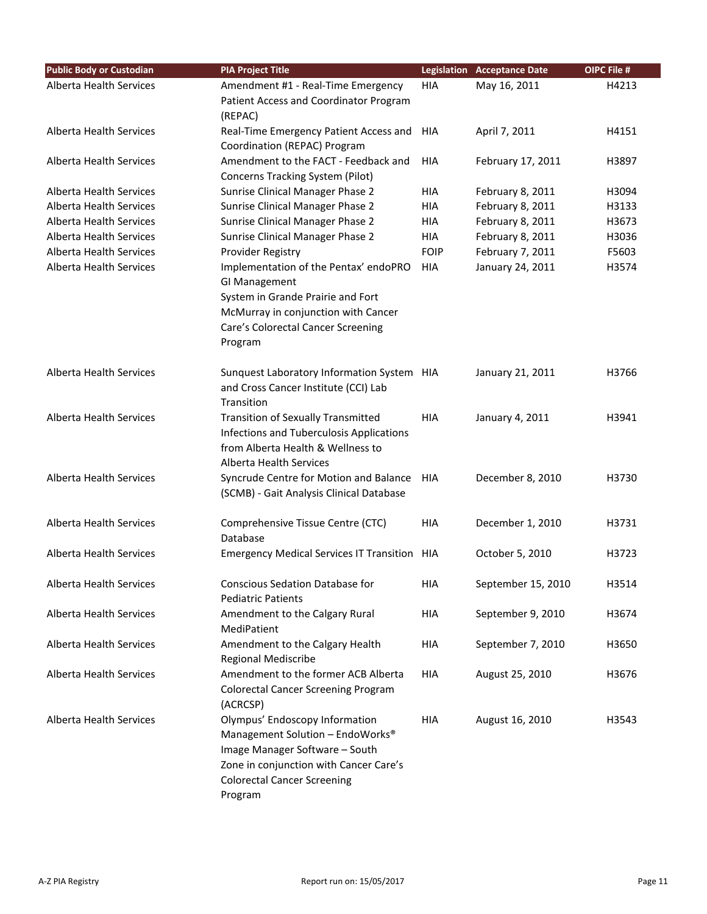| Public Body or Custodian | PIA Project Title | Legislation | Acceptance Date | OIPC File # |
|---|---|---|---|---|
| Alberta Health Services | Amendment #1 - Real-Time Emergency Patient Access and Coordinator Program (REPAC) | HIA | May 16, 2011 | H4213 |
| Alberta Health Services | Real-Time Emergency Patient Access and Coordination (REPAC) Program | HIA | April 7, 2011 | H4151 |
| Alberta Health Services | Amendment to the FACT - Feedback and Concerns Tracking System (Pilot) | HIA | February 17, 2011 | H3897 |
| Alberta Health Services | Sunrise Clinical Manager Phase 2 | HIA | February 8, 2011 | H3094 |
| Alberta Health Services | Sunrise Clinical Manager Phase 2 | HIA | February 8, 2011 | H3133 |
| Alberta Health Services | Sunrise Clinical Manager Phase 2 | HIA | February 8, 2011 | H3673 |
| Alberta Health Services | Sunrise Clinical Manager Phase 2 | HIA | February 8, 2011 | H3036 |
| Alberta Health Services | Provider Registry | FOIP | February 7, 2011 | F5603 |
| Alberta Health Services | Implementation of the Pentax' endoPRO GI Management System in Grande Prairie and Fort McMurray in conjunction with Cancer Care's Colorectal Cancer Screening Program | HIA | January 24, 2011 | H3574 |
| Alberta Health Services | Sunquest Laboratory Information System and Cross Cancer Institute (CCI) Lab Transition | HIA | January 21, 2011 | H3766 |
| Alberta Health Services | Transition of Sexually Transmitted Infections and Tuberculosis Applications from Alberta Health & Wellness to Alberta Health Services | HIA | January 4, 2011 | H3941 |
| Alberta Health Services | Syncrude Centre for Motion and Balance (SCMB) - Gait Analysis Clinical Database | HIA | December 8, 2010 | H3730 |
| Alberta Health Services | Comprehensive Tissue Centre (CTC) Database | HIA | December 1, 2010 | H3731 |
| Alberta Health Services | Emergency Medical Services IT Transition | HIA | October 5, 2010 | H3723 |
| Alberta Health Services | Conscious Sedation Database for Pediatric Patients | HIA | September 15, 2010 | H3514 |
| Alberta Health Services | Amendment to the Calgary Rural MediPatient | HIA | September 9, 2010 | H3674 |
| Alberta Health Services | Amendment to the Calgary Health Regional Mediscribe | HIA | September 7, 2010 | H3650 |
| Alberta Health Services | Amendment to the former ACB Alberta Colorectal Cancer Screening Program (ACRCSP) | HIA | August 25, 2010 | H3676 |
| Alberta Health Services | Olympus' Endoscopy Information Management Solution – EndoWorks® Image Manager Software – South Zone in conjunction with Cancer Care's Colorectal Cancer Screening Program | HIA | August 16, 2010 | H3543 |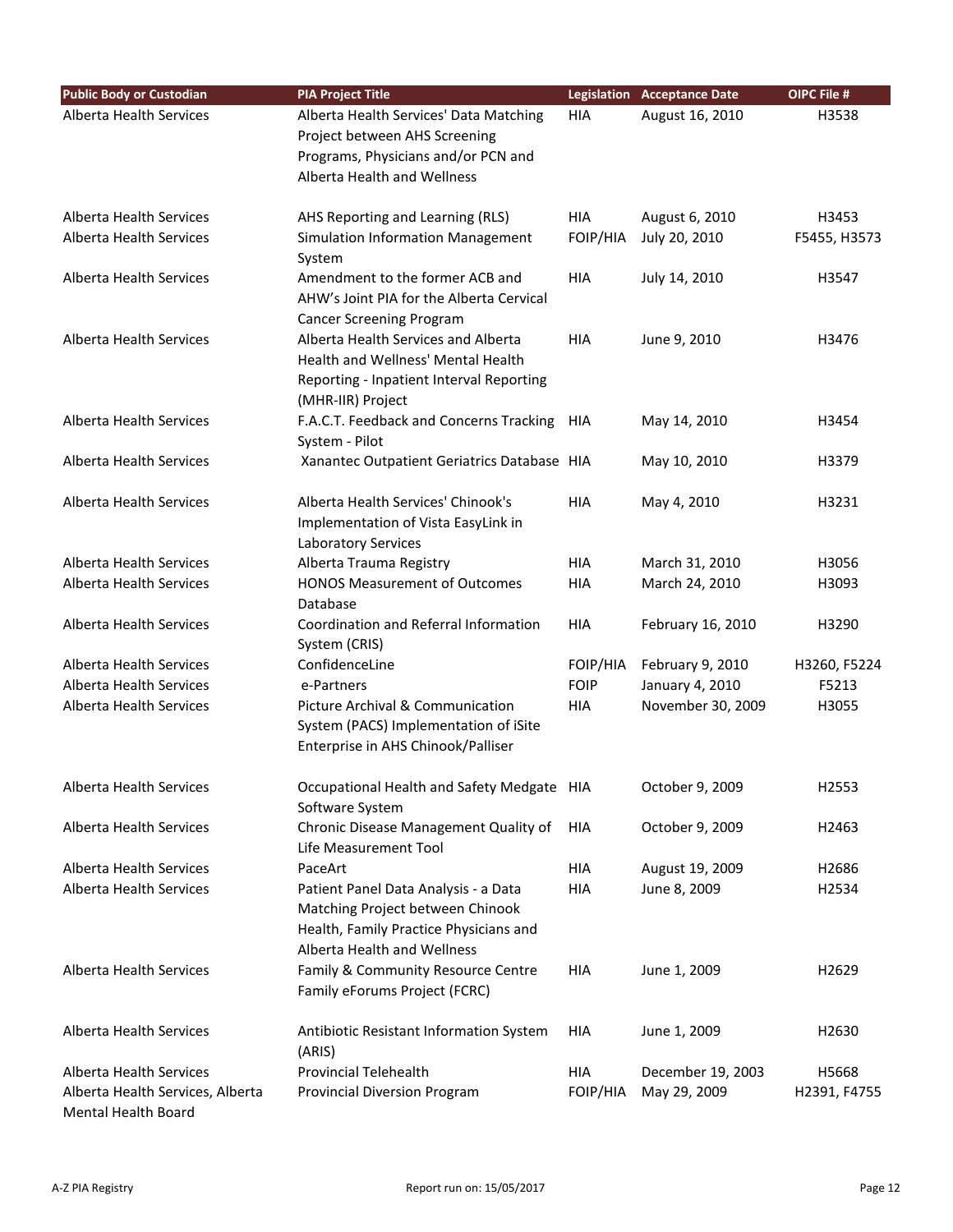| Public Body or Custodian | PIA Project Title | Legislation | Acceptance Date | OIPC File # |
|---|---|---|---|---|
| Alberta Health Services | Alberta Health Services' Data Matching Project between AHS Screening Programs, Physicians and/or PCN and Alberta Health and Wellness | HIA | August 16, 2010 | H3538 |
| Alberta Health Services | AHS Reporting and Learning (RLS) | HIA | August 6, 2010 | H3453 |
| Alberta Health Services | Simulation Information Management System | FOIP/HIA | July 20, 2010 | F5455, H3573 |
| Alberta Health Services | Amendment to the former ACB and AHW's Joint PIA for the Alberta Cervical Cancer Screening Program | HIA | July 14, 2010 | H3547 |
| Alberta Health Services | Alberta Health Services and Alberta Health and Wellness' Mental Health Reporting - Inpatient Interval Reporting (MHR-IIR) Project | HIA | June 9, 2010 | H3476 |
| Alberta Health Services | F.A.C.T. Feedback and Concerns Tracking System - Pilot | HIA | May 14, 2010 | H3454 |
| Alberta Health Services | Xanantec Outpatient Geriatrics Database | HIA | May 10, 2010 | H3379 |
| Alberta Health Services | Alberta Health Services' Chinook's Implementation of Vista EasyLink in Laboratory Services | HIA | May 4, 2010 | H3231 |
| Alberta Health Services | Alberta Trauma Registry | HIA | March 31, 2010 | H3056 |
| Alberta Health Services | HONOS Measurement of Outcomes Database | HIA | March 24, 2010 | H3093 |
| Alberta Health Services | Coordination and Referral Information System (CRIS) | HIA | February 16, 2010 | H3290 |
| Alberta Health Services | ConfidenceLine | FOIP/HIA | February 9, 2010 | H3260, F5224 |
| Alberta Health Services | e-Partners | FOIP | January 4, 2010 | F5213 |
| Alberta Health Services | Picture Archival & Communication System (PACS) Implementation of iSite Enterprise in AHS Chinook/Palliser | HIA | November 30, 2009 | H3055 |
| Alberta Health Services | Occupational Health and Safety Medgate Software System | HIA | October 9, 2009 | H2553 |
| Alberta Health Services | Chronic Disease Management Quality of Life Measurement Tool | HIA | October 9, 2009 | H2463 |
| Alberta Health Services | PaceArt | HIA | August 19, 2009 | H2686 |
| Alberta Health Services | Patient Panel Data Analysis - a Data Matching Project between Chinook Health, Family Practice Physicians and Alberta Health and Wellness | HIA | June 8, 2009 | H2534 |
| Alberta Health Services | Family & Community Resource Centre Family eForums Project (FCRC) | HIA | June 1, 2009 | H2629 |
| Alberta Health Services | Antibiotic Resistant Information System (ARIS) | HIA | June 1, 2009 | H2630 |
| Alberta Health Services | Provincial Telehealth | HIA | December 19, 2003 | H5668 |
| Alberta Health Services, Alberta Mental Health Board | Provincial Diversion Program | FOIP/HIA | May 29, 2009 | H2391, F4755 |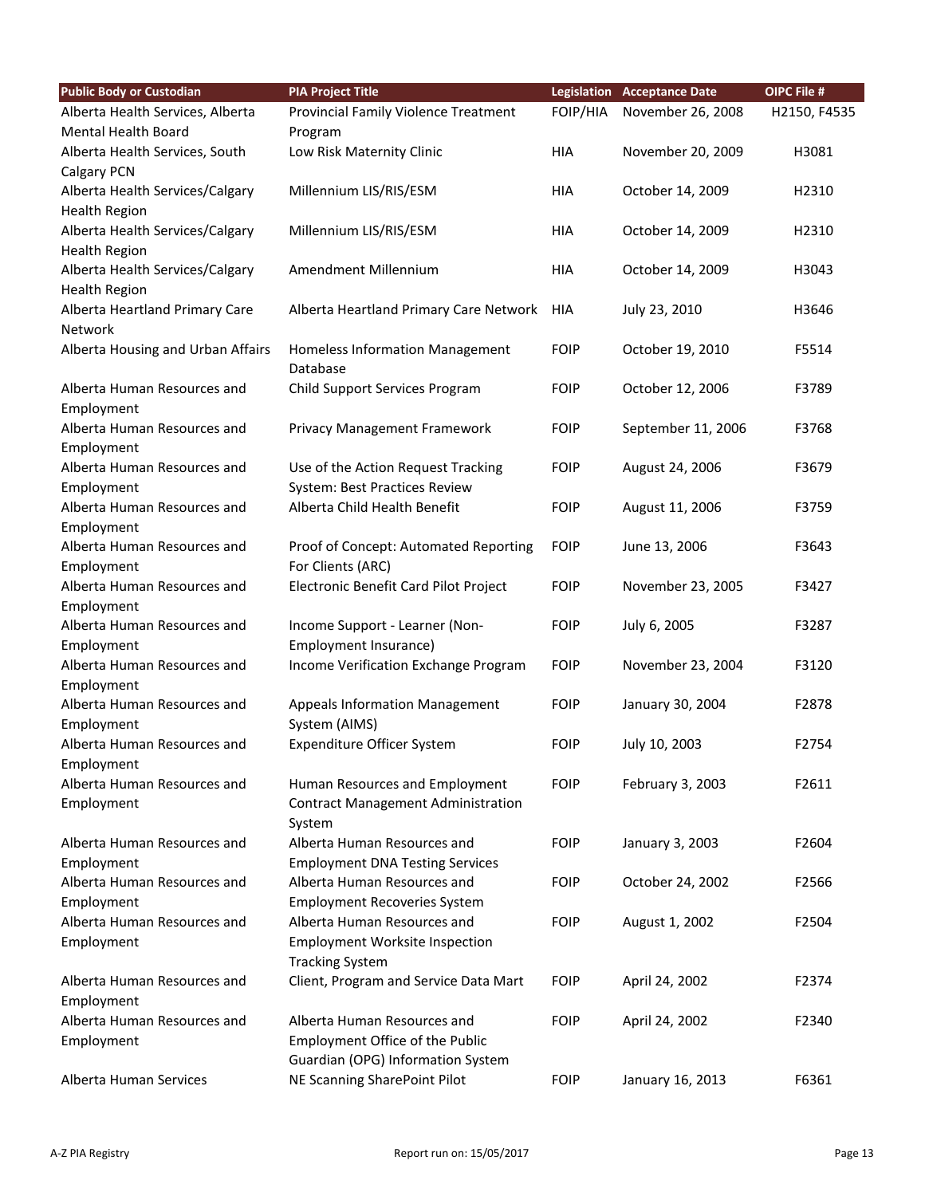| Public Body or Custodian | PIA Project Title | Legislation | Acceptance Date | OIPC File # |
|---|---|---|---|---|
| Alberta Health Services, Alberta Mental Health Board | Provincial Family Violence Treatment Program | FOIP/HIA | November 26, 2008 | H2150, F4535 |
| Alberta Health Services, South Calgary PCN | Low Risk Maternity Clinic | HIA | November 20, 2009 | H3081 |
| Alberta Health Services/Calgary Health Region | Millennium LIS/RIS/ESM | HIA | October 14, 2009 | H2310 |
| Alberta Health Services/Calgary Health Region | Millennium LIS/RIS/ESM | HIA | October 14, 2009 | H2310 |
| Alberta Health Services/Calgary Health Region | Amendment Millennium | HIA | October 14, 2009 | H3043 |
| Alberta Heartland Primary Care Network | Alberta Heartland Primary Care Network | HIA | July 23, 2010 | H3646 |
| Alberta Housing and Urban Affairs | Homeless Information Management Database | FOIP | October 19, 2010 | F5514 |
| Alberta Human Resources and Employment | Child Support Services Program | FOIP | October 12, 2006 | F3789 |
| Alberta Human Resources and Employment | Privacy Management Framework | FOIP | September 11, 2006 | F3768 |
| Alberta Human Resources and Employment | Use of the Action Request Tracking System: Best Practices Review | FOIP | August 24, 2006 | F3679 |
| Alberta Human Resources and Employment | Alberta Child Health Benefit | FOIP | August 11, 2006 | F3759 |
| Alberta Human Resources and Employment | Proof of Concept: Automated Reporting For Clients (ARC) | FOIP | June 13, 2006 | F3643 |
| Alberta Human Resources and Employment | Electronic Benefit Card Pilot Project | FOIP | November 23, 2005 | F3427 |
| Alberta Human Resources and Employment | Income Support - Learner (Non-Employment Insurance) | FOIP | July 6, 2005 | F3287 |
| Alberta Human Resources and Employment | Income Verification Exchange Program | FOIP | November 23, 2004 | F3120 |
| Alberta Human Resources and Employment | Appeals Information Management System (AIMS) | FOIP | January 30, 2004 | F2878 |
| Alberta Human Resources and Employment | Expenditure Officer System | FOIP | July 10, 2003 | F2754 |
| Alberta Human Resources and Employment | Human Resources and Employment Contract Management Administration System | FOIP | February 3, 2003 | F2611 |
| Alberta Human Resources and Employment | Alberta Human Resources and Employment DNA Testing Services | FOIP | January 3, 2003 | F2604 |
| Alberta Human Resources and Employment | Alberta Human Resources and Employment Recoveries System | FOIP | October 24, 2002 | F2566 |
| Alberta Human Resources and Employment | Alberta Human Resources and Employment Worksite Inspection Tracking System | FOIP | August 1, 2002 | F2504 |
| Alberta Human Resources and Employment | Client, Program and Service Data Mart | FOIP | April 24, 2002 | F2374 |
| Alberta Human Resources and Employment | Alberta Human Resources and Employment Office of the Public Guardian (OPG) Information System | FOIP | April 24, 2002 | F2340 |
| Alberta Human Services | NE Scanning SharePoint Pilot | FOIP | January 16, 2013 | F6361 |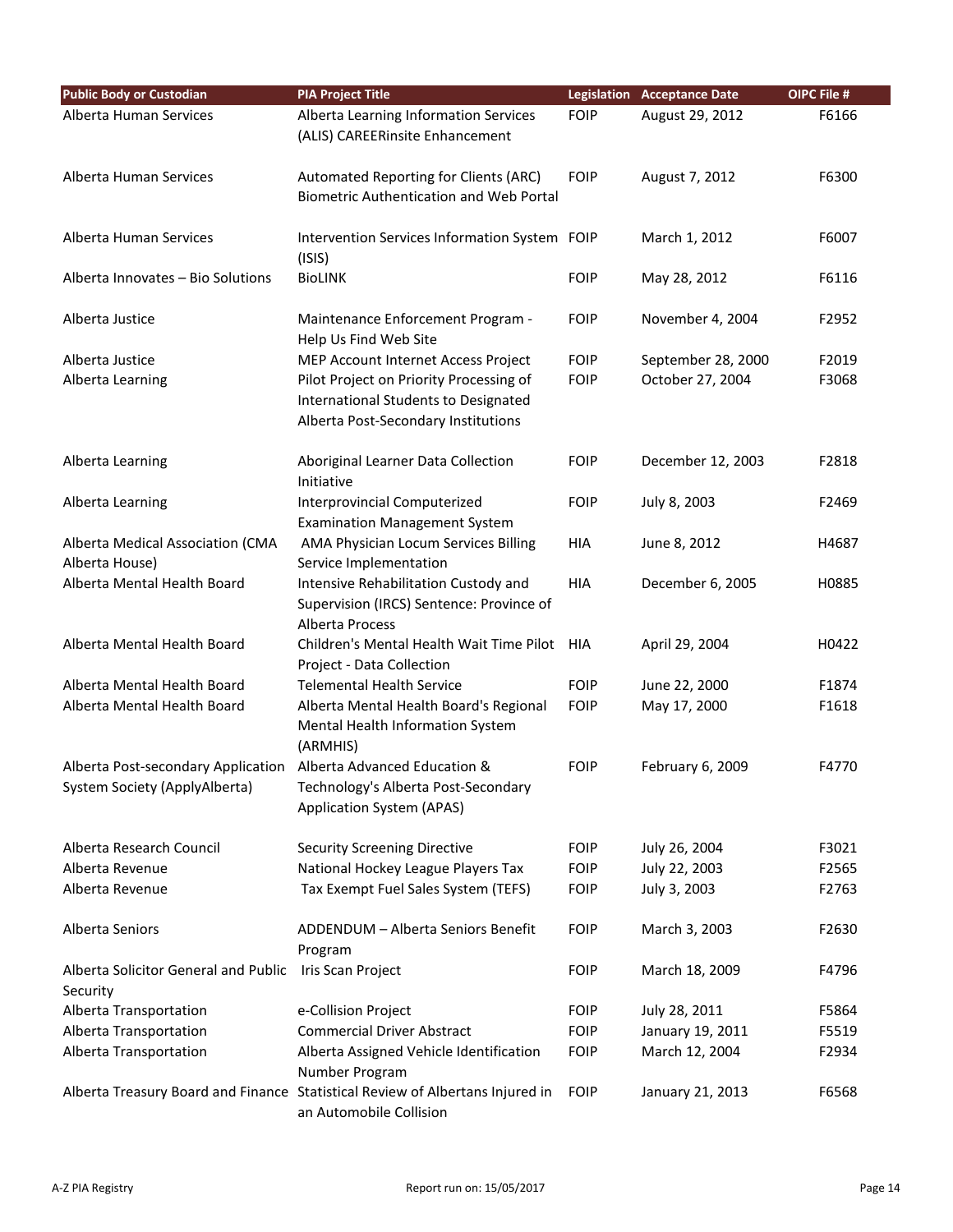| Public Body or Custodian | PIA Project Title | Legislation | Acceptance Date | OIPC File # |
| --- | --- | --- | --- | --- |
| Alberta Human Services | Alberta Learning Information Services (ALIS) CAREERinsite Enhancement | FOIP | August 29, 2012 | F6166 |
| Alberta Human Services | Automated Reporting for Clients (ARC) Biometric Authentication and Web Portal | FOIP | August 7, 2012 | F6300 |
| Alberta Human Services | Intervention Services Information System (ISIS) | FOIP | March 1, 2012 | F6007 |
| Alberta Innovates – Bio Solutions | BioLINK | FOIP | May 28, 2012 | F6116 |
| Alberta Justice | Maintenance Enforcement Program - Help Us Find Web Site | FOIP | November 4, 2004 | F2952 |
| Alberta Justice | MEP Account Internet Access Project | FOIP | September 28, 2000 | F2019 |
| Alberta Learning | Pilot Project on Priority Processing of International Students to Designated Alberta Post-Secondary Institutions | FOIP | October 27, 2004 | F3068 |
| Alberta Learning | Aboriginal Learner Data Collection Initiative | FOIP | December 12, 2003 | F2818 |
| Alberta Learning | Interprovincial Computerized Examination Management System | FOIP | July 8, 2003 | F2469 |
| Alberta Medical Association (CMA Alberta House) | AMA Physician Locum Services Billing Service Implementation | HIA | June 8, 2012 | H4687 |
| Alberta Mental Health Board | Intensive Rehabilitation Custody and Supervision (IRCS) Sentence: Province of Alberta Process | HIA | December 6, 2005 | H0885 |
| Alberta Mental Health Board | Children's Mental Health Wait Time Pilot Project - Data Collection | HIA | April 29, 2004 | H0422 |
| Alberta Mental Health Board | Telemental Health Service | FOIP | June 22, 2000 | F1874 |
| Alberta Mental Health Board | Alberta Mental Health Board's Regional Mental Health Information System (ARMHIS) | FOIP | May 17, 2000 | F1618 |
| Alberta Post-secondary Application System Society (ApplyAlberta) | Alberta Advanced Education & Technology's Alberta Post-Secondary Application System (APAS) | FOIP | February 6, 2009 | F4770 |
| Alberta Research Council | Security Screening Directive | FOIP | July 26, 2004 | F3021 |
| Alberta Revenue | National Hockey League Players Tax | FOIP | July 22, 2003 | F2565 |
| Alberta Revenue | Tax Exempt Fuel Sales System (TEFS) | FOIP | July 3, 2003 | F2763 |
| Alberta Seniors | ADDENDUM – Alberta Seniors Benefit Program | FOIP | March 3, 2003 | F2630 |
| Alberta Solicitor General and Public Security | Iris Scan Project | FOIP | March 18, 2009 | F4796 |
| Alberta Transportation | e-Collision Project | FOIP | July 28, 2011 | F5864 |
| Alberta Transportation | Commercial Driver Abstract | FOIP | January 19, 2011 | F5519 |
| Alberta Transportation | Alberta Assigned Vehicle Identification Number Program | FOIP | March 12, 2004 | F2934 |
| Alberta Treasury Board and Finance | Statistical Review of Albertans Injured in an Automobile Collision | FOIP | January 21, 2013 | F6568 |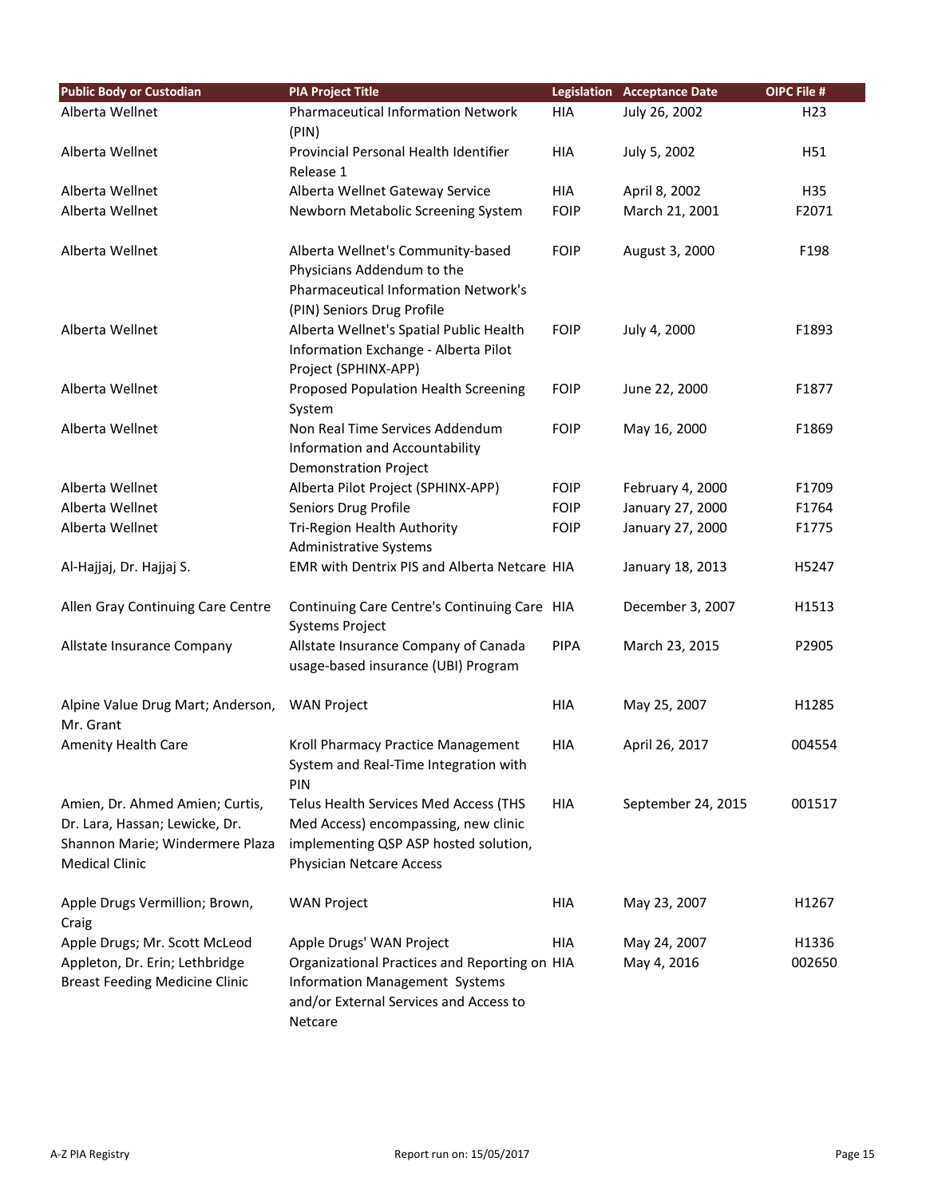| Public Body or Custodian | PIA Project Title | Legislation | Acceptance Date | OIPC File # |
|---|---|---|---|---|
| Alberta Wellnet | Pharmaceutical Information Network (PIN) | HIA | July 26, 2002 | H23 |
| Alberta Wellnet | Provincial Personal Health Identifier Release 1 | HIA | July 5, 2002 | H51 |
| Alberta Wellnet | Alberta Wellnet Gateway Service | HIA | April 8, 2002 | H35 |
| Alberta Wellnet | Newborn Metabolic Screening System | FOIP | March 21, 2001 | F2071 |
| Alberta Wellnet | Alberta Wellnet's Community-based Physicians Addendum to the Pharmaceutical Information Network's (PIN) Seniors Drug Profile | FOIP | August 3, 2000 | F198 |
| Alberta Wellnet | Alberta Wellnet's Spatial Public Health Information Exchange - Alberta Pilot Project (SPHINX-APP) | FOIP | July 4, 2000 | F1893 |
| Alberta Wellnet | Proposed Population Health Screening System | FOIP | June 22, 2000 | F1877 |
| Alberta Wellnet | Non Real Time Services Addendum Information and Accountability Demonstration Project | FOIP | May 16, 2000 | F1869 |
| Alberta Wellnet | Alberta Pilot Project (SPHINX-APP) | FOIP | February 4, 2000 | F1709 |
| Alberta Wellnet | Seniors Drug Profile | FOIP | January 27, 2000 | F1764 |
| Alberta Wellnet | Tri-Region Health Authority Administrative Systems | FOIP | January 27, 2000 | F1775 |
| Al-Hajjaj, Dr. Hajjaj S. | EMR with Dentrix PIS and Alberta Netcare | HIA | January 18, 2013 | H5247 |
| Allen Gray Continuing Care Centre | Continuing Care Centre's Continuing Care Systems Project | HIA | December 3, 2007 | H1513 |
| Allstate Insurance Company | Allstate Insurance Company of Canada usage-based insurance (UBI) Program | PIPA | March 23, 2015 | P2905 |
| Alpine Value Drug Mart; Anderson, Mr. Grant | WAN Project | HIA | May 25, 2007 | H1285 |
| Amenity Health Care | Kroll Pharmacy Practice Management System and Real-Time Integration with PIN | HIA | April 26, 2017 | 004554 |
| Amien, Dr. Ahmed Amien; Curtis, Dr. Lara, Hassan; Lewicke, Dr. Shannon Marie; Windermere Plaza Medical Clinic | Telus Health Services Med Access (THS Med Access) encompassing, new clinic implementing QSP ASP hosted solution, Physician Netcare Access | HIA | September 24, 2015 | 001517 |
| Apple Drugs Vermillion; Brown, Craig | WAN Project | HIA | May 23, 2007 | H1267 |
| Apple Drugs; Mr. Scott McLeod | Apple Drugs' WAN Project | HIA | May 24, 2007 | H1336 |
| Appleton, Dr. Erin; Lethbridge Breast Feeding Medicine Clinic | Organizational Practices and Reporting on Information Management Systems and/or External Services and Access to Netcare | HIA | May 4, 2016 | 002650 |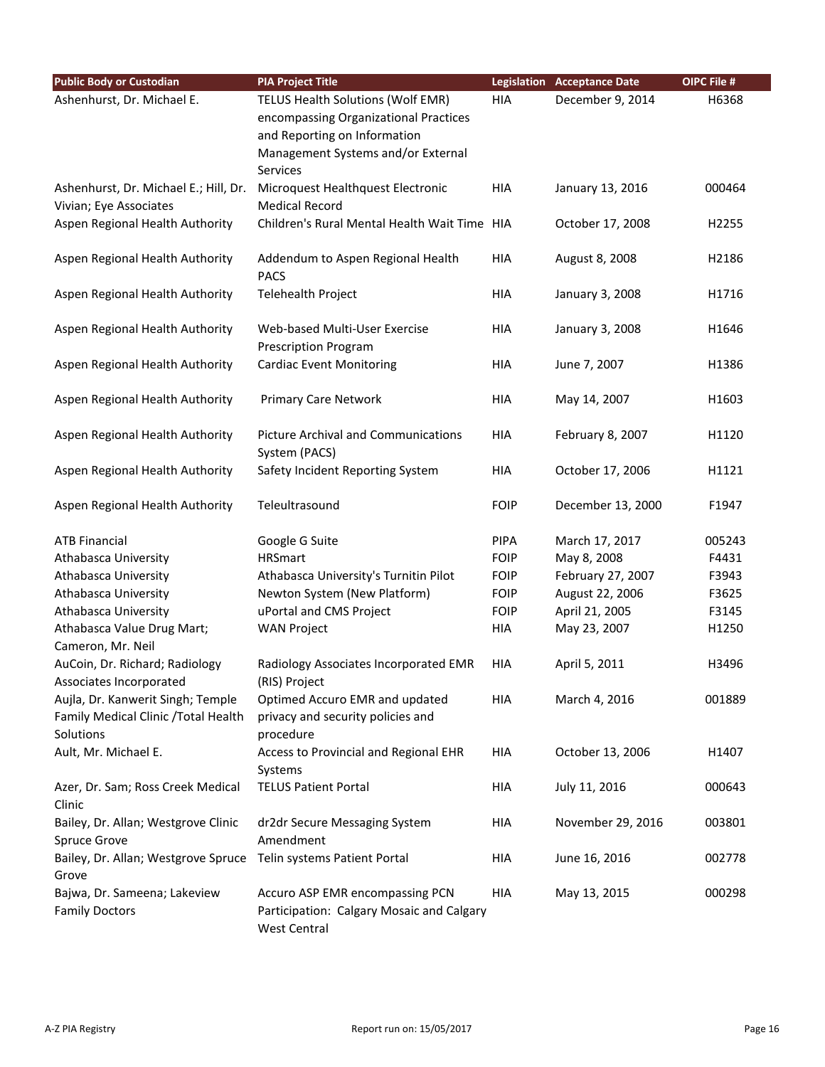| Public Body or Custodian | PIA Project Title | Legislation | Acceptance Date | OIPC File # |
| --- | --- | --- | --- | --- |
| Ashenhurst, Dr. Michael E. | TELUS Health Solutions (Wolf EMR) encompassing Organizational Practices and Reporting on Information Management Systems and/or External Services | HIA | December 9, 2014 | H6368 |
| Ashenhurst, Dr. Michael E.; Hill, Dr. Vivian; Eye Associates | Microquest Healthquest Electronic Medical Record | HIA | January 13, 2016 | 000464 |
| Aspen Regional Health Authority | Children's Rural Mental Health Wait Time | HIA | October 17, 2008 | H2255 |
| Aspen Regional Health Authority | Addendum to Aspen Regional Health PACS | HIA | August 8, 2008 | H2186 |
| Aspen Regional Health Authority | Telehealth Project | HIA | January 3, 2008 | H1716 |
| Aspen Regional Health Authority | Web-based Multi-User Exercise Prescription Program | HIA | January 3, 2008 | H1646 |
| Aspen Regional Health Authority | Cardiac Event Monitoring | HIA | June 7, 2007 | H1386 |
| Aspen Regional Health Authority | Primary Care Network | HIA | May 14, 2007 | H1603 |
| Aspen Regional Health Authority | Picture Archival and Communications System (PACS) | HIA | February 8, 2007 | H1120 |
| Aspen Regional Health Authority | Safety Incident Reporting System | HIA | October 17, 2006 | H1121 |
| Aspen Regional Health Authority | Teleultrasound | FOIP | December 13, 2000 | F1947 |
| ATB Financial | Google G Suite | PIPA | March 17, 2017 | 005243 |
| Athabasca University | HRSmart | FOIP | May 8, 2008 | F4431 |
| Athabasca University | Athabasca University's Turnitin Pilot | FOIP | February 27, 2007 | F3943 |
| Athabasca University | Newton System (New Platform) | FOIP | August 22, 2006 | F3625 |
| Athabasca University | uPortal and CMS Project | FOIP | April 21, 2005 | F3145 |
| Athabasca Value Drug Mart; Cameron, Mr. Neil | WAN Project | HIA | May 23, 2007 | H1250 |
| AuCoin, Dr. Richard; Radiology Associates Incorporated | Radiology Associates Incorporated EMR (RIS) Project | HIA | April 5, 2011 | H3496 |
| Aujla, Dr. Kanwerit Singh; Temple Family Medical Clinic /Total Health Solutions | Optimed Accuro EMR and updated privacy and security policies and procedure | HIA | March 4, 2016 | 001889 |
| Ault, Mr. Michael E. | Access to Provincial and Regional EHR Systems | HIA | October 13, 2006 | H1407 |
| Azer, Dr. Sam; Ross Creek Medical Clinic | TELUS Patient Portal | HIA | July 11, 2016 | 000643 |
| Bailey, Dr. Allan; Westgrove Clinic Spruce Grove | dr2dr Secure Messaging System Amendment | HIA | November 29, 2016 | 003801 |
| Bailey, Dr. Allan; Westgrove Spruce Grove | Telin systems Patient Portal | HIA | June 16, 2016 | 002778 |
| Bajwa, Dr. Sameena; Lakeview Family Doctors | Accuro ASP EMR encompassing PCN Participation: Calgary Mosaic and Calgary West Central | HIA | May 13, 2015 | 000298 |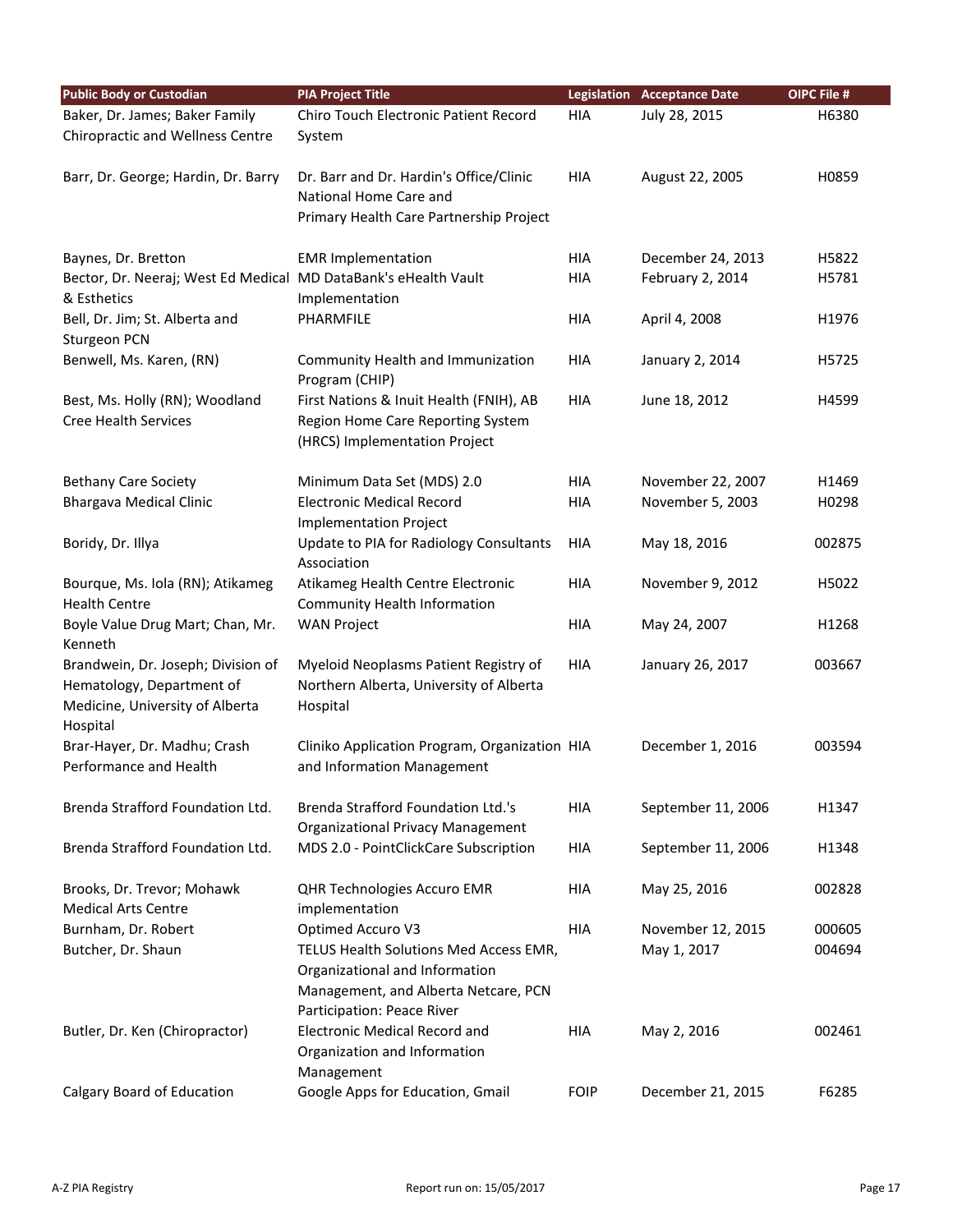| Public Body or Custodian | PIA Project Title | Legislation | Acceptance Date | OIPC File # |
|---|---|---|---|---|
| Baker, Dr. James; Baker Family Chiropractic and Wellness Centre | Chiro Touch Electronic Patient Record System | HIA | July 28, 2015 | H6380 |
| Barr, Dr. George; Hardin, Dr. Barry | Dr. Barr and Dr. Hardin's Office/Clinic National Home Care and Primary Health Care Partnership Project | HIA | August 22, 2005 | H0859 |
| Baynes, Dr. Bretton | EMR Implementation | HIA | December 24, 2013 | H5822 |
| Bector, Dr. Neeraj; West Ed Medical & Esthetics | MD DataBank's eHealth Vault Implementation | HIA | February 2, 2014 | H5781 |
| Bell, Dr. Jim; St. Alberta and Sturgeon PCN | PHARMFILE | HIA | April 4, 2008 | H1976 |
| Benwell, Ms. Karen, (RN) | Community Health and Immunization Program (CHIP) | HIA | January 2, 2014 | H5725 |
| Best, Ms. Holly (RN); Woodland Cree Health Services | First Nations & Inuit Health (FNIH), AB Region Home Care Reporting System (HRCS) Implementation Project | HIA | June 18, 2012 | H4599 |
| Bethany Care Society | Minimum Data Set (MDS) 2.0 | HIA | November 22, 2007 | H1469 |
| Bhargava Medical Clinic | Electronic Medical Record Implementation Project | HIA | November 5, 2003 | H0298 |
| Boridy, Dr. Illya | Update to PIA for Radiology Consultants Association | HIA | May 18, 2016 | 002875 |
| Bourque, Ms. Iola (RN); Atikameg Health Centre | Atikameg Health Centre Electronic Community Health Information | HIA | November 9, 2012 | H5022 |
| Boyle Value Drug Mart; Chan, Mr. Kenneth | WAN Project | HIA | May 24, 2007 | H1268 |
| Brandwein, Dr. Joseph; Division of Hematology, Department of Medicine, University of Alberta Hospital | Myeloid Neoplasms Patient Registry of Northern Alberta, University of Alberta Hospital | HIA | January 26, 2017 | 003667 |
| Brar-Hayer, Dr. Madhu; Crash Performance and Health | Cliniko Application Program, Organization and Information Management | HIA | December 1, 2016 | 003594 |
| Brenda Strafford Foundation Ltd. | Brenda Strafford Foundation Ltd.'s Organizational Privacy Management | HIA | September 11, 2006 | H1347 |
| Brenda Strafford Foundation Ltd. | MDS 2.0 - PointClickCare Subscription | HIA | September 11, 2006 | H1348 |
| Brooks, Dr. Trevor; Mohawk Medical Arts Centre | QHR Technologies Accuro EMR implementation | HIA | May 25, 2016 | 002828 |
| Burnham, Dr. Robert | Optimed Accuro V3 | HIA | November 12, 2015 | 000605 |
| Butcher, Dr. Shaun | TELUS Health Solutions Med Access EMR, Organizational and Information Management, and Alberta Netcare, PCN Participation: Peace River | | May 1, 2017 | 004694 |
| Butler, Dr. Ken (Chiropractor) | Electronic Medical Record and Organization and Information Management | HIA | May 2, 2016 | 002461 |
| Calgary Board of Education | Google Apps for Education, Gmail | FOIP | December 21, 2015 | F6285 |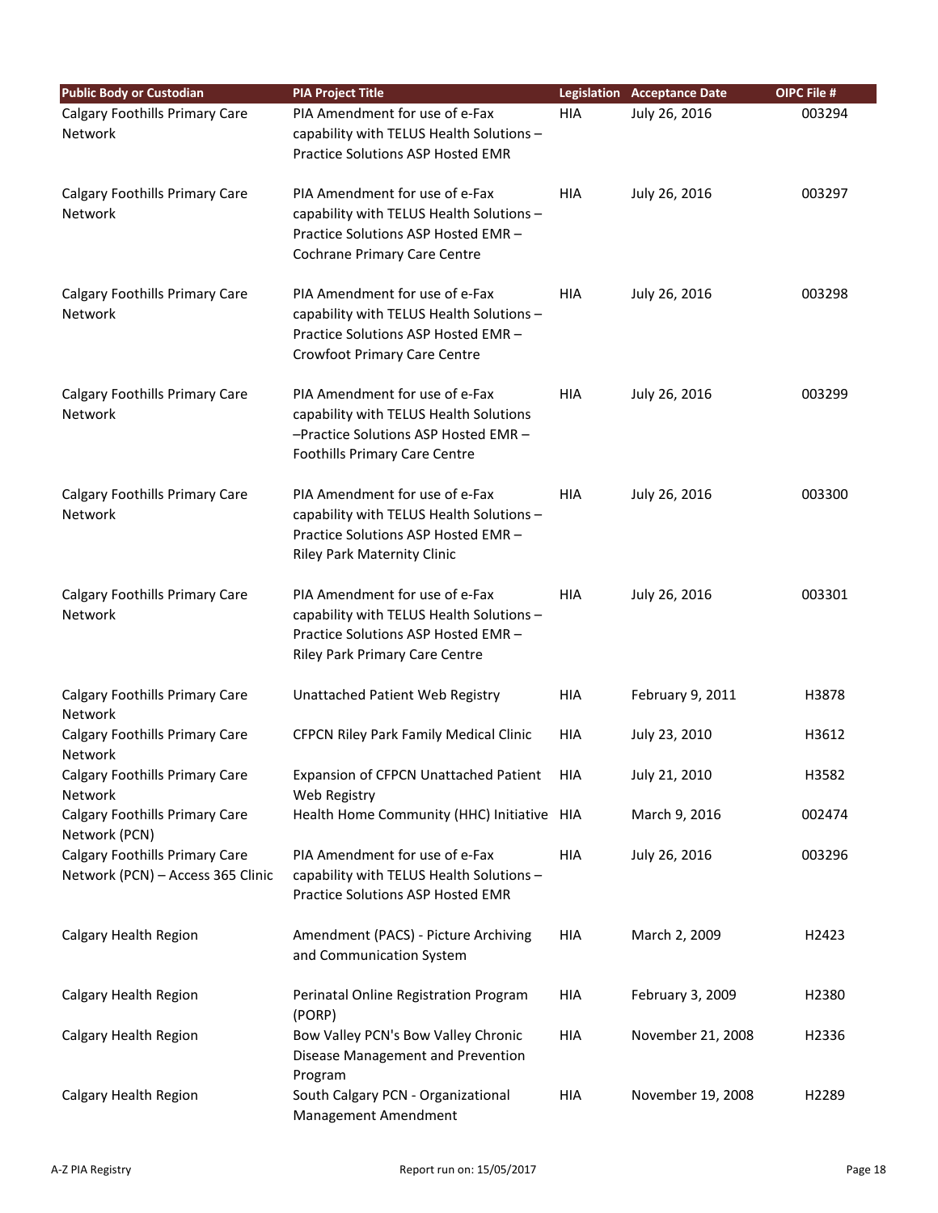| Public Body or Custodian | PIA Project Title | Legislation | Acceptance Date | OIPC File # |
|---|---|---|---|---|
| Calgary Foothills Primary Care Network | PIA Amendment for use of e-Fax capability with TELUS Health Solutions – Practice Solutions ASP Hosted EMR | HIA | July 26, 2016 | 003294 |
| Calgary Foothills Primary Care Network | PIA Amendment for use of e-Fax capability with TELUS Health Solutions – Practice Solutions ASP Hosted EMR – Cochrane Primary Care Centre | HIA | July 26, 2016 | 003297 |
| Calgary Foothills Primary Care Network | PIA Amendment for use of e-Fax capability with TELUS Health Solutions – Practice Solutions ASP Hosted EMR – Crowfoot Primary Care Centre | HIA | July 26, 2016 | 003298 |
| Calgary Foothills Primary Care Network | PIA Amendment for use of e-Fax capability with TELUS Health Solutions –Practice Solutions ASP Hosted EMR – Foothills Primary Care Centre | HIA | July 26, 2016 | 003299 |
| Calgary Foothills Primary Care Network | PIA Amendment for use of e-Fax capability with TELUS Health Solutions – Practice Solutions ASP Hosted EMR – Riley Park Maternity Clinic | HIA | July 26, 2016 | 003300 |
| Calgary Foothills Primary Care Network | PIA Amendment for use of e-Fax capability with TELUS Health Solutions – Practice Solutions ASP Hosted EMR – Riley Park Primary Care Centre | HIA | July 26, 2016 | 003301 |
| Calgary Foothills Primary Care Network | Unattached Patient Web Registry | HIA | February 9, 2011 | H3878 |
| Calgary Foothills Primary Care Network | CFPCN Riley Park Family Medical Clinic | HIA | July 23, 2010 | H3612 |
| Calgary Foothills Primary Care Network | Expansion of CFPCN Unattached Patient Web Registry | HIA | July 21, 2010 | H3582 |
| Calgary Foothills Primary Care Network (PCN) | Health Home Community (HHC) Initiative | HIA | March 9, 2016 | 002474 |
| Calgary Foothills Primary Care Network (PCN) – Access 365 Clinic | PIA Amendment for use of e-Fax capability with TELUS Health Solutions – Practice Solutions ASP Hosted EMR | HIA | July 26, 2016 | 003296 |
| Calgary Health Region | Amendment (PACS) - Picture Archiving and Communication System | HIA | March 2, 2009 | H2423 |
| Calgary Health Region | Perinatal Online Registration Program (PORP) | HIA | February 3, 2009 | H2380 |
| Calgary Health Region | Bow Valley PCN's Bow Valley Chronic Disease Management and Prevention Program | HIA | November 21, 2008 | H2336 |
| Calgary Health Region | South Calgary PCN - Organizational Management Amendment | HIA | November 19, 2008 | H2289 |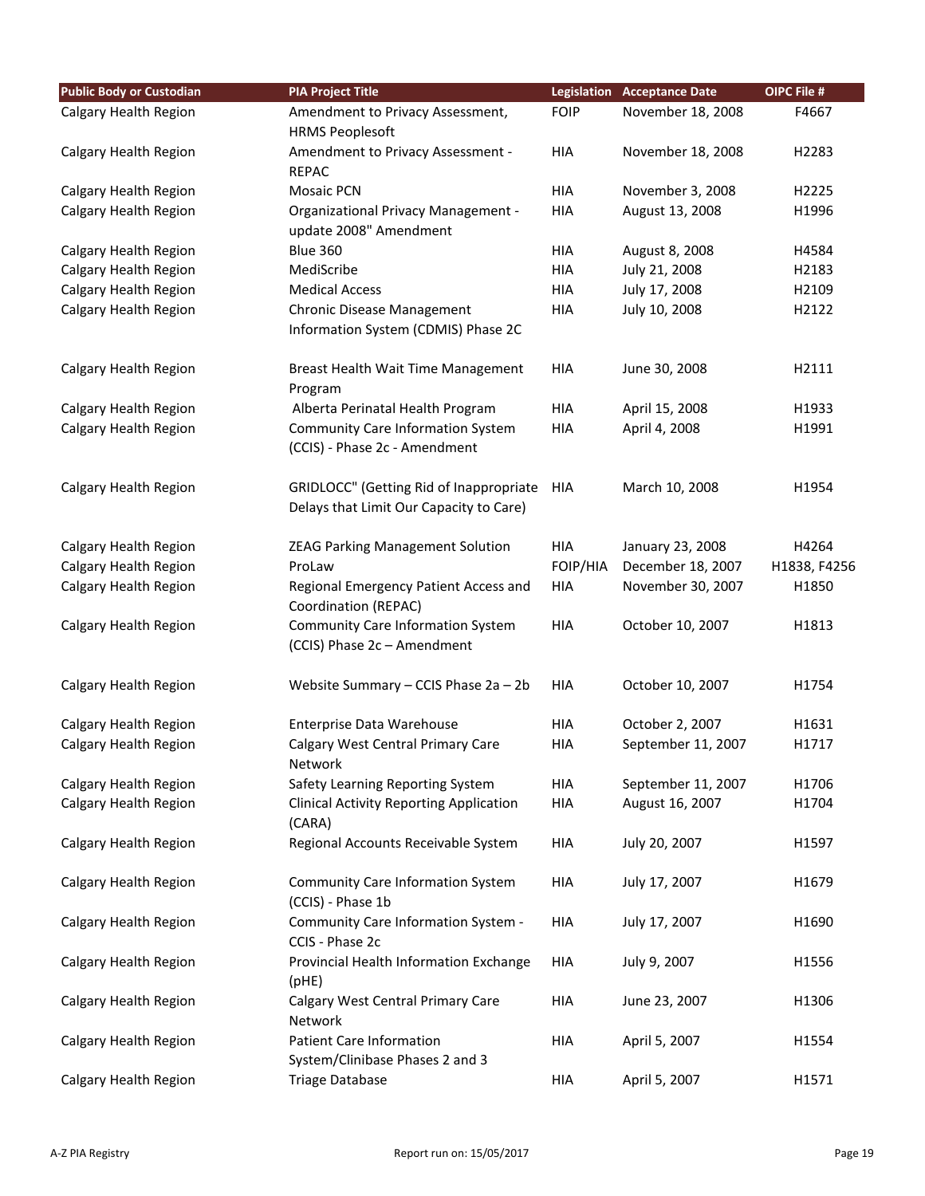| Public Body or Custodian | PIA Project Title | Legislation | Acceptance Date | OIPC File # |
|---|---|---|---|---|
| Calgary Health Region | Amendment to Privacy Assessment, HRMS Peoplesoft | FOIP | November 18, 2008 | F4667 |
| Calgary Health Region | Amendment to Privacy Assessment - REPAC | HIA | November 18, 2008 | H2283 |
| Calgary Health Region | Mosaic PCN | HIA | November 3, 2008 | H2225 |
| Calgary Health Region | Organizational Privacy Management - update 2008" Amendment | HIA | August 13, 2008 | H1996 |
| Calgary Health Region | Blue 360 | HIA | August 8, 2008 | H4584 |
| Calgary Health Region | MediScribe | HIA | July 21, 2008 | H2183 |
| Calgary Health Region | Medical Access | HIA | July 17, 2008 | H2109 |
| Calgary Health Region | Chronic Disease Management Information System (CDMIS) Phase 2C | HIA | July 10, 2008 | H2122 |
| Calgary Health Region | Breast Health Wait Time Management Program | HIA | June 30, 2008 | H2111 |
| Calgary Health Region | Alberta Perinatal Health Program | HIA | April 15, 2008 | H1933 |
| Calgary Health Region | Community Care Information System (CCIS) - Phase 2c - Amendment | HIA | April 4, 2008 | H1991 |
| Calgary Health Region | GRIDLOCC" (Getting Rid of Inappropriate Delays that Limit Our Capacity to Care) | HIA | March 10, 2008 | H1954 |
| Calgary Health Region | ZEAG Parking Management Solution | HIA | January 23, 2008 | H4264 |
| Calgary Health Region | ProLaw | FOIP/HIA | December 18, 2007 | H1838, F4256 |
| Calgary Health Region | Regional Emergency Patient Access and Coordination (REPAC) | HIA | November 30, 2007 | H1850 |
| Calgary Health Region | Community Care Information System (CCIS) Phase 2c – Amendment | HIA | October 10, 2007 | H1813 |
| Calgary Health Region | Website Summary – CCIS Phase 2a – 2b | HIA | October 10, 2007 | H1754 |
| Calgary Health Region | Enterprise Data Warehouse | HIA | October 2, 2007 | H1631 |
| Calgary Health Region | Calgary West Central Primary Care Network | HIA | September 11, 2007 | H1717 |
| Calgary Health Region | Safety Learning Reporting System | HIA | September 11, 2007 | H1706 |
| Calgary Health Region | Clinical Activity Reporting Application (CARA) | HIA | August 16, 2007 | H1704 |
| Calgary Health Region | Regional Accounts Receivable System | HIA | July 20, 2007 | H1597 |
| Calgary Health Region | Community Care Information System (CCIS) - Phase 1b | HIA | July 17, 2007 | H1679 |
| Calgary Health Region | Community Care Information System - CCIS - Phase 2c | HIA | July 17, 2007 | H1690 |
| Calgary Health Region | Provincial Health Information Exchange (pHE) | HIA | July 9, 2007 | H1556 |
| Calgary Health Region | Calgary West Central Primary Care Network | HIA | June 23, 2007 | H1306 |
| Calgary Health Region | Patient Care Information System/Clinibase Phases 2 and 3 | HIA | April 5, 2007 | H1554 |
| Calgary Health Region | Triage Database | HIA | April 5, 2007 | H1571 |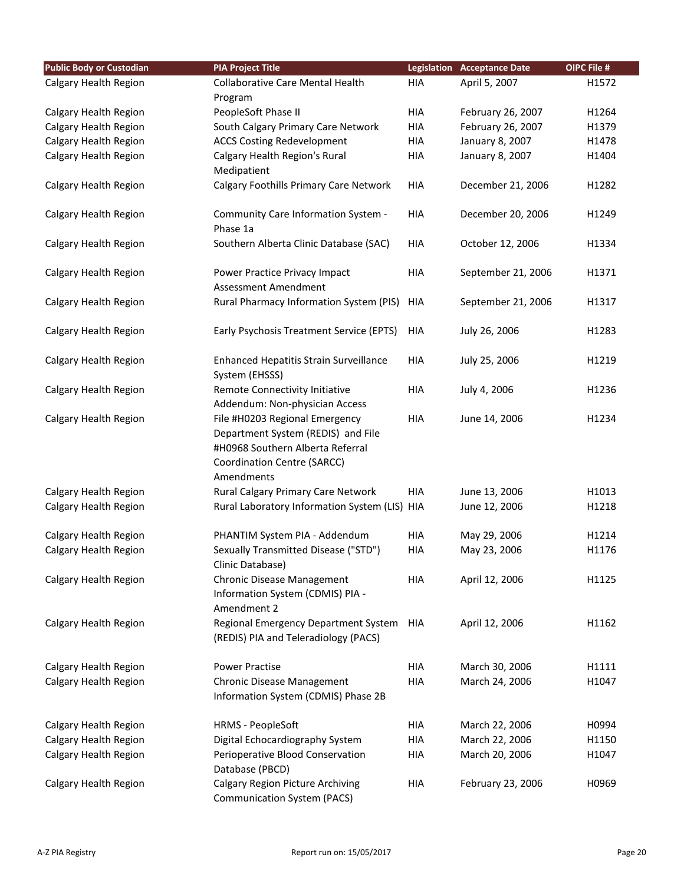| Public Body or Custodian | PIA Project Title | Legislation | Acceptance Date | OIPC File # |
| --- | --- | --- | --- | --- |
| Calgary Health Region | Collaborative Care Mental Health Program | HIA | April 5, 2007 | H1572 |
| Calgary Health Region | PeopleSoft Phase II | HIA | February 26, 2007 | H1264 |
| Calgary Health Region | South Calgary Primary Care Network | HIA | February 26, 2007 | H1379 |
| Calgary Health Region | ACCS Costing Redevelopment | HIA | January 8, 2007 | H1478 |
| Calgary Health Region | Calgary Health Region's Rural Medipatient | HIA | January 8, 2007 | H1404 |
| Calgary Health Region | Calgary Foothills Primary Care Network | HIA | December 21, 2006 | H1282 |
| Calgary Health Region | Community Care Information System - Phase 1a | HIA | December 20, 2006 | H1249 |
| Calgary Health Region | Southern Alberta Clinic Database (SAC) | HIA | October 12, 2006 | H1334 |
| Calgary Health Region | Power Practice Privacy Impact Assessment Amendment | HIA | September 21, 2006 | H1371 |
| Calgary Health Region | Rural Pharmacy Information System (PIS) | HIA | September 21, 2006 | H1317 |
| Calgary Health Region | Early Psychosis Treatment Service (EPTS) | HIA | July 26, 2006 | H1283 |
| Calgary Health Region | Enhanced Hepatitis Strain Surveillance System (EHSSS) | HIA | July 25, 2006 | H1219 |
| Calgary Health Region | Remote Connectivity Initiative Addendum: Non-physician Access | HIA | July 4, 2006 | H1236 |
| Calgary Health Region | File #H0203 Regional Emergency Department System (REDIS) and File #H0968 Southern Alberta Referral Coordination Centre (SARCC) Amendments | HIA | June 14, 2006 | H1234 |
| Calgary Health Region | Rural Calgary Primary Care Network | HIA | June 13, 2006 | H1013 |
| Calgary Health Region | Rural Laboratory Information System (LIS) | HIA | June 12, 2006 | H1218 |
| Calgary Health Region | PHANTIM System PIA - Addendum | HIA | May 29, 2006 | H1214 |
| Calgary Health Region | Sexually Transmitted Disease ("STD") Clinic Database) | HIA | May 23, 2006 | H1176 |
| Calgary Health Region | Chronic Disease Management Information System (CDMIS) PIA - Amendment 2 | HIA | April 12, 2006 | H1125 |
| Calgary Health Region | Regional Emergency Department System (REDIS) PIA and Teleradiology (PACS) | HIA | April 12, 2006 | H1162 |
| Calgary Health Region | Power Practise | HIA | March 30, 2006 | H1111 |
| Calgary Health Region | Chronic Disease Management Information System (CDMIS) Phase 2B | HIA | March 24, 2006 | H1047 |
| Calgary Health Region | HRMS - PeopleSoft | HIA | March 22, 2006 | H0994 |
| Calgary Health Region | Digital Echocardiography System | HIA | March 22, 2006 | H1150 |
| Calgary Health Region | Perioperative Blood Conservation Database (PBCD) | HIA | March 20, 2006 | H1047 |
| Calgary Health Region | Calgary Region Picture Archiving Communication System (PACS) | HIA | February 23, 2006 | H0969 |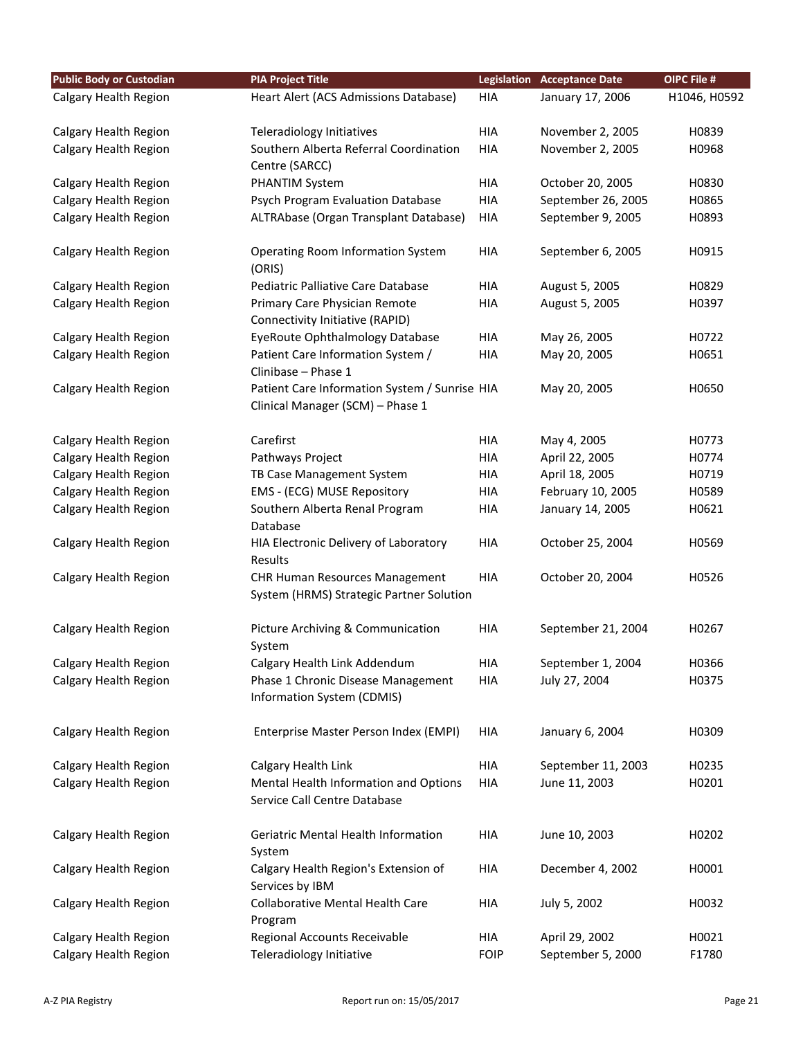| Public Body or Custodian | PIA Project Title | Legislation | Acceptance Date | OIPC File # |
|---|---|---|---|---|
| Calgary Health Region | Heart Alert (ACS Admissions Database) | HIA | January 17, 2006 | H1046, H0592 |
| Calgary Health Region | Teleradiology Initiatives | HIA | November 2, 2005 | H0839 |
| Calgary Health Region | Southern Alberta Referral Coordination Centre (SARCC) | HIA | November 2, 2005 | H0968 |
| Calgary Health Region | PHANTIM System | HIA | October 20, 2005 | H0830 |
| Calgary Health Region | Psych Program Evaluation Database | HIA | September 26, 2005 | H0865 |
| Calgary Health Region | ALTRAbase (Organ Transplant Database) | HIA | September 9, 2005 | H0893 |
| Calgary Health Region | Operating Room Information System (ORIS) | HIA | September 6, 2005 | H0915 |
| Calgary Health Region | Pediatric Palliative Care Database | HIA | August 5, 2005 | H0829 |
| Calgary Health Region | Primary Care Physician Remote Connectivity Initiative (RAPID) | HIA | August 5, 2005 | H0397 |
| Calgary Health Region | EyeRoute Ophthalmology Database | HIA | May 26, 2005 | H0722 |
| Calgary Health Region | Patient Care Information System / Clinibase – Phase 1 | HIA | May 20, 2005 | H0651 |
| Calgary Health Region | Patient Care Information System / Sunrise Clinical Manager (SCM) – Phase 1 | HIA | May 20, 2005 | H0650 |
| Calgary Health Region | Carefirst | HIA | May 4, 2005 | H0773 |
| Calgary Health Region | Pathways Project | HIA | April 22, 2005 | H0774 |
| Calgary Health Region | TB Case Management System | HIA | April 18, 2005 | H0719 |
| Calgary Health Region | EMS - (ECG) MUSE Repository | HIA | February 10, 2005 | H0589 |
| Calgary Health Region | Southern Alberta Renal Program Database | HIA | January 14, 2005 | H0621 |
| Calgary Health Region | HIA Electronic Delivery of Laboratory Results | HIA | October 25, 2004 | H0569 |
| Calgary Health Region | CHR Human Resources Management System (HRMS) Strategic Partner Solution | HIA | October 20, 2004 | H0526 |
| Calgary Health Region | Picture Archiving & Communication System | HIA | September 21, 2004 | H0267 |
| Calgary Health Region | Calgary Health Link Addendum | HIA | September 1, 2004 | H0366 |
| Calgary Health Region | Phase 1 Chronic Disease Management Information System (CDMIS) | HIA | July 27, 2004 | H0375 |
| Calgary Health Region | Enterprise Master Person Index (EMPI) | HIA | January 6, 2004 | H0309 |
| Calgary Health Region | Calgary Health Link | HIA | September 11, 2003 | H0235 |
| Calgary Health Region | Mental Health Information and Options Service Call Centre Database | HIA | June 11, 2003 | H0201 |
| Calgary Health Region | Geriatric Mental Health Information System | HIA | June 10, 2003 | H0202 |
| Calgary Health Region | Calgary Health Region's Extension of Services by IBM | HIA | December 4, 2002 | H0001 |
| Calgary Health Region | Collaborative Mental Health Care Program | HIA | July 5, 2002 | H0032 |
| Calgary Health Region | Regional Accounts Receivable | HIA | April 29, 2002 | H0021 |
| Calgary Health Region | Teleradiology Initiative | FOIP | September 5, 2000 | F1780 |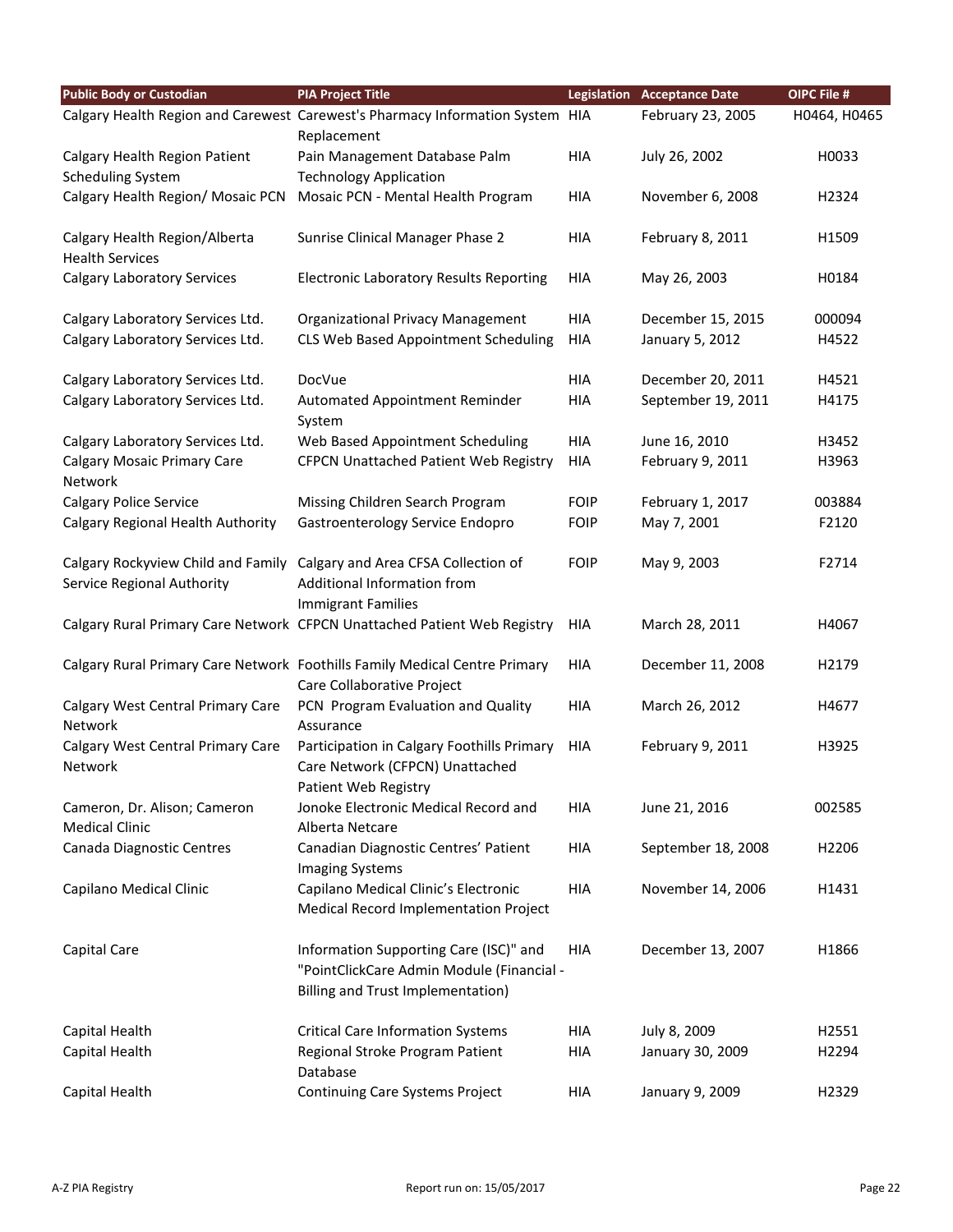| Public Body or Custodian | PIA Project Title | Legislation | Acceptance Date | OIPC File # |
|---|---|---|---|---|
| Calgary Health Region and Carewest | Carewest's Pharmacy Information System Replacement | HIA | February 23, 2005 | H0464, H0465 |
| Calgary Health Region Patient Scheduling System | Pain Management Database Palm Technology Application | HIA | July 26, 2002 | H0033 |
| Calgary Health Region/ Mosaic PCN | Mosaic PCN - Mental Health Program | HIA | November 6, 2008 | H2324 |
| Calgary Health Region/Alberta Health Services | Sunrise Clinical Manager Phase 2 | HIA | February 8, 2011 | H1509 |
| Calgary Laboratory Services | Electronic Laboratory Results Reporting | HIA | May 26, 2003 | H0184 |
| Calgary Laboratory Services Ltd. | Organizational Privacy Management | HIA | December 15, 2015 | 000094 |
| Calgary Laboratory Services Ltd. | CLS Web Based Appointment Scheduling | HIA | January 5, 2012 | H4522 |
| Calgary Laboratory Services Ltd. | DocVue | HIA | December 20, 2011 | H4521 |
| Calgary Laboratory Services Ltd. | Automated Appointment Reminder System | HIA | September 19, 2011 | H4175 |
| Calgary Laboratory Services Ltd. | Web Based Appointment Scheduling | HIA | June 16, 2010 | H3452 |
| Calgary Mosaic Primary Care Network | CFPCN Unattached Patient Web Registry | HIA | February 9, 2011 | H3963 |
| Calgary Police Service | Missing Children Search Program | FOIP | February 1, 2017 | 003884 |
| Calgary Regional Health Authority | Gastroenterology Service Endopro | FOIP | May 7, 2001 | F2120 |
| Calgary Rockyview Child and Family Service Regional Authority | Calgary and Area CFSA Collection of Additional Information from Immigrant Families | FOIP | May 9, 2003 | F2714 |
| Calgary Rural Primary Care Network | CFPCN Unattached Patient Web Registry | HIA | March 28, 2011 | H4067 |
| Calgary Rural Primary Care Network | Foothills Family Medical Centre Primary Care Collaborative Project | HIA | December 11, 2008 | H2179 |
| Calgary West Central Primary Care Network | PCN Program Evaluation and Quality Assurance | HIA | March 26, 2012 | H4677 |
| Calgary West Central Primary Care Network | Participation in Calgary Foothills Primary Care Network (CFPCN) Unattached Patient Web Registry | HIA | February 9, 2011 | H3925 |
| Cameron, Dr. Alison; Cameron Medical Clinic | Jonoke Electronic Medical Record and Alberta Netcare | HIA | June 21, 2016 | 002585 |
| Canada Diagnostic Centres | Canadian Diagnostic Centres' Patient Imaging Systems | HIA | September 18, 2008 | H2206 |
| Capilano Medical Clinic | Capilano Medical Clinic's Electronic Medical Record Implementation Project | HIA | November 14, 2006 | H1431 |
| Capital Care | Information Supporting Care (ISC)" and "PointClickCare Admin Module (Financial - Billing and Trust Implementation) | HIA | December 13, 2007 | H1866 |
| Capital Health | Critical Care Information Systems | HIA | July 8, 2009 | H2551 |
| Capital Health | Regional Stroke Program Patient Database | HIA | January 30, 2009 | H2294 |
| Capital Health | Continuing Care Systems Project | HIA | January 9, 2009 | H2329 |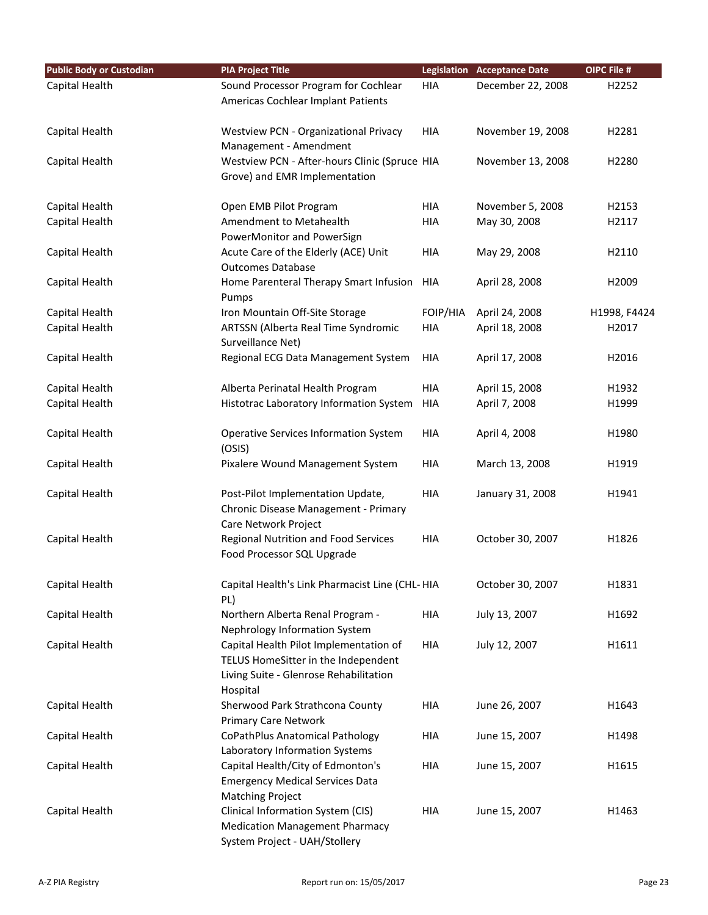| Public Body or Custodian | PIA Project Title | Legislation | Acceptance Date | OIPC File # |
|---|---|---|---|---|
| Capital Health | Sound Processor Program for Cochlear Americas Cochlear Implant Patients | HIA | December 22, 2008 | H2252 |
| Capital Health | Westview PCN - Organizational Privacy Management - Amendment | HIA | November 19, 2008 | H2281 |
| Capital Health | Westview PCN - After-hours Clinic (Spruce Grove) and EMR Implementation | HIA | November 13, 2008 | H2280 |
| Capital Health | Open EMB Pilot Program | HIA | November 5, 2008 | H2153 |
| Capital Health | Amendment to Metahealth PowerMonitor and PowerSign | HIA | May 30, 2008 | H2117 |
| Capital Health | Acute Care of the Elderly (ACE) Unit Outcomes Database | HIA | May 29, 2008 | H2110 |
| Capital Health | Home Parenteral Therapy Smart Infusion Pumps | HIA | April 28, 2008 | H2009 |
| Capital Health | Iron Mountain Off-Site Storage | FOIP/HIA | April 24, 2008 | H1998, F4424 |
| Capital Health | ARTSSN (Alberta Real Time Syndromic Surveillance Net) | HIA | April 18, 2008 | H2017 |
| Capital Health | Regional ECG Data Management System | HIA | April 17, 2008 | H2016 |
| Capital Health | Alberta Perinatal Health Program | HIA | April 15, 2008 | H1932 |
| Capital Health | Histotrac Laboratory Information System | HIA | April 7, 2008 | H1999 |
| Capital Health | Operative Services Information System (OSIS) | HIA | April 4, 2008 | H1980 |
| Capital Health | Pixalere Wound Management System | HIA | March 13, 2008 | H1919 |
| Capital Health | Post-Pilot Implementation Update, Chronic Disease Management - Primary Care Network Project | HIA | January 31, 2008 | H1941 |
| Capital Health | Regional Nutrition and Food Services Food Processor SQL Upgrade | HIA | October 30, 2007 | H1826 |
| Capital Health | Capital Health's Link Pharmacist Line (CHL-PL) | HIA | October 30, 2007 | H1831 |
| Capital Health | Northern Alberta Renal Program - Nephrology Information System | HIA | July 13, 2007 | H1692 |
| Capital Health | Capital Health Pilot Implementation of TELUS HomeSitter in the Independent Living Suite - Glenrose Rehabilitation Hospital | HIA | July 12, 2007 | H1611 |
| Capital Health | Sherwood Park Strathcona County Primary Care Network | HIA | June 26, 2007 | H1643 |
| Capital Health | CoPathPlus Anatomical Pathology Laboratory Information Systems | HIA | June 15, 2007 | H1498 |
| Capital Health | Capital Health/City of Edmonton's Emergency Medical Services Data Matching Project | HIA | June 15, 2007 | H1615 |
| Capital Health | Clinical Information System (CIS) Medication Management Pharmacy System Project - UAH/Stollery | HIA | June 15, 2007 | H1463 |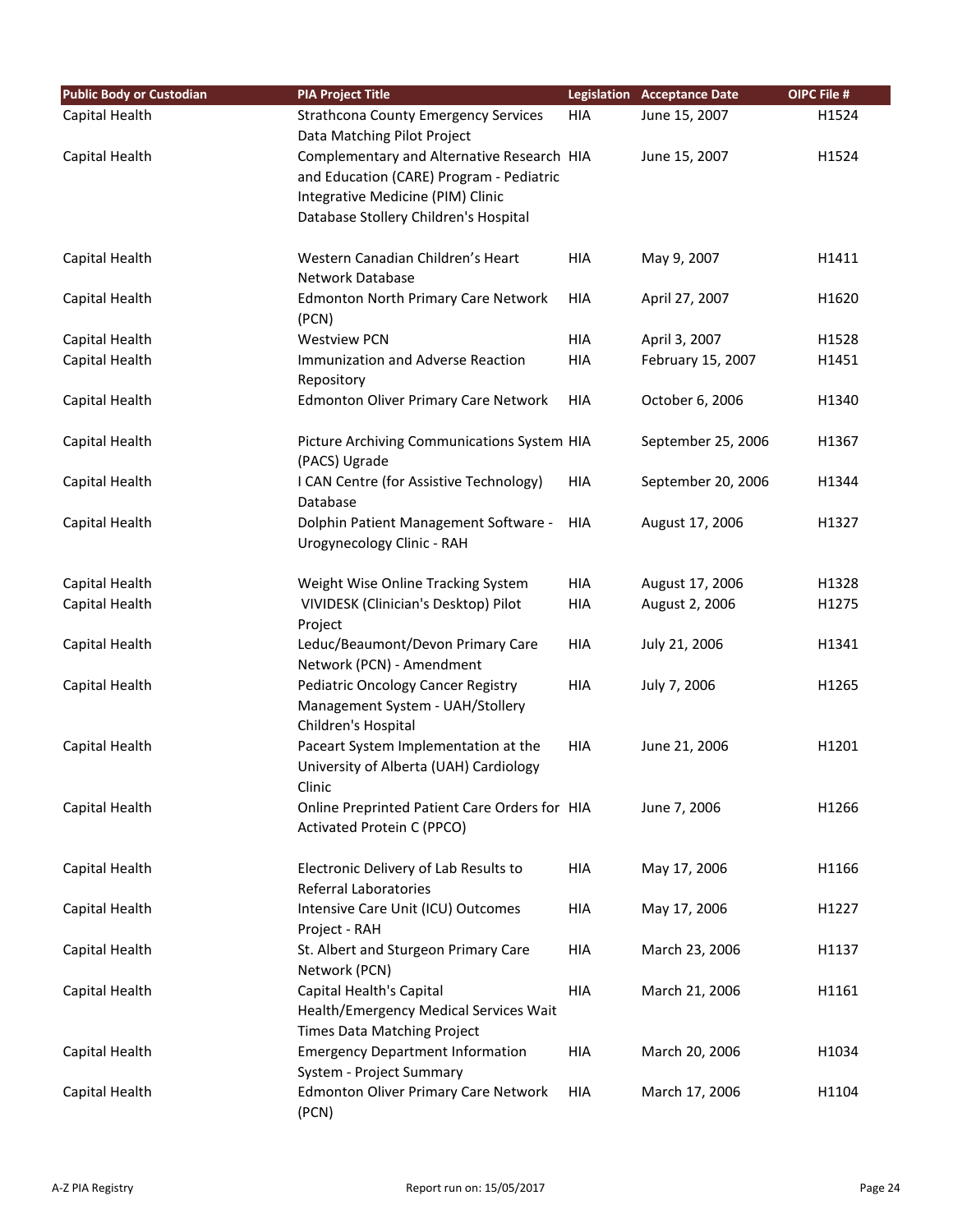| Public Body or Custodian | PIA Project Title | Legislation | Acceptance Date | OIPC File # |
|---|---|---|---|---|
| Capital Health | Strathcona County Emergency Services Data Matching Pilot Project | HIA | June 15, 2007 | H1524 |
| Capital Health | Complementary and Alternative Research and Education (CARE) Program - Pediatric Integrative Medicine (PIM) Clinic Database Stollery Children's Hospital | HIA | June 15, 2007 | H1524 |
| Capital Health | Western Canadian Children's Heart Network Database | HIA | May 9, 2007 | H1411 |
| Capital Health | Edmonton North Primary Care Network (PCN) | HIA | April 27, 2007 | H1620 |
| Capital Health | Westview PCN | HIA | April 3, 2007 | H1528 |
| Capital Health | Immunization and Adverse Reaction Repository | HIA | February 15, 2007 | H1451 |
| Capital Health | Edmonton Oliver Primary Care Network | HIA | October 6, 2006 | H1340 |
| Capital Health | Picture Archiving Communications System (PACS) Ugrade | HIA | September 25, 2006 | H1367 |
| Capital Health | I CAN Centre (for Assistive Technology) Database | HIA | September 20, 2006 | H1344 |
| Capital Health | Dolphin Patient Management Software - Urogynecology Clinic - RAH | HIA | August 17, 2006 | H1327 |
| Capital Health | Weight Wise Online Tracking System | HIA | August 17, 2006 | H1328 |
| Capital Health | VIVIDESK (Clinician's Desktop) Pilot Project | HIA | August 2, 2006 | H1275 |
| Capital Health | Leduc/Beaumont/Devon Primary Care Network (PCN) - Amendment | HIA | July 21, 2006 | H1341 |
| Capital Health | Pediatric Oncology Cancer Registry Management System - UAH/Stollery Children's Hospital | HIA | July 7, 2006 | H1265 |
| Capital Health | Paceart System Implementation at the University of Alberta (UAH) Cardiology Clinic | HIA | June 21, 2006 | H1201 |
| Capital Health | Online Preprinted Patient Care Orders for Activated Protein C (PPCO) | HIA | June 7, 2006 | H1266 |
| Capital Health | Electronic Delivery of Lab Results to Referral Laboratories | HIA | May 17, 2006 | H1166 |
| Capital Health | Intensive Care Unit (ICU) Outcomes Project - RAH | HIA | May 17, 2006 | H1227 |
| Capital Health | St. Albert and Sturgeon Primary Care Network (PCN) | HIA | March 23, 2006 | H1137 |
| Capital Health | Capital Health's Capital Health/Emergency Medical Services Wait Times Data Matching Project | HIA | March 21, 2006 | H1161 |
| Capital Health | Emergency Department Information System - Project Summary | HIA | March 20, 2006 | H1034 |
| Capital Health | Edmonton Oliver Primary Care Network (PCN) | HIA | March 17, 2006 | H1104 |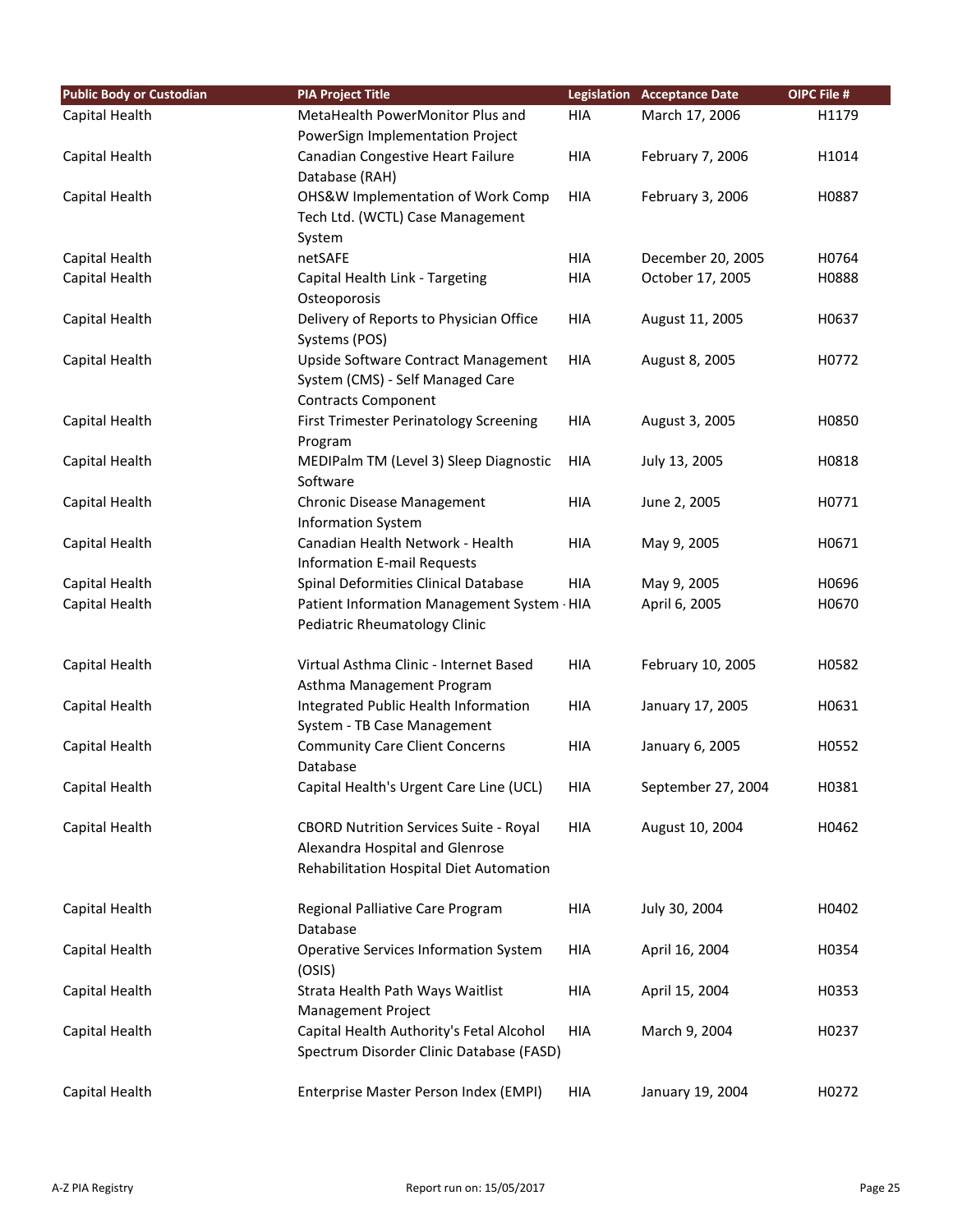| Public Body or Custodian | PIA Project Title | Legislation | Acceptance Date | OIPC File # |
|---|---|---|---|---|
| Capital Health | MetaHealth PowerMonitor Plus and PowerSign Implementation Project | HIA | March 17, 2006 | H1179 |
| Capital Health | Canadian Congestive Heart Failure Database (RAH) | HIA | February 7, 2006 | H1014 |
| Capital Health | OHS&W Implementation of Work Comp Tech Ltd. (WCTL) Case Management System | HIA | February 3, 2006 | H0887 |
| Capital Health | netSAFE | HIA | December 20, 2005 | H0764 |
| Capital Health | Capital Health Link - Targeting Osteoporosis | HIA | October 17, 2005 | H0888 |
| Capital Health | Delivery of Reports to Physician Office Systems (POS) | HIA | August 11, 2005 | H0637 |
| Capital Health | Upside Software Contract Management System (CMS) - Self Managed Care Contracts Component | HIA | August 8, 2005 | H0772 |
| Capital Health | First Trimester Perinatology Screening Program | HIA | August 3, 2005 | H0850 |
| Capital Health | MEDIPalm TM (Level 3) Sleep Diagnostic Software | HIA | July 13, 2005 | H0818 |
| Capital Health | Chronic Disease Management Information System | HIA | June 2, 2005 | H0771 |
| Capital Health | Canadian Health Network - Health Information E-mail Requests | HIA | May 9, 2005 | H0671 |
| Capital Health | Spinal Deformities Clinical Database | HIA | May 9, 2005 | H0696 |
| Capital Health | Patient Information Management System - Pediatric Rheumatology Clinic | HIA | April 6, 2005 | H0670 |
| Capital Health | Virtual Asthma Clinic - Internet Based Asthma Management Program | HIA | February 10, 2005 | H0582 |
| Capital Health | Integrated Public Health Information System - TB Case Management | HIA | January 17, 2005 | H0631 |
| Capital Health | Community Care Client Concerns Database | HIA | January 6, 2005 | H0552 |
| Capital Health | Capital Health's Urgent Care Line (UCL) | HIA | September 27, 2004 | H0381 |
| Capital Health | CBORD Nutrition Services Suite - Royal Alexandra Hospital and Glenrose Rehabilitation Hospital Diet Automation | HIA | August 10, 2004 | H0462 |
| Capital Health | Regional Palliative Care Program Database | HIA | July 30, 2004 | H0402 |
| Capital Health | Operative Services Information System (OSIS) | HIA | April 16, 2004 | H0354 |
| Capital Health | Strata Health Path Ways Waitlist Management Project | HIA | April 15, 2004 | H0353 |
| Capital Health | Capital Health Authority's Fetal Alcohol Spectrum Disorder Clinic Database (FASD) | HIA | March 9, 2004 | H0237 |
| Capital Health | Enterprise Master Person Index (EMPI) | HIA | January 19, 2004 | H0272 |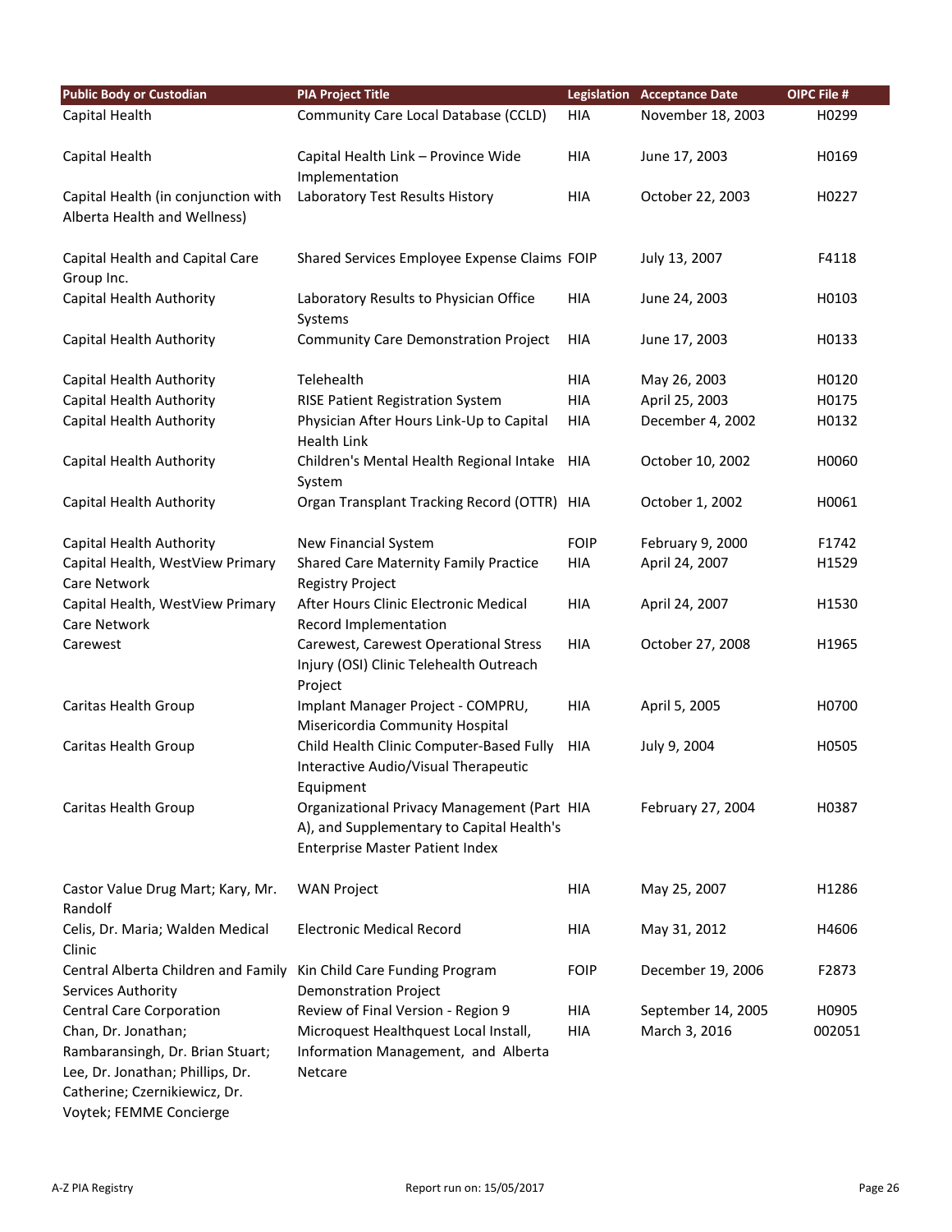| Public Body or Custodian | PIA Project Title | Legislation | Acceptance Date | OIPC File # |
|---|---|---|---|---|
| Capital Health | Community Care Local Database (CCLD) | HIA | November 18, 2003 | H0299 |
| Capital Health | Capital Health Link – Province Wide Implementation | HIA | June 17, 2003 | H0169 |
| Capital Health (in conjunction with Alberta Health and Wellness) | Laboratory Test Results History | HIA | October 22, 2003 | H0227 |
| Capital Health and Capital Care Group Inc. | Shared Services Employee Expense Claims | FOIP | July 13, 2007 | F4118 |
| Capital Health Authority | Laboratory Results to Physician Office Systems | HIA | June 24, 2003 | H0103 |
| Capital Health Authority | Community Care Demonstration Project | HIA | June 17, 2003 | H0133 |
| Capital Health Authority | Telehealth | HIA | May 26, 2003 | H0120 |
| Capital Health Authority | RISE Patient Registration System | HIA | April 25, 2003 | H0175 |
| Capital Health Authority | Physician After Hours Link-Up to Capital Health Link | HIA | December 4, 2002 | H0132 |
| Capital Health Authority | Children's Mental Health Regional Intake System | HIA | October 10, 2002 | H0060 |
| Capital Health Authority | Organ Transplant Tracking Record (OTTR) | HIA | October 1, 2002 | H0061 |
| Capital Health Authority | New Financial System | FOIP | February 9, 2000 | F1742 |
| Capital Health, WestView Primary Care Network | Shared Care Maternity Family Practice Registry Project | HIA | April 24, 2007 | H1529 |
| Capital Health, WestView Primary Care Network | After Hours Clinic Electronic Medical Record Implementation | HIA | April 24, 2007 | H1530 |
| Carewest | Carewest, Carewest Operational Stress Injury (OSI) Clinic Telehealth Outreach Project | HIA | October 27, 2008 | H1965 |
| Caritas Health Group | Implant Manager Project - COMPRU, Misericordia Community Hospital | HIA | April 5, 2005 | H0700 |
| Caritas Health Group | Child Health Clinic Computer-Based Fully Interactive Audio/Visual Therapeutic Equipment | HIA | July 9, 2004 | H0505 |
| Caritas Health Group | Organizational Privacy Management (Part A), and Supplementary to Capital Health's Enterprise Master Patient Index | HIA | February 27, 2004 | H0387 |
| Castor Value Drug Mart; Kary, Mr. Randolf | WAN Project | HIA | May 25, 2007 | H1286 |
| Celis, Dr. Maria; Walden Medical Clinic | Electronic Medical Record | HIA | May 31, 2012 | H4606 |
| Central Alberta Children and Family Services Authority | Kin Child Care Funding Program Demonstration Project | FOIP | December 19, 2006 | F2873 |
| Central Care Corporation | Review of Final Version - Region 9 | HIA | September 14, 2005 | H0905 |
| Chan, Dr. Jonathan; Rambaransingh, Dr. Brian Stuart; Lee, Dr. Jonathan; Phillips, Dr. Catherine; Czernikiewicz, Dr. Voytek; FEMME Concierge | Microquest Healthquest Local Install, Information Management, and Alberta Netcare | HIA | March 3, 2016 | 002051 |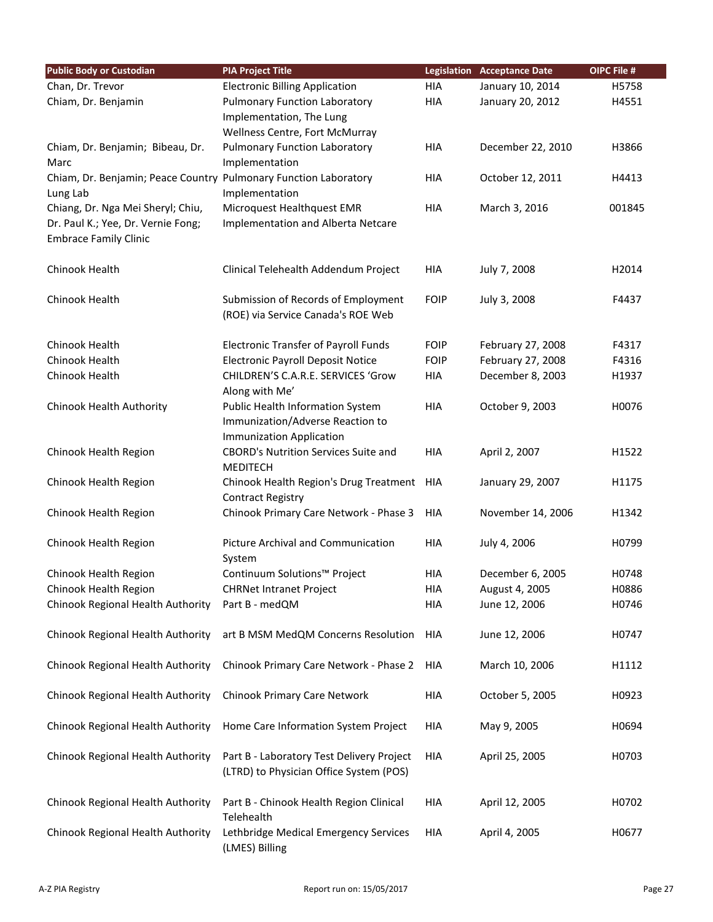| Public Body or Custodian | PIA Project Title | Legislation | Acceptance Date | OIPC File # |
|---|---|---|---|---|
| Chan, Dr. Trevor | Electronic Billing Application | HIA | January 10, 2014 | H5758 |
| Chiam, Dr. Benjamin | Pulmonary Function Laboratory Implementation, The Lung Wellness Centre, Fort McMurray | HIA | January 20, 2012 | H4551 |
| Chiam, Dr. Benjamin; Bibeau, Dr. Marc | Pulmonary Function Laboratory Implementation | HIA | December 22, 2010 | H3866 |
| Chiam, Dr. Benjamin; Peace Country Lung Lab | Pulmonary Function Laboratory Implementation | HIA | October 12, 2011 | H4413 |
| Chiang, Dr. Nga Mei Sheryl; Chiu, Dr. Paul K.; Yee, Dr. Vernie Fong; Embrace Family Clinic | Microquest Healthquest EMR Implementation and Alberta Netcare | HIA | March 3, 2016 | 001845 |
| Chinook Health | Clinical Telehealth Addendum Project | HIA | July 7, 2008 | H2014 |
| Chinook Health | Submission of Records of Employment (ROE) via Service Canada's ROE Web | FOIP | July 3, 2008 | F4437 |
| Chinook Health | Electronic Transfer of Payroll Funds | FOIP | February 27, 2008 | F4317 |
| Chinook Health | Electronic Payroll Deposit Notice | FOIP | February 27, 2008 | F4316 |
| Chinook Health | CHILDREN'S C.A.R.E. SERVICES 'Grow Along with Me' | HIA | December 8, 2003 | H1937 |
| Chinook Health Authority | Public Health Information System Immunization/Adverse Reaction to Immunization Application | HIA | October 9, 2003 | H0076 |
| Chinook Health Region | CBORD's Nutrition Services Suite and MEDITECH | HIA | April 2, 2007 | H1522 |
| Chinook Health Region | Chinook Health Region's Drug Treatment Contract Registry | HIA | January 29, 2007 | H1175 |
| Chinook Health Region | Chinook Primary Care Network - Phase 3 | HIA | November 14, 2006 | H1342 |
| Chinook Health Region | Picture Archival and Communication System | HIA | July 4, 2006 | H0799 |
| Chinook Health Region | Continuum Solutions™ Project | HIA | December 6, 2005 | H0748 |
| Chinook Health Region | CHRNet Intranet Project | HIA | August 4, 2005 | H0886 |
| Chinook Regional Health Authority | Part B - medQM | HIA | June 12, 2006 | H0746 |
| Chinook Regional Health Authority | art B MSM MedQM Concerns Resolution | HIA | June 12, 2006 | H0747 |
| Chinook Regional Health Authority | Chinook Primary Care Network - Phase 2 | HIA | March 10, 2006 | H1112 |
| Chinook Regional Health Authority | Chinook Primary Care Network | HIA | October 5, 2005 | H0923 |
| Chinook Regional Health Authority | Home Care Information System Project | HIA | May 9, 2005 | H0694 |
| Chinook Regional Health Authority | Part B - Laboratory Test Delivery Project (LTRD) to Physician Office System (POS) | HIA | April 25, 2005 | H0703 |
| Chinook Regional Health Authority | Part B - Chinook Health Region Clinical Telehealth | HIA | April 12, 2005 | H0702 |
| Chinook Regional Health Authority | Lethbridge Medical Emergency Services (LMES) Billing | HIA | April 4, 2005 | H0677 |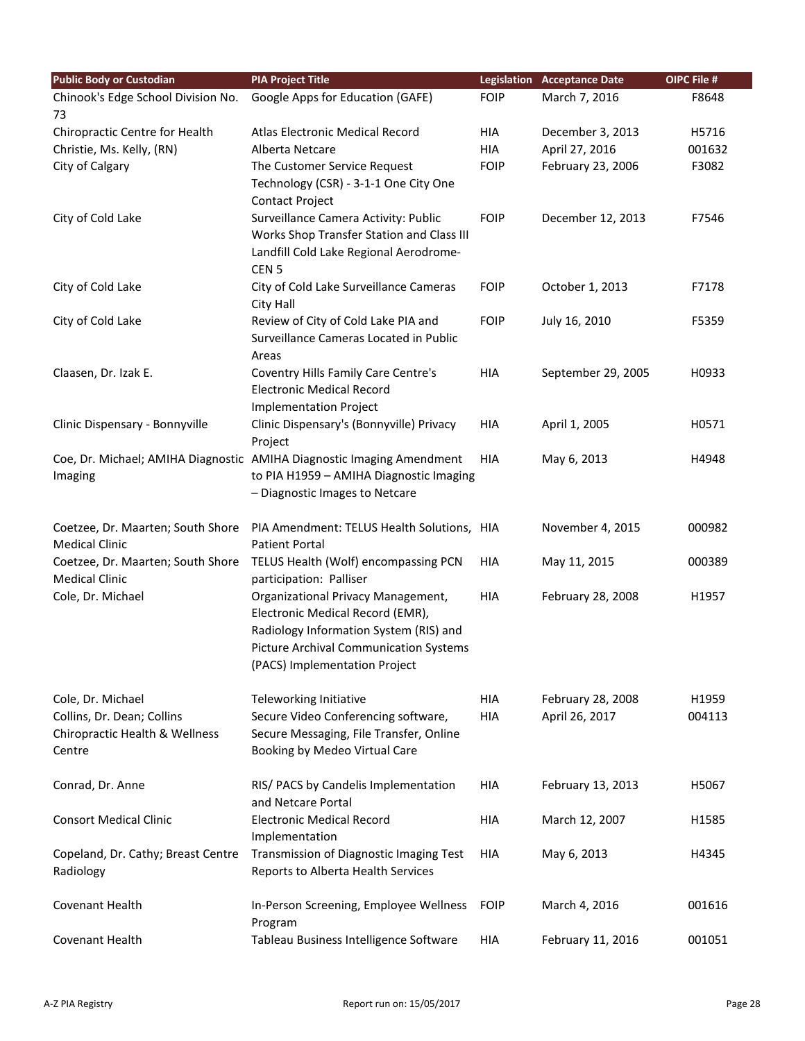| Public Body or Custodian | PIA Project Title | Legislation | Acceptance Date | OIPC File # |
|---|---|---|---|---|
| Chinook's Edge School Division No. 73 | Google Apps for Education (GAFE) | FOIP | March 7, 2016 | F8648 |
| Chiropractic Centre for Health | Atlas Electronic Medical Record | HIA | December 3, 2013 | H5716 |
| Christie, Ms. Kelly, (RN) | Alberta Netcare | HIA | April 27, 2016 | 001632 |
| City of Calgary | The Customer Service Request Technology (CSR) - 3-1-1 One City One Contact Project | FOIP | February 23, 2006 | F3082 |
| City of Cold Lake | Surveillance Camera Activity: Public Works Shop Transfer Station and Class III Landfill Cold Lake Regional Aerodrome- CEN 5 | FOIP | December 12, 2013 | F7546 |
| City of Cold Lake | City of Cold Lake Surveillance Cameras City Hall | FOIP | October 1, 2013 | F7178 |
| City of Cold Lake | Review of City of Cold Lake PIA and Surveillance Cameras Located in Public Areas | FOIP | July 16, 2010 | F5359 |
| Claasen, Dr. Izak E. | Coventry Hills Family Care Centre's Electronic Medical Record Implementation Project | HIA | September 29, 2005 | H0933 |
| Clinic Dispensary - Bonnyville | Clinic Dispensary's (Bonnyville) Privacy Project | HIA | April 1, 2005 | H0571 |
| Coe, Dr. Michael; AMIHA Diagnostic Imaging | AMIHA Diagnostic Imaging Amendment to PIA H1959 – AMIHA Diagnostic Imaging – Diagnostic Images to Netcare | HIA | May 6, 2013 | H4948 |
| Coetzee, Dr. Maarten; South Shore Medical Clinic | PIA Amendment: TELUS Health Solutions, Patient Portal | HIA | November 4, 2015 | 000982 |
| Coetzee, Dr. Maarten; South Shore Medical Clinic | TELUS Health (Wolf) encompassing PCN participation: Palliser | HIA | May 11, 2015 | 000389 |
| Cole, Dr. Michael | Organizational Privacy Management, Electronic Medical Record (EMR), Radiology Information System (RIS) and Picture Archival Communication Systems (PACS) Implementation Project | HIA | February 28, 2008 | H1957 |
| Cole, Dr. Michael | Teleworking Initiative | HIA | February 28, 2008 | H1959 |
| Collins, Dr. Dean; Collins Chiropractic Health & Wellness Centre | Secure Video Conferencing software, Secure Messaging, File Transfer, Online Booking by Medeo Virtual Care | HIA | April 26, 2017 | 004113 |
| Conrad, Dr. Anne | RIS/ PACS by Candelis Implementation and Netcare Portal | HIA | February 13, 2013 | H5067 |
| Consort Medical Clinic | Electronic Medical Record Implementation | HIA | March 12, 2007 | H1585 |
| Copeland, Dr. Cathy; Breast Centre Radiology | Transmission of Diagnostic Imaging Test Reports to Alberta Health Services | HIA | May 6, 2013 | H4345 |
| Covenant Health | In-Person Screening, Employee Wellness Program | FOIP | March 4, 2016 | 001616 |
| Covenant Health | Tableau Business Intelligence Software | HIA | February 11, 2016 | 001051 |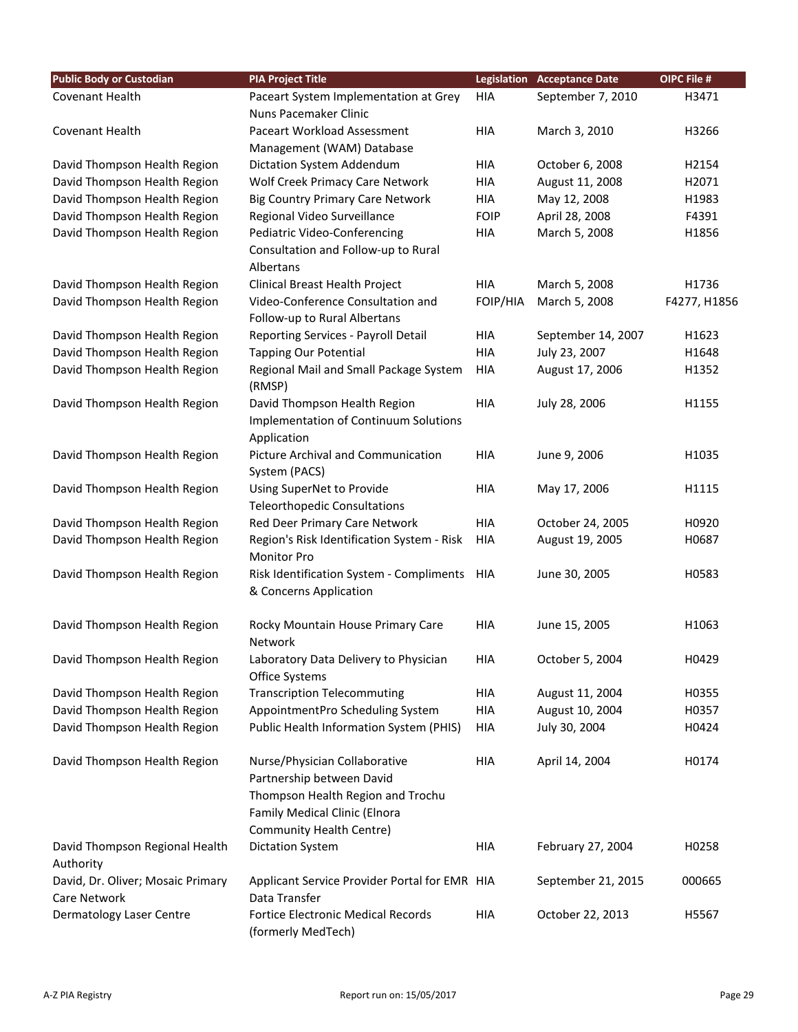| Public Body or Custodian | PIA Project Title | Legislation | Acceptance Date | OIPC File # |
| --- | --- | --- | --- | --- |
| Covenant Health | Paceart System Implementation at Grey Nuns Pacemaker Clinic | HIA | September 7, 2010 | H3471 |
| Covenant Health | Paceart Workload Assessment Management (WAM) Database | HIA | March 3, 2010 | H3266 |
| David Thompson Health Region | Dictation System Addendum | HIA | October 6, 2008 | H2154 |
| David Thompson Health Region | Wolf Creek Primacy Care Network | HIA | August 11, 2008 | H2071 |
| David Thompson Health Region | Big Country Primary Care Network | HIA | May 12, 2008 | H1983 |
| David Thompson Health Region | Regional Video Surveillance | FOIP | April 28, 2008 | F4391 |
| David Thompson Health Region | Pediatric Video-Conferencing Consultation and Follow-up to Rural Albertans | HIA | March 5, 2008 | H1856 |
| David Thompson Health Region | Clinical Breast Health Project | HIA | March 5, 2008 | H1736 |
| David Thompson Health Region | Video-Conference Consultation and Follow-up to Rural Albertans | FOIP/HIA | March 5, 2008 | F4277, H1856 |
| David Thompson Health Region | Reporting Services - Payroll Detail | HIA | September 14, 2007 | H1623 |
| David Thompson Health Region | Tapping Our Potential | HIA | July 23, 2007 | H1648 |
| David Thompson Health Region | Regional Mail and Small Package System (RMSP) | HIA | August 17, 2006 | H1352 |
| David Thompson Health Region | David Thompson Health Region Implementation of Continuum Solutions Application | HIA | July 28, 2006 | H1155 |
| David Thompson Health Region | Picture Archival and Communication System (PACS) | HIA | June 9, 2006 | H1035 |
| David Thompson Health Region | Using SuperNet to Provide Teleorthopedic Consultations | HIA | May 17, 2006 | H1115 |
| David Thompson Health Region | Red Deer Primary Care Network | HIA | October 24, 2005 | H0920 |
| David Thompson Health Region | Region's Risk Identification System - Risk Monitor Pro | HIA | August 19, 2005 | H0687 |
| David Thompson Health Region | Risk Identification System - Compliments & Concerns Application | HIA | June 30, 2005 | H0583 |
| David Thompson Health Region | Rocky Mountain House Primary Care Network | HIA | June 15, 2005 | H1063 |
| David Thompson Health Region | Laboratory Data Delivery to Physician Office Systems | HIA | October 5, 2004 | H0429 |
| David Thompson Health Region | Transcription Telecommuting | HIA | August 11, 2004 | H0355 |
| David Thompson Health Region | AppointmentPro Scheduling System | HIA | August 10, 2004 | H0357 |
| David Thompson Health Region | Public Health Information System (PHIS) | HIA | July 30, 2004 | H0424 |
| David Thompson Health Region | Nurse/Physician Collaborative Partnership between David Thompson Health Region and Trochu Family Medical Clinic (Elnora Community Health Centre) | HIA | April 14, 2004 | H0174 |
| David Thompson Regional Health Authority | Dictation System | HIA | February 27, 2004 | H0258 |
| David, Dr. Oliver; Mosaic Primary Care Network | Applicant Service Provider Portal for EMR Data Transfer | HIA | September 21, 2015 | 000665 |
| Dermatology Laser Centre | Fortice Electronic Medical Records (formerly MedTech) | HIA | October 22, 2013 | H5567 |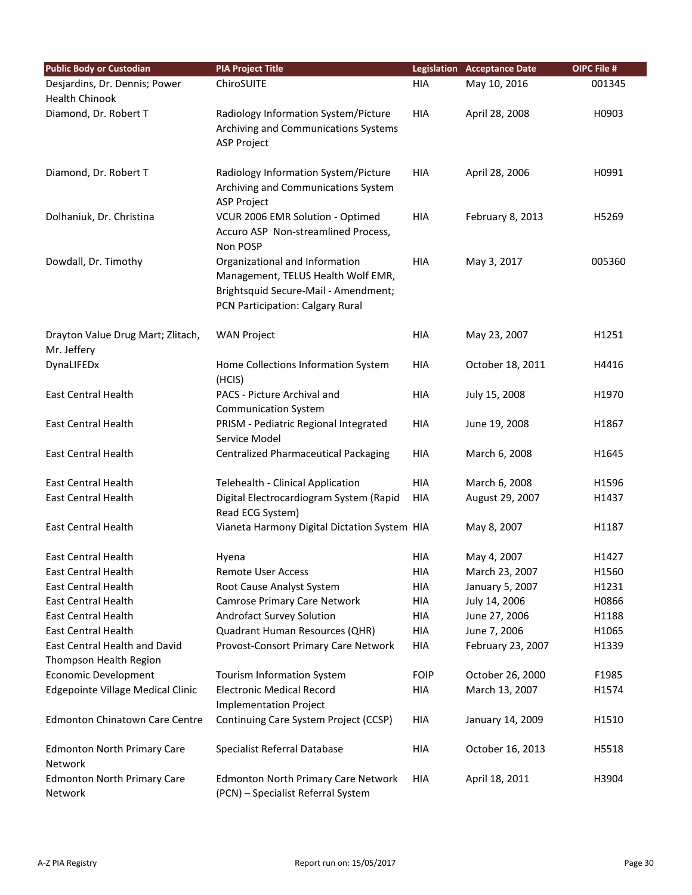| Public Body or Custodian | PIA Project Title | Legislation | Acceptance Date | OIPC File # |
| --- | --- | --- | --- | --- |
| Desjardins, Dr. Dennis; Power Health Chinook | ChiroSUITE | HIA | May 10, 2016 | 001345 |
| Diamond, Dr. Robert T | Radiology Information System/Picture Archiving and Communications Systems ASP Project | HIA | April 28, 2008 | H0903 |
| Diamond, Dr. Robert T | Radiology Information System/Picture Archiving and Communications System ASP Project | HIA | April 28, 2006 | H0991 |
| Dolhaniuk, Dr. Christina | VCUR 2006 EMR Solution - Optimed Accuro ASP Non-streamlined Process, Non POSP | HIA | February 8, 2013 | H5269 |
| Dowdall, Dr. Timothy | Organizational and Information Management, TELUS Health Wolf EMR, Brightsquid Secure-Mail - Amendment; PCN Participation: Calgary Rural | HIA | May 3, 2017 | 005360 |
| Drayton Value Drug Mart; Zlitach, Mr. Jeffery | WAN Project | HIA | May 23, 2007 | H1251 |
| DynaLIFEDx | Home Collections Information System (HCIS) | HIA | October 18, 2011 | H4416 |
| East Central Health | PACS - Picture Archival and Communication System | HIA | July 15, 2008 | H1970 |
| East Central Health | PRISM - Pediatric Regional Integrated Service Model | HIA | June 19, 2008 | H1867 |
| East Central Health | Centralized Pharmaceutical Packaging | HIA | March 6, 2008 | H1645 |
| East Central Health | Telehealth - Clinical Application | HIA | March 6, 2008 | H1596 |
| East Central Health | Digital Electrocardiogram System (Rapid Read ECG System) | HIA | August 29, 2007 | H1437 |
| East Central Health | Vianeta Harmony Digital Dictation System | HIA | May 8, 2007 | H1187 |
| East Central Health | Hyena | HIA | May 4, 2007 | H1427 |
| East Central Health | Remote User Access | HIA | March 23, 2007 | H1560 |
| East Central Health | Root Cause Analyst System | HIA | January 5, 2007 | H1231 |
| East Central Health | Camrose Primary Care Network | HIA | July 14, 2006 | H0866 |
| East Central Health | Androfact Survey Solution | HIA | June 27, 2006 | H1188 |
| East Central Health | Quadrant Human Resources (QHR) | HIA | June 7, 2006 | H1065 |
| East Central Health and David Thompson Health Region | Provost-Consort Primary Care Network | HIA | February 23, 2007 | H1339 |
| Economic Development | Tourism Information System | FOIP | October 26, 2000 | F1985 |
| Edgepointe Village Medical Clinic | Electronic Medical Record Implementation Project | HIA | March 13, 2007 | H1574 |
| Edmonton Chinatown Care Centre | Continuing Care System Project (CCSP) | HIA | January 14, 2009 | H1510 |
| Edmonton North Primary Care Network | Specialist Referral Database | HIA | October 16, 2013 | H5518 |
| Edmonton North Primary Care Network | Edmonton North Primary Care Network (PCN) – Specialist Referral System | HIA | April 18, 2011 | H3904 |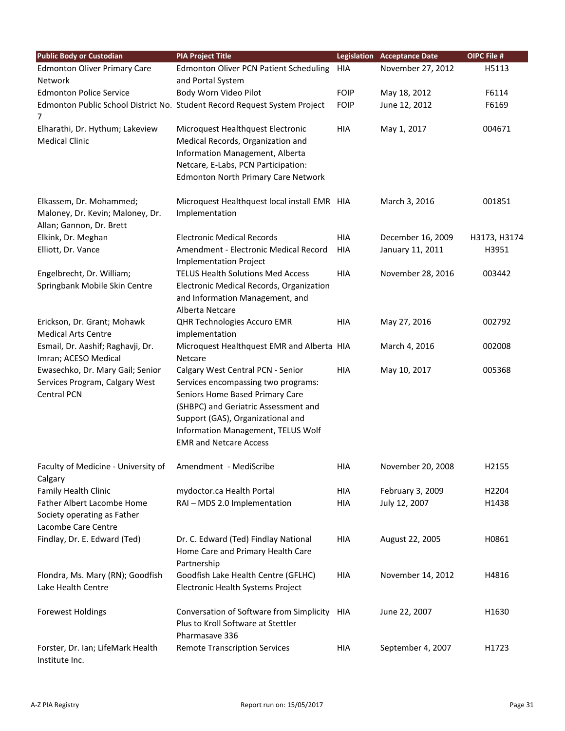| Public Body or Custodian | PIA Project Title | Legislation | Acceptance Date | OIPC File # |
|---|---|---|---|---|
| Edmonton Oliver Primary Care Network | Edmonton Oliver PCN Patient Scheduling and Portal System | HIA | November 27, 2012 | H5113 |
| Edmonton Police Service | Body Worn Video Pilot | FOIP | May 18, 2012 | F6114 |
| Edmonton Public School District No. 7 | Student Record Request System Project | FOIP | June 12, 2012 | F6169 |
| Elharathi, Dr. Hythum; Lakeview Medical Clinic | Microquest Healthquest Electronic Medical Records, Organization and Information Management, Alberta Netcare, E-Labs, PCN Participation: Edmonton North Primary Care Network | HIA | May 1, 2017 | 004671 |
| Elkassem, Dr. Mohammed; Maloney, Dr. Kevin; Maloney, Dr. Allan; Gannon, Dr. Brett | Microquest Healthquest local install EMR Implementation | HIA | March 3, 2016 | 001851 |
| Elkink, Dr. Meghan | Electronic Medical Records | HIA | December 16, 2009 | H3173, H3174 |
| Elliott, Dr. Vance | Amendment - Electronic Medical Record Implementation Project | HIA | January 11, 2011 | H3951 |
| Engelbrecht, Dr. William; Springbank Mobile Skin Centre | TELUS Health Solutions Med Access Electronic Medical Records, Organization and Information Management, and Alberta Netcare | HIA | November 28, 2016 | 003442 |
| Erickson, Dr. Grant; Mohawk Medical Arts Centre | QHR Technologies Accuro EMR implementation | HIA | May 27, 2016 | 002792 |
| Esmail, Dr. Aashif; Raghavji, Dr. Imran; ACESO Medical | Microquest Healthquest EMR and Alberta Netcare | HIA | March 4, 2016 | 002008 |
| Ewasechko, Dr. Mary Gail; Senior Services Program, Calgary West Central PCN | Calgary West Central PCN - Senior Services encompassing two programs: Seniors Home Based Primary Care (SHBPC) and Geriatric Assessment and Support (GAS), Organizational and Information Management, TELUS Wolf EMR and Netcare Access | HIA | May 10, 2017 | 005368 |
| Faculty of Medicine - University of Calgary | Amendment - MediScribe | HIA | November 20, 2008 | H2155 |
| Family Health Clinic | mydoctor.ca Health Portal | HIA | February 3, 2009 | H2204 |
| Father Albert Lacombe Home Society operating as Father Lacombe Care Centre | RAI – MDS 2.0 Implementation | HIA | July 12, 2007 | H1438 |
| Findlay, Dr. E. Edward (Ted) | Dr. C. Edward (Ted) Findlay National Home Care and Primary Health Care Partnership | HIA | August 22, 2005 | H0861 |
| Flondra, Ms. Mary (RN); Goodfish Lake Health Centre | Goodfish Lake Health Centre (GFLHC) Electronic Health Systems Project | HIA | November 14, 2012 | H4816 |
| Forewest Holdings | Conversation of Software from Simplicity Plus to Kroll Software at Stettler Pharmasave 336 | HIA | June 22, 2007 | H1630 |
| Forster, Dr. Ian; LifeMark Health Institute Inc. | Remote Transcription Services | HIA | September 4, 2007 | H1723 |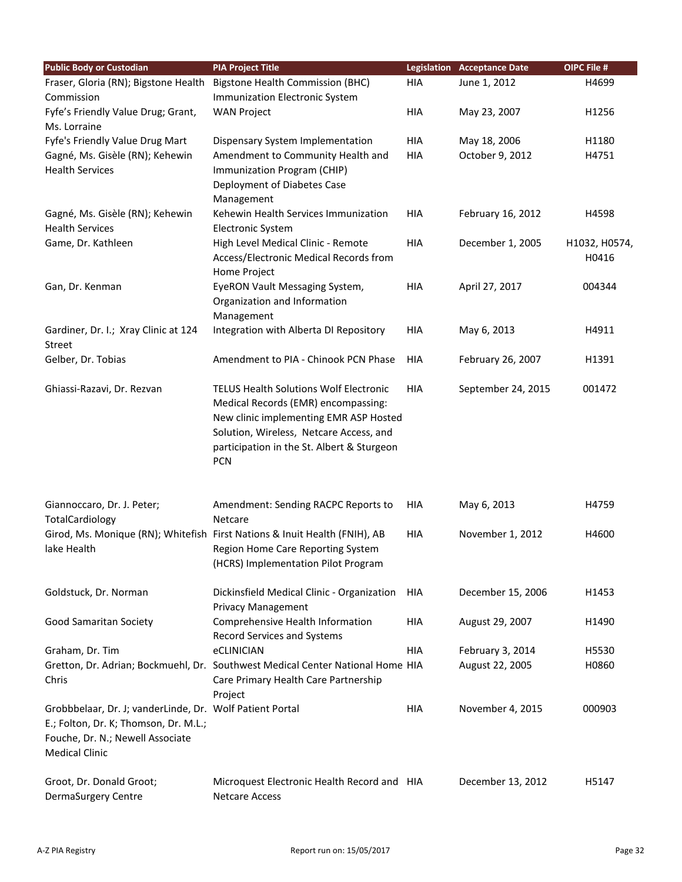| Public Body or Custodian | PIA Project Title | Legislation | Acceptance Date | OIPC File # |
| --- | --- | --- | --- | --- |
| Fraser, Gloria (RN); Bigstone Health Commission | Bigstone Health Commission (BHC) Immunization Electronic System | HIA | June 1, 2012 | H4699 |
| Fyfe's Friendly Value Drug; Grant, Ms. Lorraine | WAN Project | HIA | May 23, 2007 | H1256 |
| Fyfe's Friendly Value Drug Mart | Dispensary System Implementation | HIA | May 18, 2006 | H1180 |
| Gagné, Ms. Gisèle (RN); Kehewin Health Services | Amendment to Community Health and Immunization Program (CHIP) Deployment of Diabetes Case Management | HIA | October 9, 2012 | H4751 |
| Gagné, Ms. Gisèle (RN); Kehewin Health Services | Kehewin Health Services Immunization Electronic System | HIA | February 16, 2012 | H4598 |
| Game, Dr. Kathleen | High Level Medical Clinic - Remote Access/Electronic Medical Records from Home Project | HIA | December 1, 2005 | H1032, H0574, H0416 |
| Gan, Dr. Kenman | EyeRON Vault Messaging System, Organization and Information Management | HIA | April 27, 2017 | 004344 |
| Gardiner, Dr. I.; Xray Clinic at 124 Street | Integration with Alberta DI Repository | HIA | May 6, 2013 | H4911 |
| Gelber, Dr. Tobias | Amendment to PIA - Chinook PCN Phase | HIA | February 26, 2007 | H1391 |
| Ghiassi-Razavi, Dr. Rezvan | TELUS Health Solutions Wolf Electronic Medical Records (EMR) encompassing: New clinic implementing EMR ASP Hosted Solution, Wireless, Netcare Access, and participation in the St. Albert & Sturgeon PCN | HIA | September 24, 2015 | 001472 |
| Giannoccaro, Dr. J. Peter; TotalCardiology | Amendment: Sending RACPC Reports to Netcare | HIA | May 6, 2013 | H4759 |
| Girod, Ms. Monique (RN); Whitefish lake Health | First Nations & Inuit Health (FNIH), AB Region Home Care Reporting System (HCRS) Implementation Pilot Program | HIA | November 1, 2012 | H4600 |
| Goldstuck, Dr. Norman | Dickinsfield Medical Clinic - Organization Privacy Management | HIA | December 15, 2006 | H1453 |
| Good Samaritan Society | Comprehensive Health Information Record Services and Systems | HIA | August 29, 2007 | H1490 |
| Graham, Dr. Tim | eCLINICIAN | HIA | February 3, 2014 | H5530 |
| Gretton, Dr. Adrian; Bockmuehl, Dr. Chris | Southwest Medical Center National Home Care Primary Health Care Partnership Project | HIA | August 22, 2005 | H0860 |
| Grobbbelaar, Dr. J; vanderLinde, Dr. E.; Folton, Dr. K; Thomson, Dr. M.L.; Fouche, Dr. N.; Newell Associate Medical Clinic | Wolf Patient Portal | HIA | November 4, 2015 | 000903 |
| Groot, Dr. Donald Groot; DermaSurgery Centre | Microquest Electronic Health Record and Netcare Access | HIA | December 13, 2012 | H5147 |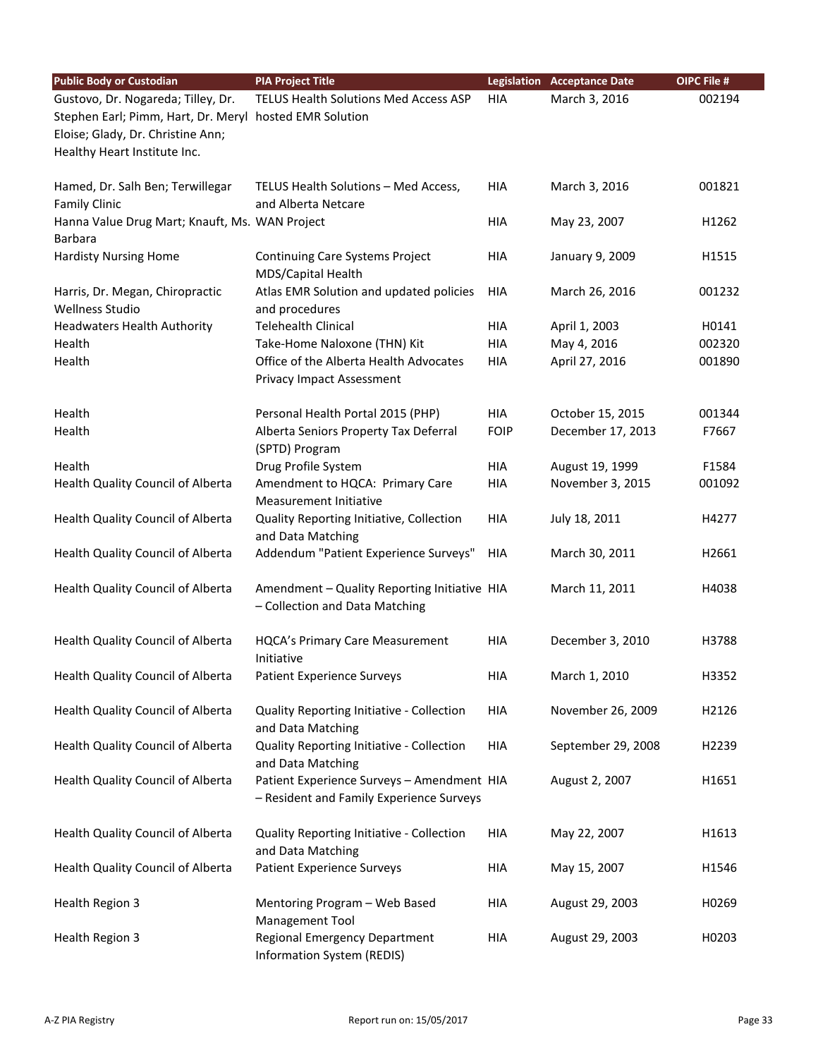| Public Body or Custodian | PIA Project Title | Legislation | Acceptance Date | OIPC File # |
|---|---|---|---|---|
| Gustovo, Dr. Nogareda; Tilley, Dr. Stephen Earl; Pimm, Hart, Dr. Meryl Eloise; Glady, Dr. Christine Ann; Healthy Heart Institute Inc. | TELUS Health Solutions Med Access ASP hosted EMR Solution | HIA | March 3, 2016 | 002194 |
| Hamed, Dr. Salh Ben; Terwillegar Family Clinic | TELUS Health Solutions – Med Access, and Alberta Netcare | HIA | March 3, 2016 | 001821 |
| Hanna Value Drug Mart; Knauft, Ms. Barbara | WAN Project | HIA | May 23, 2007 | H1262 |
| Hardisty Nursing Home | Continuing Care Systems Project MDS/Capital Health | HIA | January 9, 2009 | H1515 |
| Harris, Dr. Megan, Chiropractic Wellness Studio | Atlas EMR Solution and updated policies and procedures | HIA | March 26, 2016 | 001232 |
| Headwaters Health Authority | Telehealth Clinical | HIA | April 1, 2003 | H0141 |
| Health | Take-Home Naloxone (THN) Kit | HIA | May 4, 2016 | 002320 |
| Health | Office of the Alberta Health Advocates Privacy Impact Assessment | HIA | April 27, 2016 | 001890 |
| Health | Personal Health Portal 2015 (PHP) | HIA | October 15, 2015 | 001344 |
| Health | Alberta Seniors Property Tax Deferral (SPTD) Program | FOIP | December 17, 2013 | F7667 |
| Health | Drug Profile System | HIA | August 19, 1999 | F1584 |
| Health Quality Council of Alberta | Amendment to HQCA: Primary Care Measurement Initiative | HIA | November 3, 2015 | 001092 |
| Health Quality Council of Alberta | Quality Reporting Initiative, Collection and Data Matching | HIA | July 18, 2011 | H4277 |
| Health Quality Council of Alberta | Addendum "Patient Experience Surveys" | HIA | March 30, 2011 | H2661 |
| Health Quality Council of Alberta | Amendment – Quality Reporting Initiative – Collection and Data Matching | HIA | March 11, 2011 | H4038 |
| Health Quality Council of Alberta | HQCA's Primary Care Measurement Initiative | HIA | December 3, 2010 | H3788 |
| Health Quality Council of Alberta | Patient Experience Surveys | HIA | March 1, 2010 | H3352 |
| Health Quality Council of Alberta | Quality Reporting Initiative - Collection and Data Matching | HIA | November 26, 2009 | H2126 |
| Health Quality Council of Alberta | Quality Reporting Initiative - Collection and Data Matching | HIA | September 29, 2008 | H2239 |
| Health Quality Council of Alberta | Patient Experience Surveys – Amendment – Resident and Family Experience Surveys | HIA | August 2, 2007 | H1651 |
| Health Quality Council of Alberta | Quality Reporting Initiative - Collection and Data Matching | HIA | May 22, 2007 | H1613 |
| Health Quality Council of Alberta | Patient Experience Surveys | HIA | May 15, 2007 | H1546 |
| Health Region 3 | Mentoring Program – Web Based Management Tool | HIA | August 29, 2003 | H0269 |
| Health Region 3 | Regional Emergency Department Information System (REDIS) | HIA | August 29, 2003 | H0203 |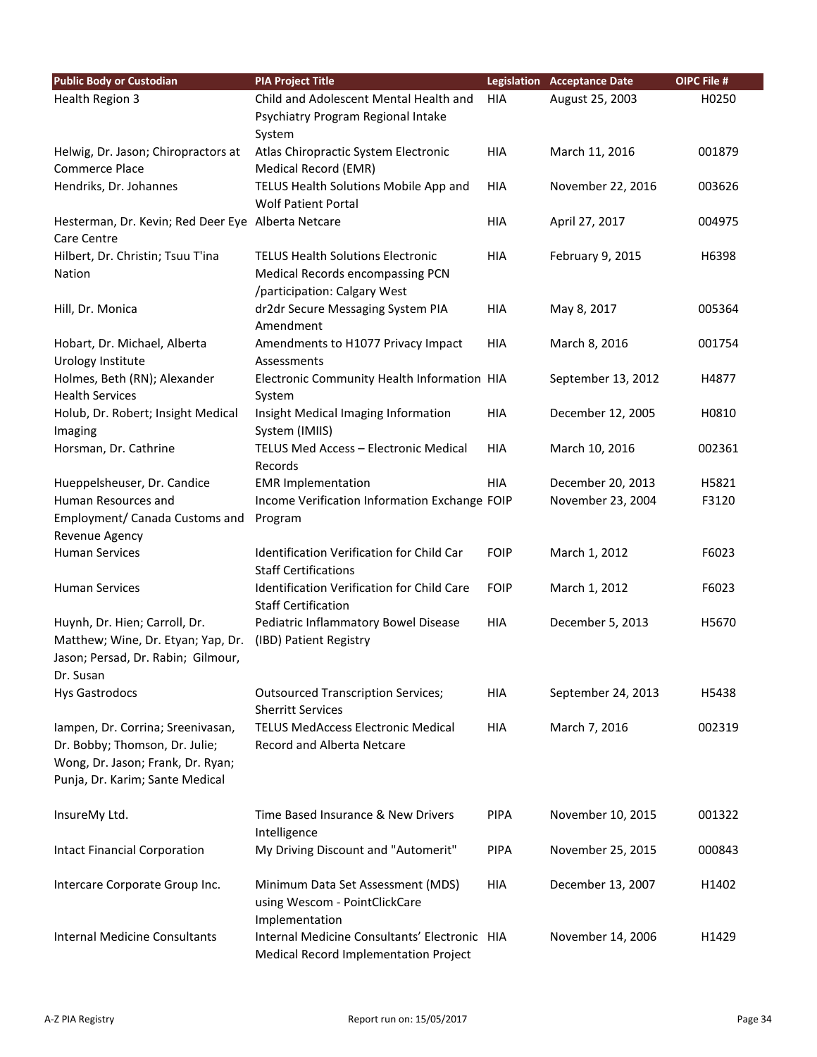| Public Body or Custodian | PIA Project Title | Legislation | Acceptance Date | OIPC File # |
|---|---|---|---|---|
| Health Region 3 | Child and Adolescent Mental Health and Psychiatry Program Regional Intake System | HIA | August 25, 2003 | H0250 |
| Helwig, Dr. Jason; Chiropractors at Commerce Place | Atlas Chiropractic System Electronic Medical Record (EMR) | HIA | March 11, 2016 | 001879 |
| Hendriks, Dr. Johannes | TELUS Health Solutions Mobile App and Wolf Patient Portal | HIA | November 22, 2016 | 003626 |
| Hesterman, Dr. Kevin; Red Deer Eye Care Centre | Alberta Netcare | HIA | April 27, 2017 | 004975 |
| Hilbert, Dr. Christin; Tsuu T'ina Nation | TELUS Health Solutions Electronic Medical Records encompassing PCN /participation: Calgary West | HIA | February 9, 2015 | H6398 |
| Hill, Dr. Monica | dr2dr Secure Messaging System PIA Amendment | HIA | May 8, 2017 | 005364 |
| Hobart, Dr. Michael, Alberta Urology Institute | Amendments to H1077 Privacy Impact Assessments | HIA | March 8, 2016 | 001754 |
| Holmes, Beth (RN); Alexander Health Services | Electronic Community Health Information System | HIA | September 13, 2012 | H4877 |
| Holub, Dr. Robert; Insight Medical Imaging | Insight Medical Imaging Information System (IMIIS) | HIA | December 12, 2005 | H0810 |
| Horsman, Dr. Cathrine | TELUS Med Access – Electronic Medical Records | HIA | March 10, 2016 | 002361 |
| Hueppelsheuser, Dr. Candice | EMR Implementation | HIA | December 20, 2013 | H5821 |
| Human Resources and Employment/ Canada Customs and Revenue Agency | Income Verification Information Exchange Program | FOIP | November 23, 2004 | F3120 |
| Human Services | Identification Verification for Child Car Staff Certifications | FOIP | March 1, 2012 | F6023 |
| Human Services | Identification Verification for Child Care Staff Certification | FOIP | March 1, 2012 | F6023 |
| Huynh, Dr. Hien; Carroll, Dr. Matthew; Wine, Dr. Etyan; Yap, Dr. Jason; Persad, Dr. Rabin; Gilmour, Dr. Susan | Pediatric Inflammatory Bowel Disease (IBD) Patient Registry | HIA | December 5, 2013 | H5670 |
| Hys Gastrodocs | Outsourced Transcription Services; Sherritt Services | HIA | September 24, 2013 | H5438 |
| Iampen, Dr. Corrina; Sreenivasan, Dr. Bobby; Thomson, Dr. Julie; Wong, Dr. Jason; Frank, Dr. Ryan; Punja, Dr. Karim; Sante Medical | TELUS MedAccess Electronic Medical Record and Alberta Netcare | HIA | March 7, 2016 | 002319 |
| InsureMy Ltd. | Time Based Insurance & New Drivers Intelligence | PIPA | November 10, 2015 | 001322 |
| Intact Financial Corporation | My Driving Discount and "Automerit" | PIPA | November 25, 2015 | 000843 |
| Intercare Corporate Group Inc. | Minimum Data Set Assessment (MDS) using Wescom - PointClickCare Implementation | HIA | December 13, 2007 | H1402 |
| Internal Medicine Consultants | Internal Medicine Consultants' Electronic Medical Record Implementation Project | HIA | November 14, 2006 | H1429 |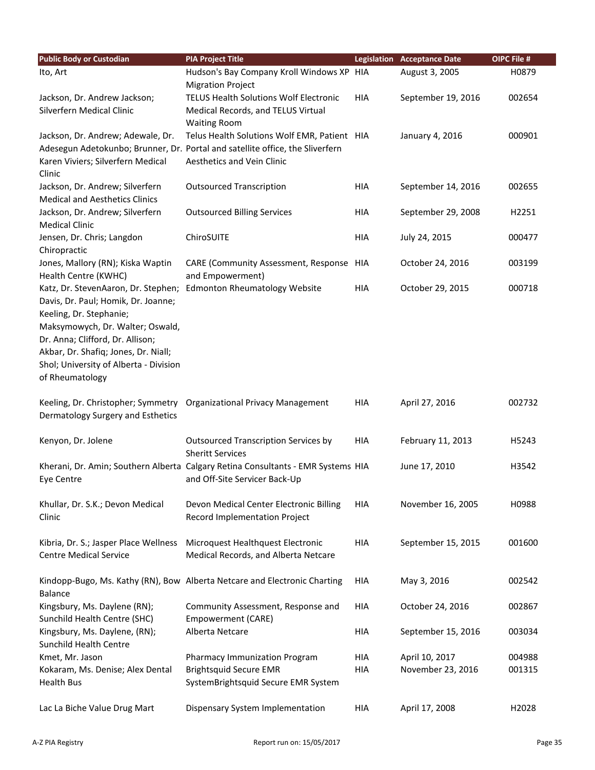| Public Body or Custodian | PIA Project Title | Legislation | Acceptance Date | OIPC File # |
| --- | --- | --- | --- | --- |
| Ito, Art | Hudson's Bay Company Kroll Windows XP Migration Project | HIA | August 3, 2005 | H0879 |
| Jackson, Dr. Andrew Jackson; Silverfern Medical Clinic | TELUS Health Solutions Wolf Electronic Medical Records, and TELUS Virtual Waiting Room | HIA | September 19, 2016 | 002654 |
| Jackson, Dr. Andrew; Adewale, Dr. Adesegun Adetokunbo; Brunner, Dr. Karen Viviers; Silverfern Medical Clinic | Telus Health Solutions Wolf EMR, Patient Portal and satellite office, the Sliverfern Aesthetics and Vein Clinic | HIA | January 4, 2016 | 000901 |
| Jackson, Dr. Andrew; Silverfern Medical and Aesthetics Clinics | Outsourced Transcription | HIA | September 14, 2016 | 002655 |
| Jackson, Dr. Andrew; Silverfern Medical Clinic | Outsourced Billing Services | HIA | September 29, 2008 | H2251 |
| Jensen, Dr. Chris; Langdon Chiropractic | ChiroSUITE | HIA | July 24, 2015 | 000477 |
| Jones, Mallory (RN); Kiska Waptin Health Centre (KWHC) | CARE (Community Assessment, Response and Empowerment) | HIA | October 24, 2016 | 003199 |
| Katz, Dr. StevenAaron, Dr. Stephen; Davis, Dr. Paul; Homik, Dr. Joanne; Keeling, Dr. Stephanie; Maksymowych, Dr. Walter; Oswald, Dr. Anna; Clifford, Dr. Allison; Akbar, Dr. Shafiq; Jones, Dr. Niall; Shol; University of Alberta - Division of Rheumatology | Edmonton Rheumatology Website | HIA | October 29, 2015 | 000718 |
| Keeling, Dr. Christopher; Symmetry Dermatology Surgery and Esthetics | Organizational Privacy Management | HIA | April 27, 2016 | 002732 |
| Kenyon, Dr. Jolene | Outsourced Transcription Services by Sheritt Services | HIA | February 11, 2013 | H5243 |
| Kherani, Dr. Amin; Southern Alberta Eye Centre | Calgary Retina Consultants - EMR Systems and Off-Site Servicer Back-Up | HIA | June 17, 2010 | H3542 |
| Khullar, Dr. S.K.; Devon Medical Clinic | Devon Medical Center Electronic Billing Record Implementation Project | HIA | November 16, 2005 | H0988 |
| Kibria, Dr. S.; Jasper Place Wellness Centre Medical Service | Microquest Healthquest Electronic Medical Records, and Alberta Netcare | HIA | September 15, 2015 | 001600 |
| Kindopp-Bugo, Ms. Kathy (RN), Bow Balance | Alberta Netcare and Electronic Charting | HIA | May 3, 2016 | 002542 |
| Kingsbury, Ms. Daylene (RN); Sunchild Health Centre (SHC) | Community Assessment, Response and Empowerment (CARE) | HIA | October 24, 2016 | 002867 |
| Kingsbury, Ms. Daylene, (RN); Sunchild Health Centre | Alberta Netcare | HIA | September 15, 2016 | 003034 |
| Kmet, Mr. Jason | Pharmacy Immunization Program | HIA | April 10, 2017 | 004988 |
| Kokaram, Ms. Denise; Alex Dental Health Bus | Brightsquid Secure EMR SystemBrightsquid Secure EMR System | HIA | November 23, 2016 | 001315 |
| Lac La Biche Value Drug Mart | Dispensary System Implementation | HIA | April 17, 2008 | H2028 |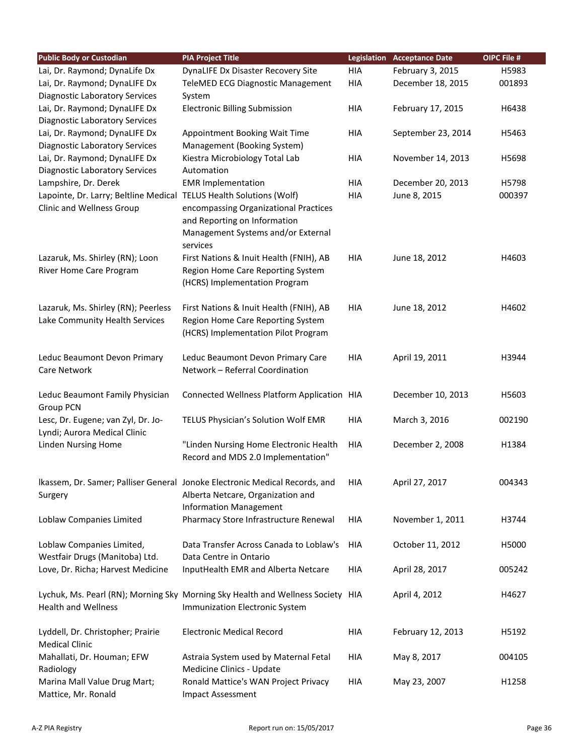| Public Body or Custodian | PIA Project Title | Legislation | Acceptance Date | OIPC File # |
|---|---|---|---|---|
| Lai, Dr. Raymond; DynaLife Dx | DynaLIFE Dx Disaster Recovery Site | HIA | February 3, 2015 | H5983 |
| Lai, Dr. Raymond; DynaLIFE Dx Diagnostic Laboratory Services | TeleMED ECG Diagnostic Management System | HIA | December 18, 2015 | 001893 |
| Lai, Dr. Raymond; DynaLIFE Dx Diagnostic Laboratory Services | Electronic Billing Submission | HIA | February 17, 2015 | H6438 |
| Lai, Dr. Raymond; DynaLIFE Dx Diagnostic Laboratory Services | Appointment Booking Wait Time Management (Booking System) | HIA | September 23, 2014 | H5463 |
| Lai, Dr. Raymond; DynaLIFE Dx Diagnostic Laboratory Services | Kiestra Microbiology Total Lab Automation | HIA | November 14, 2013 | H5698 |
| Lampshire, Dr. Derek | EMR Implementation | HIA | December 20, 2013 | H5798 |
| Lapointe, Dr. Larry; Beltline Medical Clinic and Wellness Group | TELUS Health Solutions (Wolf) encompassing Organizational Practices and Reporting on Information Management Systems and/or External services | HIA | June 8, 2015 | 000397 |
| Lazaruk, Ms. Shirley (RN); Loon River Home Care Program | First Nations & Inuit Health (FNIH), AB Region Home Care Reporting System (HCRS) Implementation Program | HIA | June 18, 2012 | H4603 |
| Lazaruk, Ms. Shirley (RN); Peerless Lake Community Health Services | First Nations & Inuit Health (FNIH), AB Region Home Care Reporting System (HCRS) Implementation Pilot Program | HIA | June 18, 2012 | H4602 |
| Leduc Beaumont Devon Primary Care Network | Leduc Beaumont Devon Primary Care Network – Referral Coordination | HIA | April 19, 2011 | H3944 |
| Leduc Beaumont Family Physician Group PCN | Connected Wellness Platform Application | HIA | December 10, 2013 | H5603 |
| Lesc, Dr. Eugene; van Zyl, Dr. Jo-Lyndi; Aurora Medical Clinic | TELUS Physician's Solution Wolf EMR | HIA | March 3, 2016 | 002190 |
| Linden Nursing Home | "Linden Nursing Home Electronic Health Record and MDS 2.0 Implementation" | HIA | December 2, 2008 | H1384 |
| lkassem, Dr. Samer; Palliser General Surgery | Jonoke Electronic Medical Records, and Alberta Netcare, Organization and Information Management | HIA | April 27, 2017 | 004343 |
| Loblaw Companies Limited | Pharmacy Store Infrastructure Renewal | HIA | November 1, 2011 | H3744 |
| Loblaw Companies Limited, Westfair Drugs (Manitoba) Ltd. | Data Transfer Across Canada to Loblaw's Data Centre in Ontario | HIA | October 11, 2012 | H5000 |
| Love, Dr. Richa; Harvest Medicine | InputHealth EMR and Alberta Netcare | HIA | April 28, 2017 | 005242 |
| Lychuk, Ms. Pearl (RN); Morning Sky Health and Wellness | Morning Sky Health and Wellness Society Immunization Electronic System | HIA | April 4, 2012 | H4627 |
| Lyddell, Dr. Christopher; Prairie Medical Clinic | Electronic Medical Record | HIA | February 12, 2013 | H5192 |
| Mahallati, Dr. Houman; EFW Radiology | Astraia System used by Maternal Fetal Medicine Clinics - Update | HIA | May 8, 2017 | 004105 |
| Marina Mall Value Drug Mart; Mattice, Mr. Ronald | Ronald Mattice's WAN Project Privacy Impact Assessment | HIA | May 23, 2007 | H1258 |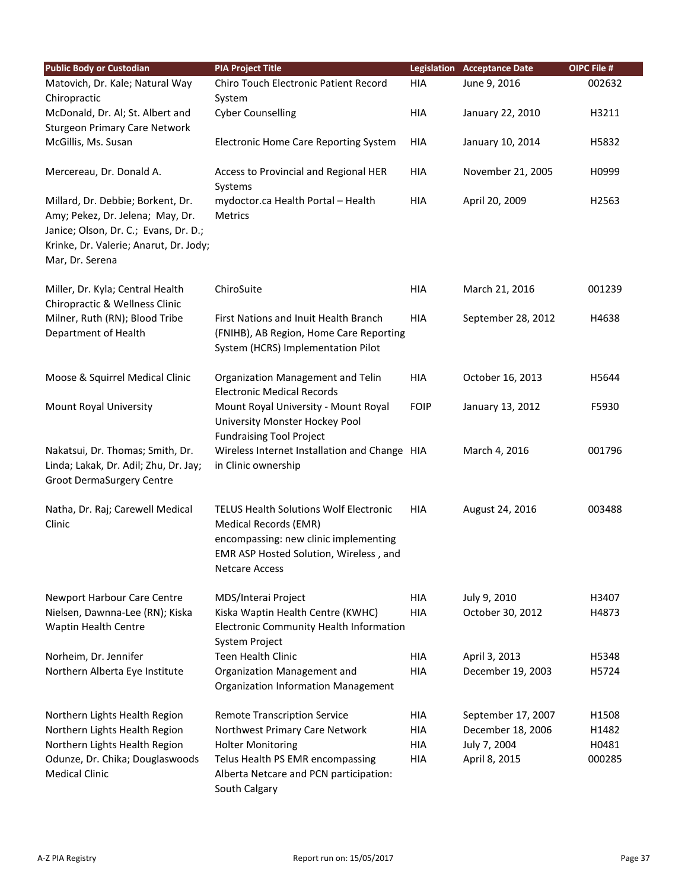| Public Body or Custodian | PIA Project Title | Legislation | Acceptance Date | OIPC File # |
|---|---|---|---|---|
| Matovich, Dr. Kale; Natural Way Chiropractic | Chiro Touch Electronic Patient Record System | HIA | June 9, 2016 | 002632 |
| McDonald, Dr. Al; St. Albert and Sturgeon Primary Care Network | Cyber Counselling | HIA | January 22, 2010 | H3211 |
| McGillis, Ms. Susan | Electronic Home Care Reporting System | HIA | January 10, 2014 | H5832 |
| Mercereau, Dr. Donald A. | Access to Provincial and Regional HER Systems | HIA | November 21, 2005 | H0999 |
| Millard, Dr. Debbie; Borkent, Dr. Amy; Pekez, Dr. Jelena; May, Dr. Janice; Olson, Dr. C.; Evans, Dr. D.; Krinke, Dr. Valerie; Anarut, Dr. Jody; Mar, Dr. Serena | mydoctor.ca Health Portal – Health Metrics | HIA | April 20, 2009 | H2563 |
| Miller, Dr. Kyla; Central Health Chiropractic & Wellness Clinic | ChiroSuite | HIA | March 21, 2016 | 001239 |
| Milner, Ruth (RN); Blood Tribe Department of Health | First Nations and Inuit Health Branch (FNIHB), AB Region, Home Care Reporting System (HCRS) Implementation Pilot | HIA | September 28, 2012 | H4638 |
| Moose & Squirrel Medical Clinic | Organization Management and Telin Electronic Medical Records | HIA | October 16, 2013 | H5644 |
| Mount Royal University | Mount Royal University - Mount Royal University Monster Hockey Pool Fundraising Tool Project | FOIP | January 13, 2012 | F5930 |
| Nakatsui, Dr. Thomas; Smith, Dr. Linda; Lakak, Dr. Adil; Zhu, Dr. Jay; Groot DermaSurgery Centre | Wireless Internet Installation and Change in Clinic ownership | HIA | March 4, 2016 | 001796 |
| Natha, Dr. Raj; Carewell Medical Clinic | TELUS Health Solutions Wolf Electronic Medical Records (EMR) encompassing: new clinic implementing EMR ASP Hosted Solution, Wireless , and Netcare Access | HIA | August 24, 2016 | 003488 |
| Newport Harbour Care Centre | MDS/Interai Project | HIA | July 9, 2010 | H3407 |
| Nielsen, Dawnna-Lee (RN); Kiska Waptin Health Centre | Kiska Waptin Health Centre (KWHC) Electronic Community Health Information System Project | HIA | October 30, 2012 | H4873 |
| Norheim, Dr. Jennifer | Teen Health Clinic | HIA | April 3, 2013 | H5348 |
| Northern Alberta Eye Institute | Organization Management and Organization Information Management | HIA | December 19, 2003 | H5724 |
| Northern Lights Health Region | Remote Transcription Service | HIA | September 17, 2007 | H1508 |
| Northern Lights Health Region | Northwest Primary Care Network | HIA | December 18, 2006 | H1482 |
| Northern Lights Health Region | Holter Monitoring | HIA | July 7, 2004 | H0481 |
| Odunze, Dr. Chika; Douglaswoods Medical Clinic | Telus Health PS EMR encompassing Alberta Netcare and PCN participation: South Calgary | HIA | April 8, 2015 | 000285 |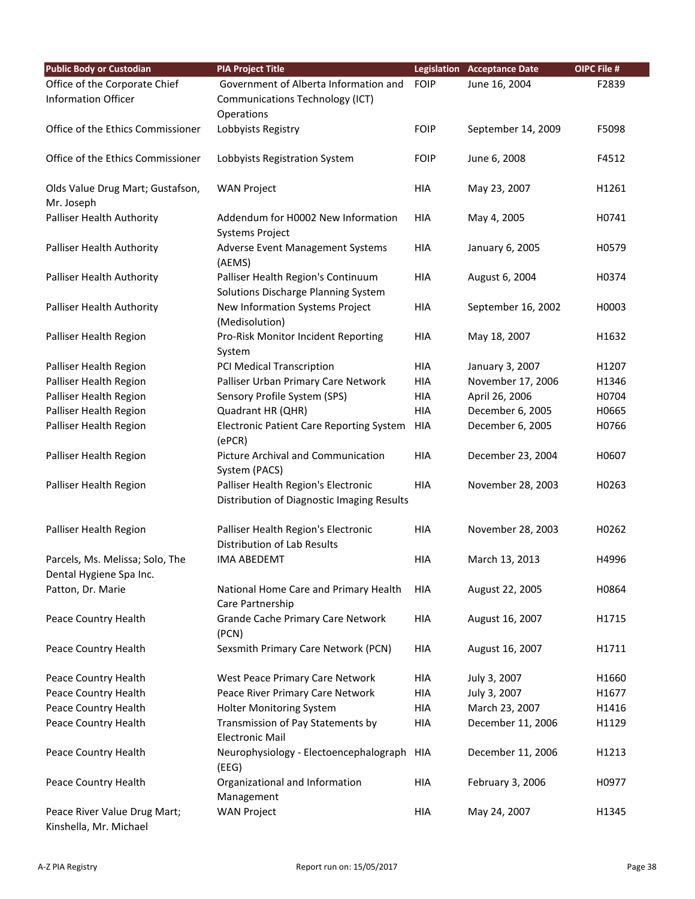| Public Body or Custodian | PIA Project Title | Legislation | Acceptance Date | OIPC File # |
|---|---|---|---|---|
| Office of the Corporate Chief Information Officer | Government of Alberta Information and Communications Technology (ICT) Operations | FOIP | June 16, 2004 | F2839 |
| Office of the Ethics Commissioner | Lobbyists Registry | FOIP | September 14, 2009 | F5098 |
| Office of the Ethics Commissioner | Lobbyists Registration System | FOIP | June 6, 2008 | F4512 |
| Olds Value Drug Mart; Gustafson, Mr. Joseph | WAN Project | HIA | May 23, 2007 | H1261 |
| Palliser Health Authority | Addendum for H0002 New Information Systems Project | HIA | May 4, 2005 | H0741 |
| Palliser Health Authority | Adverse Event Management Systems (AEMS) | HIA | January 6, 2005 | H0579 |
| Palliser Health Authority | Palliser Health Region's Continuum Solutions Discharge Planning System | HIA | August 6, 2004 | H0374 |
| Palliser Health Authority | New Information Systems Project (Medisolution) | HIA | September 16, 2002 | H0003 |
| Palliser Health Region | Pro-Risk Monitor Incident Reporting System | HIA | May 18, 2007 | H1632 |
| Palliser Health Region | PCI Medical Transcription | HIA | January 3, 2007 | H1207 |
| Palliser Health Region | Palliser Urban Primary Care Network | HIA | November 17, 2006 | H1346 |
| Palliser Health Region | Sensory Profile System (SPS) | HIA | April 26, 2006 | H0704 |
| Palliser Health Region | Quadrant HR (QHR) | HIA | December 6, 2005 | H0665 |
| Palliser Health Region | Electronic Patient Care Reporting System (ePCR) | HIA | December 6, 2005 | H0766 |
| Palliser Health Region | Picture Archival and Communication System (PACS) | HIA | December 23, 2004 | H0607 |
| Palliser Health Region | Palliser Health Region's Electronic Distribution of Diagnostic Imaging Results | HIA | November 28, 2003 | H0263 |
| Palliser Health Region | Palliser Health Region's Electronic Distribution of Lab Results | HIA | November 28, 2003 | H0262 |
| Parcels, Ms. Melissa; Solo, The Dental Hygiene Spa Inc. | IMA ABEDEMT | HIA | March 13, 2013 | H4996 |
| Patton, Dr. Marie | National Home Care and Primary Health Care Partnership | HIA | August 22, 2005 | H0864 |
| Peace Country Health | Grande Cache Primary Care Network (PCN) | HIA | August 16, 2007 | H1715 |
| Peace Country Health | Sexsmith Primary Care Network (PCN) | HIA | August 16, 2007 | H1711 |
| Peace Country Health | West Peace Primary Care Network | HIA | July 3, 2007 | H1660 |
| Peace Country Health | Peace River Primary Care Network | HIA | July 3, 2007 | H1677 |
| Peace Country Health | Holter Monitoring System | HIA | March 23, 2007 | H1416 |
| Peace Country Health | Transmission of Pay Statements by Electronic Mail | HIA | December 11, 2006 | H1129 |
| Peace Country Health | Neurophysiology - Electoencephalograph (EEG) | HIA | December 11, 2006 | H1213 |
| Peace Country Health | Organizational and Information Management | HIA | February 3, 2006 | H0977 |
| Peace River Value Drug Mart; Kinshella, Mr. Michael | WAN Project | HIA | May 24, 2007 | H1345 |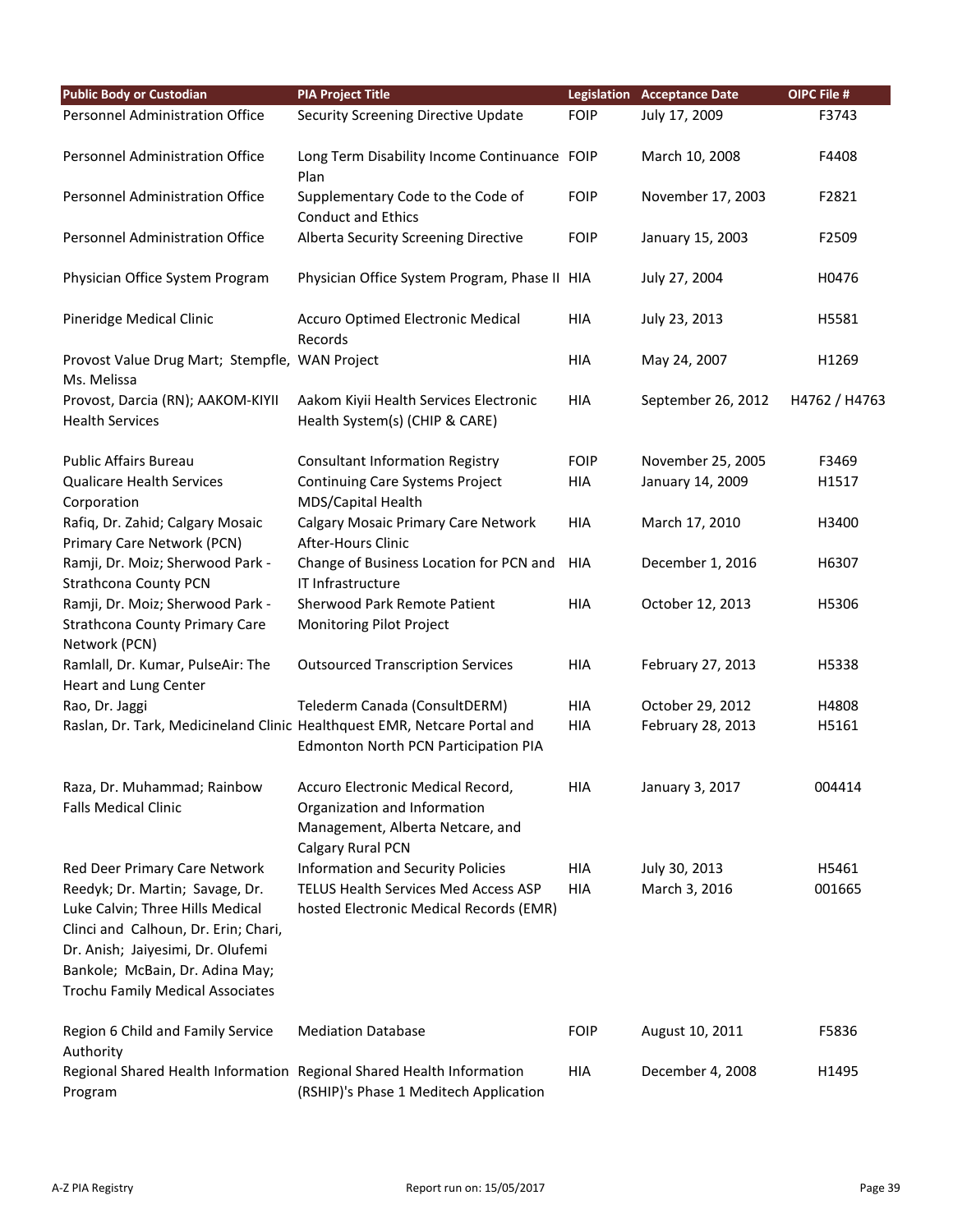| Public Body or Custodian | PIA Project Title | Legislation | Acceptance Date | OIPC File # |
|---|---|---|---|---|
| Personnel Administration Office | Security Screening Directive Update | FOIP | July 17, 2009 | F3743 |
| Personnel Administration Office | Long Term Disability Income Continuance Plan | FOIP | March 10, 2008 | F4408 |
| Personnel Administration Office | Supplementary Code to the Code of Conduct and Ethics | FOIP | November 17, 2003 | F2821 |
| Personnel Administration Office | Alberta Security Screening Directive | FOIP | January 15, 2003 | F2509 |
| Physician Office System Program | Physician Office System Program, Phase II | HIA | July 27, 2004 | H0476 |
| Pineridge Medical Clinic | Accuro Optimed Electronic Medical Records | HIA | July 23, 2013 | H5581 |
| Provost Value Drug Mart; Stempfle, Ms. Melissa | WAN Project | HIA | May 24, 2007 | H1269 |
| Provost, Darcia (RN); AAKOM-KIYII Health Services | Aakom Kiyii Health Services Electronic Health System(s) (CHIP & CARE) | HIA | September 26, 2012 | H4762 / H4763 |
| Public Affairs Bureau | Consultant Information Registry | FOIP | November 25, 2005 | F3469 |
| Qualicare Health Services Corporation | Continuing Care Systems Project MDS/Capital Health | HIA | January 14, 2009 | H1517 |
| Rafiq, Dr. Zahid; Calgary Mosaic Primary Care Network (PCN) | Calgary Mosaic Primary Care Network After-Hours Clinic | HIA | March 17, 2010 | H3400 |
| Ramji, Dr. Moiz; Sherwood Park - Strathcona County PCN | Change of Business Location for PCN and IT Infrastructure | HIA | December 1, 2016 | H6307 |
| Ramji, Dr. Moiz; Sherwood Park - Strathcona County Primary Care Network (PCN) | Sherwood Park Remote Patient Monitoring Pilot Project | HIA | October 12, 2013 | H5306 |
| Ramlall, Dr. Kumar, PulseAir: The Heart and Lung Center | Outsourced Transcription Services | HIA | February 27, 2013 | H5338 |
| Rao, Dr. Jaggi | Telederm Canada (ConsultDERM) | HIA | October 29, 2012 | H4808 |
| Raslan, Dr. Tark, Medicineland Clinic | Healthquest EMR, Netcare Portal and Edmonton North PCN Participation PIA | HIA | February 28, 2013 | H5161 |
| Raza, Dr. Muhammad; Rainbow Falls Medical Clinic | Accuro Electronic Medical Record, Organization and Information Management, Alberta Netcare, and Calgary Rural PCN | HIA | January 3, 2017 | 004414 |
| Red Deer Primary Care Network | Information and Security Policies | HIA | July 30, 2013 | H5461 |
| Reedyk; Dr. Martin; Savage, Dr. Luke Calvin; Three Hills Medical Clinci and Calhoun, Dr. Erin; Chari, Dr. Anish; Jaiyesimi, Dr. Olufemi Bankole; McBain, Dr. Adina May; Trochu Family Medical Associates | TELUS Health Services Med Access ASP hosted Electronic Medical Records (EMR) | HIA | March 3, 2016 | 001665 |
| Region 6 Child and Family Service Authority | Mediation Database | FOIP | August 10, 2011 | F5836 |
| Regional Shared Health Information Program | Regional Shared Health Information (RSHIP)'s Phase 1 Meditech Application | HIA | December 4, 2008 | H1495 |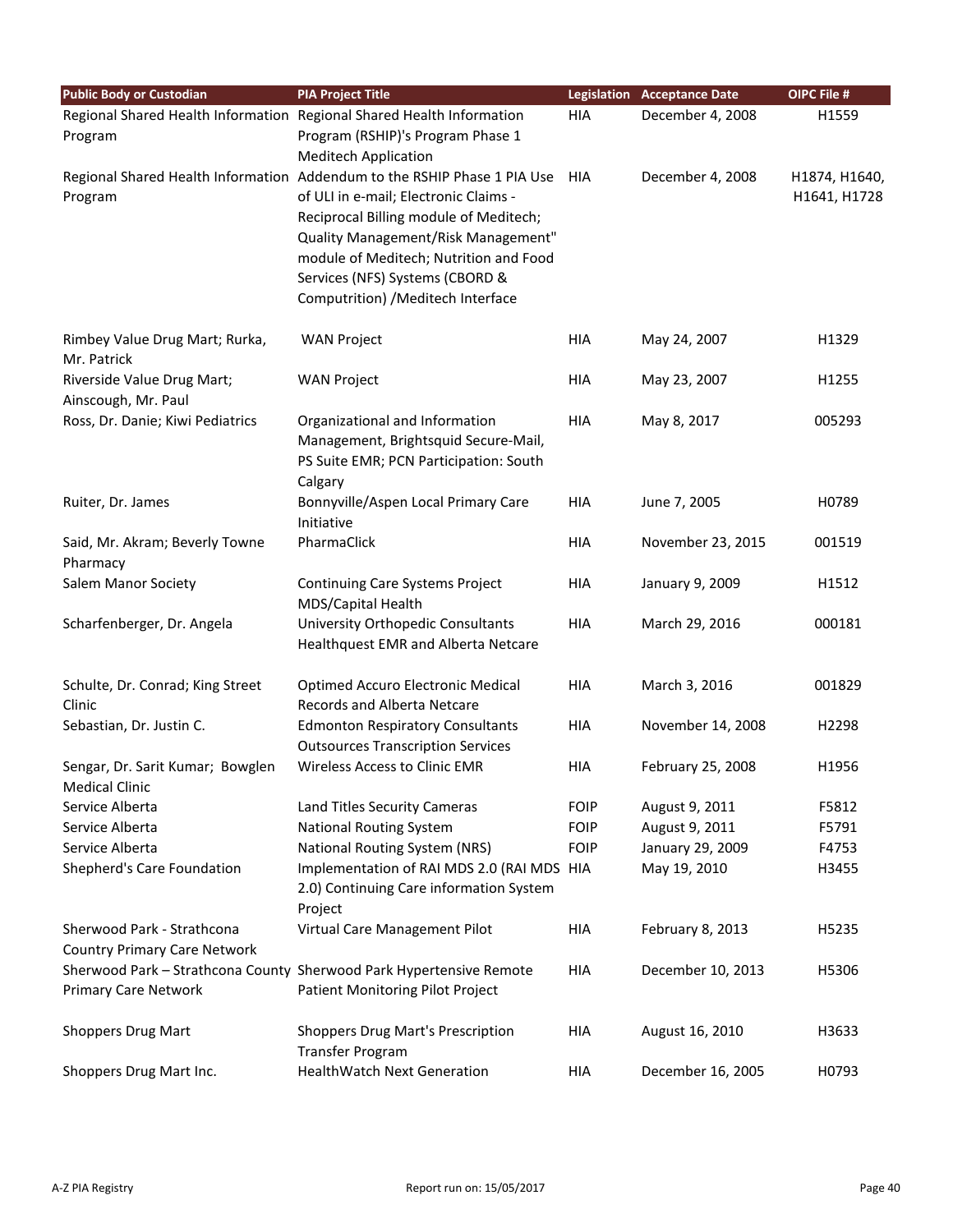| Public Body or Custodian | PIA Project Title | Legislation | Acceptance Date | OIPC File # |
| --- | --- | --- | --- | --- |
| Regional Shared Health Information Program | Regional Shared Health Information Program (RSHIP)'s Program Phase 1 Meditech Application | HIA | December 4, 2008 | H1559 |
| Regional Shared Health Information Program | Addendum to the RSHIP Phase 1 PIA Use of ULI in e-mail; Electronic Claims - Reciprocal Billing module of Meditech; Quality Management/Risk Management" module of Meditech; Nutrition and Food Services (NFS) Systems (CBORD & Computrition) /Meditech Interface | HIA | December 4, 2008 | H1874, H1640, H1641, H1728 |
| Rimbey Value Drug Mart; Rurka, Mr. Patrick | WAN Project | HIA | May 24, 2007 | H1329 |
| Riverside Value Drug Mart; Ainscough, Mr. Paul | WAN Project | HIA | May 23, 2007 | H1255 |
| Ross, Dr. Danie; Kiwi Pediatrics | Organizational and Information Management, Brightsquid Secure-Mail, PS Suite EMR; PCN Participation: South Calgary | HIA | May 8, 2017 | 005293 |
| Ruiter, Dr. James | Bonnyville/Aspen Local Primary Care Initiative | HIA | June 7, 2005 | H0789 |
| Said, Mr. Akram; Beverly Towne Pharmacy | PharmaClick | HIA | November 23, 2015 | 001519 |
| Salem Manor Society | Continuing Care Systems Project MDS/Capital Health | HIA | January 9, 2009 | H1512 |
| Scharfenberger, Dr. Angela | University Orthopedic Consultants Healthquest EMR and Alberta Netcare | HIA | March 29, 2016 | 000181 |
| Schulte, Dr. Conrad; King Street Clinic | Optimed Accuro Electronic Medical Records and Alberta Netcare | HIA | March 3, 2016 | 001829 |
| Sebastian, Dr. Justin C. | Edmonton Respiratory Consultants Outsources Transcription Services | HIA | November 14, 2008 | H2298 |
| Sengar, Dr. Sarit Kumar; Bowglen Medical Clinic | Wireless Access to Clinic EMR | HIA | February 25, 2008 | H1956 |
| Service Alberta | Land Titles Security Cameras | FOIP | August 9, 2011 | F5812 |
| Service Alberta | National Routing System | FOIP | August 9, 2011 | F5791 |
| Service Alberta | National Routing System (NRS) | FOIP | January 29, 2009 | F4753 |
| Shepherd's Care Foundation | Implementation of RAI MDS 2.0 (RAI MDS 2.0) Continuing Care information System Project | HIA | May 19, 2010 | H3455 |
| Sherwood Park - Strathcona Country Primary Care Network | Virtual Care Management Pilot | HIA | February 8, 2013 | H5235 |
| Sherwood Park – Strathcona County Primary Care Network | Sherwood Park Hypertensive Remote Patient Monitoring Pilot Project | HIA | December 10, 2013 | H5306 |
| Shoppers Drug Mart | Shoppers Drug Mart's Prescription Transfer Program | HIA | August 16, 2010 | H3633 |
| Shoppers Drug Mart Inc. | HealthWatch Next Generation | HIA | December 16, 2005 | H0793 |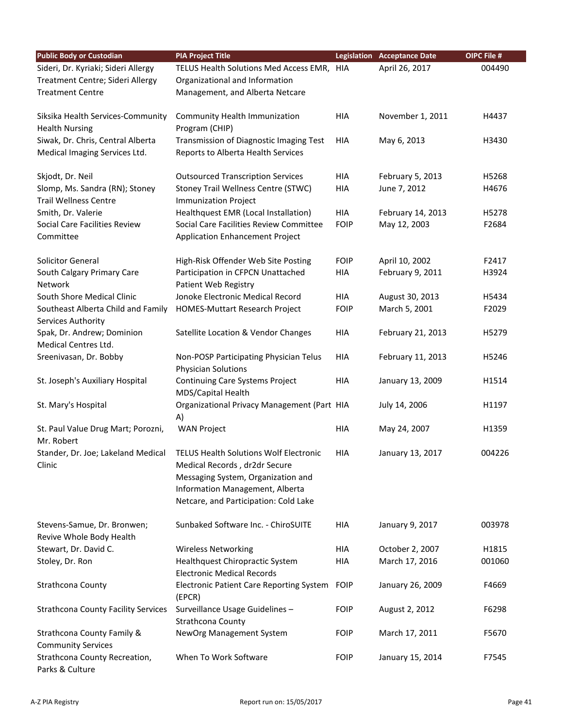| Public Body or Custodian | PIA Project Title | Legislation | Acceptance Date | OIPC File # |
|---|---|---|---|---|
| Sideri, Dr. Kyriaki; Sideri Allergy Treatment Centre; Sideri Allergy Treatment Centre | TELUS Health Solutions Med Access EMR, Organizational and Information Management, and Alberta Netcare | HIA | April 26, 2017 | 004490 |
| Siksika Health Services-Community Health Nursing | Community Health Immunization Program (CHIP) | HIA | November 1, 2011 | H4437 |
| Siwak, Dr. Chris, Central Alberta Medical Imaging Services Ltd. | Transmission of Diagnostic Imaging Test Reports to Alberta Health Services | HIA | May 6, 2013 | H3430 |
| Skjodt, Dr. Neil | Outsourced Transcription Services | HIA | February 5, 2013 | H5268 |
| Slomp, Ms. Sandra (RN); Stoney Trail Wellness Centre | Stoney Trail Wellness Centre (STWC) Immunization Project | HIA | June 7, 2012 | H4676 |
| Smith, Dr. Valerie | Healthquest EMR (Local Installation) | HIA | February 14, 2013 | H5278 |
| Social Care Facilities Review Committee | Social Care Facilities Review Committee Application Enhancement Project | FOIP | May 12, 2003 | F2684 |
| Solicitor General | High-Risk Offender Web Site Posting | FOIP | April 10, 2002 | F2417 |
| South Calgary Primary Care Network | Participation in CFPCN Unattached Patient Web Registry | HIA | February 9, 2011 | H3924 |
| South Shore Medical Clinic | Jonoke Electronic Medical Record | HIA | August 30, 2013 | H5434 |
| Southeast Alberta Child and Family Services Authority | HOMES-Muttart Research Project | FOIP | March 5, 2001 | F2029 |
| Spak, Dr. Andrew; Dominion Medical Centres Ltd. | Satellite Location & Vendor Changes | HIA | February 21, 2013 | H5279 |
| Sreenivasan, Dr. Bobby | Non-POSP Participating Physician Telus Physician Solutions | HIA | February 11, 2013 | H5246 |
| St. Joseph's Auxiliary Hospital | Continuing Care Systems Project MDS/Capital Health | HIA | January 13, 2009 | H1514 |
| St. Mary's Hospital | Organizational Privacy Management (Part A) | HIA | July 14, 2006 | H1197 |
| St. Paul Value Drug Mart; Porozni, Mr. Robert | WAN Project | HIA | May 24, 2007 | H1359 |
| Stander, Dr. Joe; Lakeland Medical Clinic | TELUS Health Solutions Wolf Electronic Medical Records , dr2dr Secure Messaging System, Organization and Information Management, Alberta Netcare, and Participation: Cold Lake | HIA | January 13, 2017 | 004226 |
| Stevens-Samue, Dr. Bronwen; Revive Whole Body Health | Sunbaked Software Inc. - ChiroSUITE | HIA | January 9, 2017 | 003978 |
| Stewart, Dr. David C. | Wireless Networking | HIA | October 2, 2007 | H1815 |
| Stoley, Dr. Ron | Healthquest Chiropractic System Electronic Medical Records | HIA | March 17, 2016 | 001060 |
| Strathcona County | Electronic Patient Care Reporting System (EPCR) | FOIP | January 26, 2009 | F4669 |
| Strathcona County Facility Services | Surveillance Usage Guidelines – Strathcona County | FOIP | August 2, 2012 | F6298 |
| Strathcona County Family & Community Services | NewOrg Management System | FOIP | March 17, 2011 | F5670 |
| Strathcona County Recreation, Parks & Culture | When To Work Software | FOIP | January 15, 2014 | F7545 |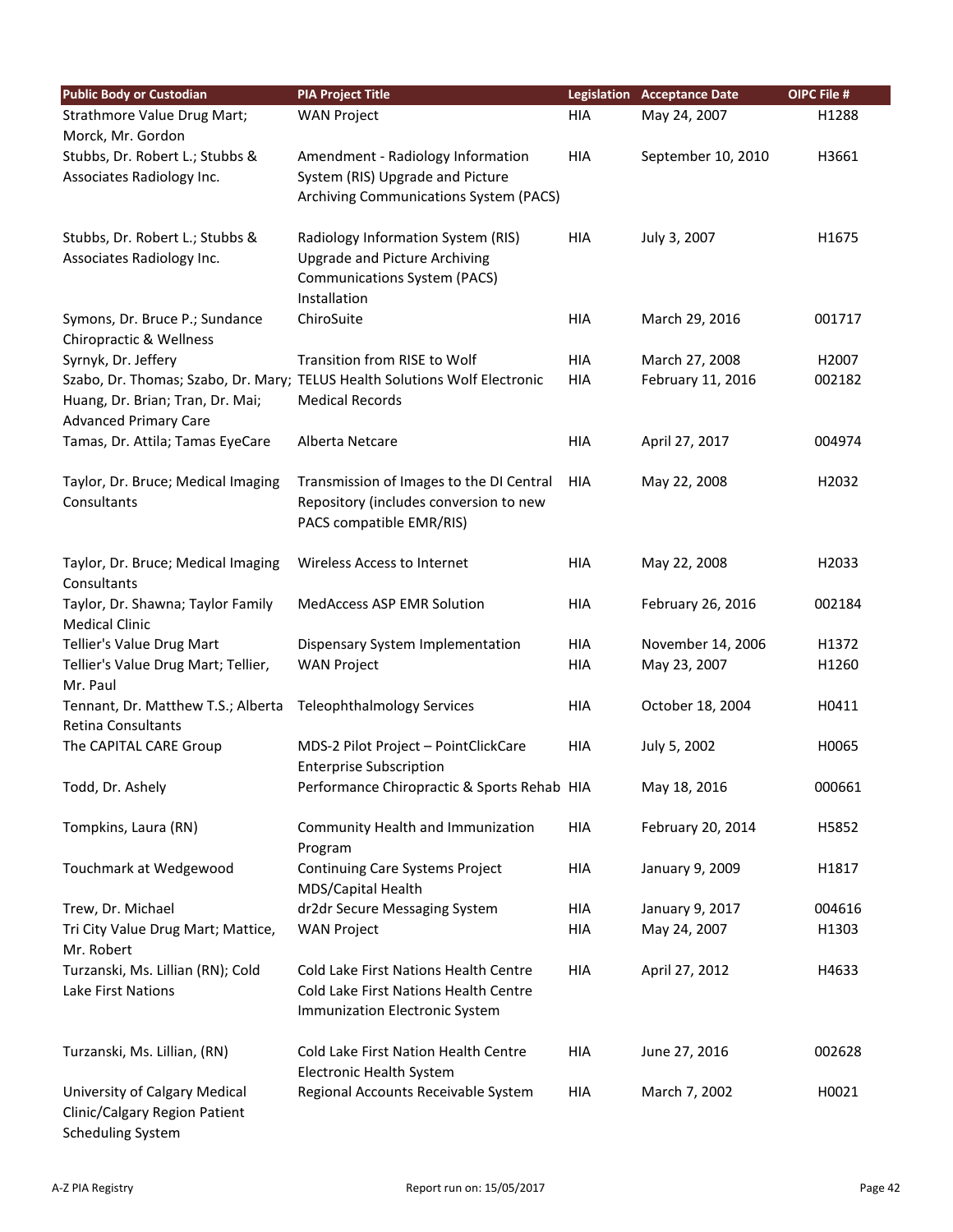| Public Body or Custodian | PIA Project Title | Legislation | Acceptance Date | OIPC File # |
|---|---|---|---|---|
| Strathmore Value Drug Mart; Morck, Mr. Gordon | WAN Project | HIA | May 24, 2007 | H1288 |
| Stubbs, Dr. Robert L.; Stubbs & Associates Radiology Inc. | Amendment - Radiology Information System (RIS) Upgrade and Picture Archiving Communications System (PACS) | HIA | September 10, 2010 | H3661 |
| Stubbs, Dr. Robert L.; Stubbs & Associates Radiology Inc. | Radiology Information System (RIS) Upgrade and Picture Archiving Communications System (PACS) Installation | HIA | July 3, 2007 | H1675 |
| Symons, Dr. Bruce P.; Sundance Chiropractic & Wellness | ChiroSuite | HIA | March 29, 2016 | 001717 |
| Syrnyk, Dr. Jeffery | Transition from RISE to Wolf | HIA | March 27, 2008 | H2007 |
| Szabo, Dr. Thomas; Szabo, Dr. Mary; Huang, Dr. Brian; Tran, Dr. Mai; Advanced Primary Care | TELUS Health Solutions Wolf Electronic Medical Records | HIA | February 11, 2016 | 002182 |
| Tamas, Dr. Attila; Tamas EyeCare | Alberta Netcare | HIA | April 27, 2017 | 004974 |
| Taylor, Dr. Bruce; Medical Imaging Consultants | Transmission of Images to the DI Central Repository (includes conversion to new PACS compatible EMR/RIS) | HIA | May 22, 2008 | H2032 |
| Taylor, Dr. Bruce; Medical Imaging Consultants | Wireless Access to Internet | HIA | May 22, 2008 | H2033 |
| Taylor, Dr. Shawna; Taylor Family Medical Clinic | MedAccess ASP EMR Solution | HIA | February 26, 2016 | 002184 |
| Tellier's Value Drug Mart | Dispensary System Implementation | HIA | November 14, 2006 | H1372 |
| Tellier's Value Drug Mart; Tellier, Mr. Paul | WAN Project | HIA | May 23, 2007 | H1260 |
| Tennant, Dr. Matthew T.S.; Alberta Retina Consultants | Teleophthalmology Services | HIA | October 18, 2004 | H0411 |
| The CAPITAL CARE Group | MDS-2 Pilot Project – PointClickCare Enterprise Subscription | HIA | July 5, 2002 | H0065 |
| Todd, Dr. Ashely | Performance Chiropractic & Sports Rehab | HIA | May 18, 2016 | 000661 |
| Tompkins, Laura (RN) | Community Health and Immunization Program | HIA | February 20, 2014 | H5852 |
| Touchmark at Wedgewood | Continuing Care Systems Project MDS/Capital Health | HIA | January 9, 2009 | H1817 |
| Trew, Dr. Michael | dr2dr Secure Messaging System | HIA | January 9, 2017 | 004616 |
| Tri City Value Drug Mart; Mattice, Mr. Robert | WAN Project | HIA | May 24, 2007 | H1303 |
| Turzanski, Ms. Lillian (RN); Cold Lake First Nations | Cold Lake First Nations Health Centre Cold Lake First Nations Health Centre Immunization Electronic System | HIA | April 27, 2012 | H4633 |
| Turzanski, Ms. Lillian, (RN) | Cold Lake First Nation Health Centre Electronic Health System | HIA | June 27, 2016 | 002628 |
| University of Calgary Medical Clinic/Calgary Region Patient Scheduling System | Regional Accounts Receivable System | HIA | March 7, 2002 | H0021 |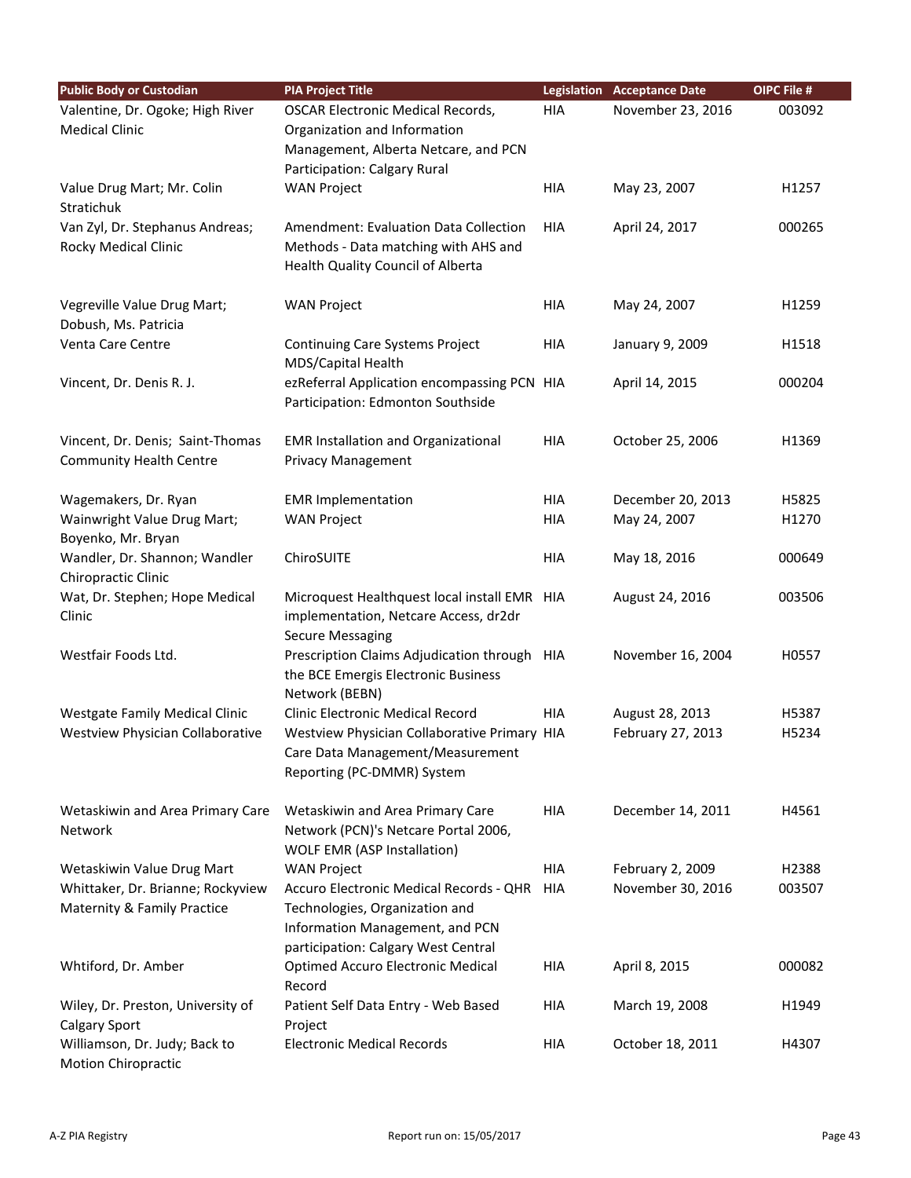| Public Body or Custodian | PIA Project Title | Legislation | Acceptance Date | OIPC File # |
|---|---|---|---|---|
| Valentine, Dr. Ogoke; High River Medical Clinic | OSCAR Electronic Medical Records, Organization and Information Management, Alberta Netcare, and PCN Participation: Calgary Rural | HIA | November 23, 2016 | 003092 |
| Value Drug Mart; Mr. Colin Stratichuk | WAN Project | HIA | May 23, 2007 | H1257 |
| Van Zyl, Dr. Stephanus Andreas; Rocky Medical Clinic | Amendment: Evaluation Data Collection Methods - Data matching with AHS and Health Quality Council of Alberta | HIA | April 24, 2017 | 000265 |
| Vegreville Value Drug Mart; Dobush, Ms. Patricia | WAN Project | HIA | May 24, 2007 | H1259 |
| Venta Care Centre | Continuing Care Systems Project MDS/Capital Health | HIA | January 9, 2009 | H1518 |
| Vincent, Dr. Denis R. J. | ezReferral Application encompassing PCN Participation: Edmonton Southside | HIA | April 14, 2015 | 000204 |
| Vincent, Dr. Denis; Saint-Thomas Community Health Centre | EMR Installation and Organizational Privacy Management | HIA | October 25, 2006 | H1369 |
| Wagemakers, Dr. Ryan | EMR Implementation | HIA | December 20, 2013 | H5825 |
| Wainwright Value Drug Mart; Boyenko, Mr. Bryan | WAN Project | HIA | May 24, 2007 | H1270 |
| Wandler, Dr. Shannon; Wandler Chiropractic Clinic | ChiroSUITE | HIA | May 18, 2016 | 000649 |
| Wat, Dr. Stephen; Hope Medical Clinic | Microquest Healthquest local install EMR implementation, Netcare Access, dr2dr Secure Messaging | HIA | August 24, 2016 | 003506 |
| Westfair Foods Ltd. | Prescription Claims Adjudication through the BCE Emergis Electronic Business Network (BEBN) | HIA | November 16, 2004 | H0557 |
| Westgate Family Medical Clinic | Clinic Electronic Medical Record | HIA | August 28, 2013 | H5387 |
| Westview Physician Collaborative | Westview Physician Collaborative Primary Care Data Management/Measurement Reporting (PC-DMMR) System | HIA | February 27, 2013 | H5234 |
| Wetaskiwin and Area Primary Care Network | Wetaskiwin and Area Primary Care Network (PCN)'s Netcare Portal 2006, WOLF EMR (ASP Installation) | HIA | December 14, 2011 | H4561 |
| Wetaskiwin Value Drug Mart | WAN Project | HIA | February 2, 2009 | H2388 |
| Whittaker, Dr. Brianne; Rockyview Maternity & Family Practice | Accuro Electronic Medical Records - QHR Technologies, Organization and Information Management, and PCN participation: Calgary West Central | HIA | November 30, 2016 | 003507 |
| Whtiford, Dr. Amber | Optimed Accuro Electronic Medical Record | HIA | April 8, 2015 | 000082 |
| Wiley, Dr. Preston, University of Calgary Sport | Patient Self Data Entry - Web Based Project | HIA | March 19, 2008 | H1949 |
| Williamson, Dr. Judy; Back to Motion Chiropractic | Electronic Medical Records | HIA | October 18, 2011 | H4307 |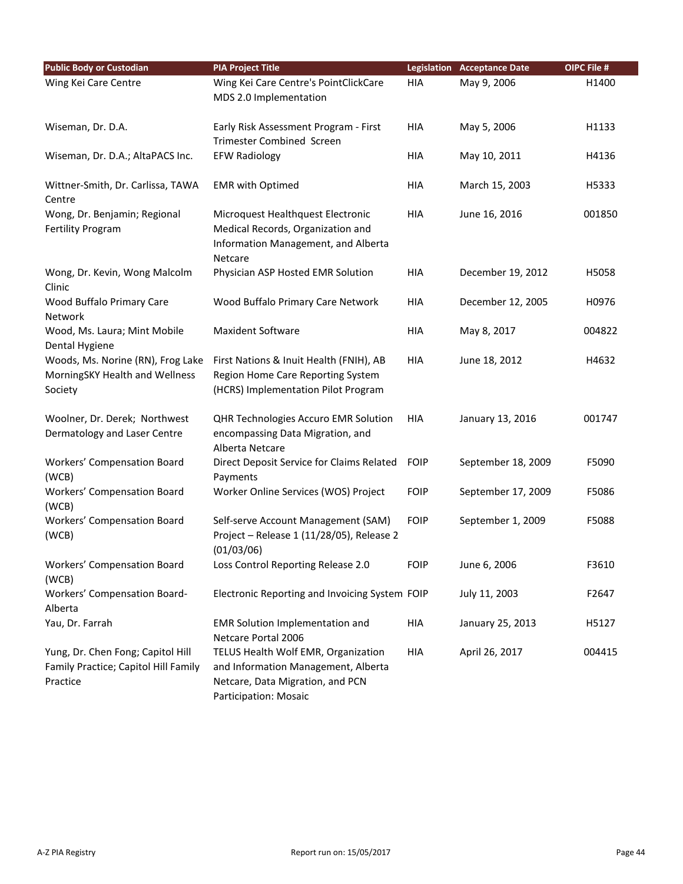| Public Body or Custodian | PIA Project Title | Legislation | Acceptance Date | OIPC File # |
| --- | --- | --- | --- | --- |
| Wing Kei Care Centre | Wing Kei Care Centre's PointClickCare MDS 2.0 Implementation | HIA | May 9, 2006 | H1400 |
| Wiseman, Dr. D.A. | Early Risk Assessment Program - First Trimester Combined Screen | HIA | May 5, 2006 | H1133 |
| Wiseman, Dr. D.A.; AltaPACS Inc. | EFW Radiology | HIA | May 10, 2011 | H4136 |
| Wittner-Smith, Dr. Carlissa, TAWA Centre | EMR with Optimed | HIA | March 15, 2003 | H5333 |
| Wong, Dr. Benjamin; Regional Fertility Program | Microquest Healthquest Electronic Medical Records, Organization and Information Management, and Alberta Netcare | HIA | June 16, 2016 | 001850 |
| Wong, Dr. Kevin, Wong Malcolm Clinic | Physician ASP Hosted EMR Solution | HIA | December 19, 2012 | H5058 |
| Wood Buffalo Primary Care Network | Wood Buffalo Primary Care Network | HIA | December 12, 2005 | H0976 |
| Wood, Ms. Laura; Mint Mobile Dental Hygiene | Maxident Software | HIA | May 8, 2017 | 004822 |
| Woods, Ms. Norine (RN), Frog Lake MorningSKY Health and Wellness Society | First Nations & Inuit Health (FNIH), AB Region Home Care Reporting System (HCRS) Implementation Pilot Program | HIA | June 18, 2012 | H4632 |
| Woolner, Dr. Derek; Northwest Dermatology and Laser Centre | QHR Technologies Accuro EMR Solution encompassing Data Migration, and Alberta Netcare | HIA | January 13, 2016 | 001747 |
| Workers' Compensation Board (WCB) | Direct Deposit Service for Claims Related Payments | FOIP | September 18, 2009 | F5090 |
| Workers' Compensation Board (WCB) | Worker Online Services (WOS) Project | FOIP | September 17, 2009 | F5086 |
| Workers' Compensation Board (WCB) | Self-serve Account Management (SAM) Project – Release 1 (11/28/05), Release 2 (01/03/06) | FOIP | September 1, 2009 | F5088 |
| Workers' Compensation Board (WCB) | Loss Control Reporting Release 2.0 | FOIP | June 6, 2006 | F3610 |
| Workers' Compensation Board-Alberta | Electronic Reporting and Invoicing System | FOIP | July 11, 2003 | F2647 |
| Yau, Dr. Farrah | EMR Solution Implementation and Netcare Portal 2006 | HIA | January 25, 2013 | H5127 |
| Yung, Dr. Chen Fong; Capitol Hill Family Practice; Capitol Hill Family Practice | TELUS Health Wolf EMR, Organization and Information Management, Alberta Netcare, Data Migration, and PCN Participation: Mosaic | HIA | April 26, 2017 | 004415 |